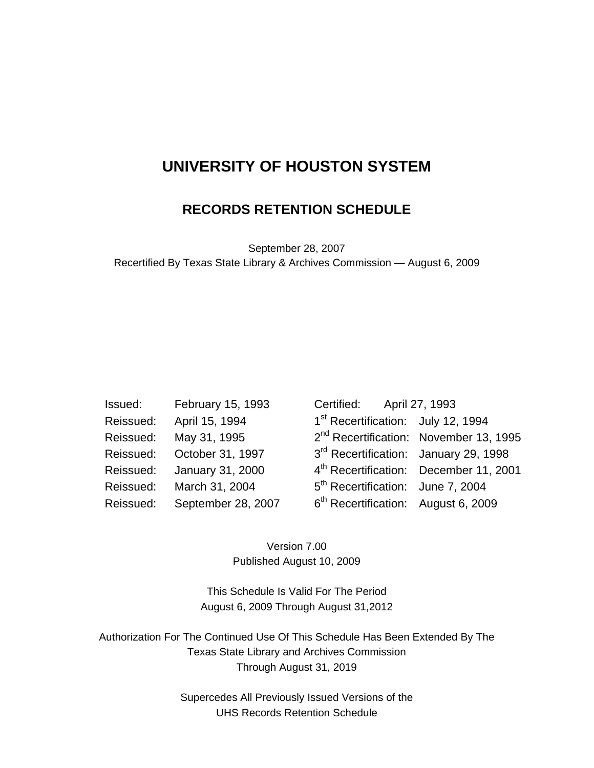# UNIVERSITY OF HOUSTON SYSTEM

## RECORDS RETENTION SCHEDULE

September 28, 2007
Recertified By Texas State Library & Archives Commission — August 6, 2009

| | | | |
|---|---|---|---|
| Issued: | February 15, 1993 | Certified: | April 27, 1993 |
| Reissued: | April 15, 1994 | 1st Recertification: | July 12, 1994 |
| Reissued: | May 31, 1995 | 2nd Recertification: | November 13, 1995 |
| Reissued: | October 31, 1997 | 3rd Recertification: | January 29, 1998 |
| Reissued: | January 31, 2000 | 4th Recertification: | December 11, 2001 |
| Reissued: | March 31, 2004 | 5th Recertification: | June 7, 2004 |
| Reissued: | September 28, 2007 | 6th Recertification: | August 6, 2009 |

Version 7.00
Published August 10, 2009

This Schedule Is Valid For The Period
August 6, 2009 Through August 31,2012

Authorization For The Continued Use Of This Schedule Has Been Extended By The
Texas State Library and Archives Commission
Through August 31, 2019

Supercedes All Previously Issued Versions of the
UHS Records Retention Schedule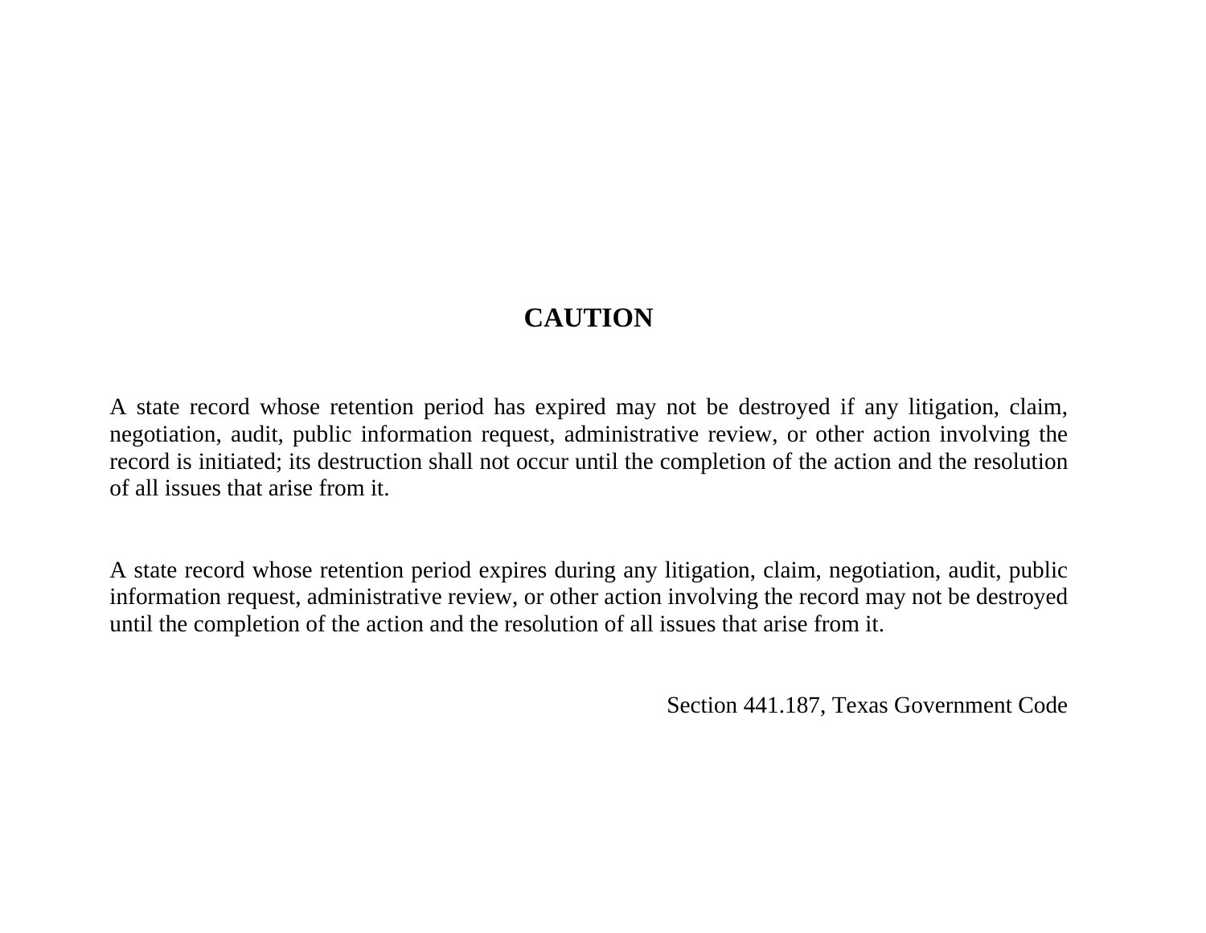# CAUTION

A state record whose retention period has expired may not be destroyed if any litigation, claim, negotiation, audit, public information request, administrative review, or other action involving the record is initiated; its destruction shall not occur until the completion of the action and the resolution of all issues that arise from it.

A state record whose retention period expires during any litigation, claim, negotiation, audit, public information request, administrative review, or other action involving the record may not be destroyed until the completion of the action and the resolution of all issues that arise from it.

Section 441.187, Texas Government Code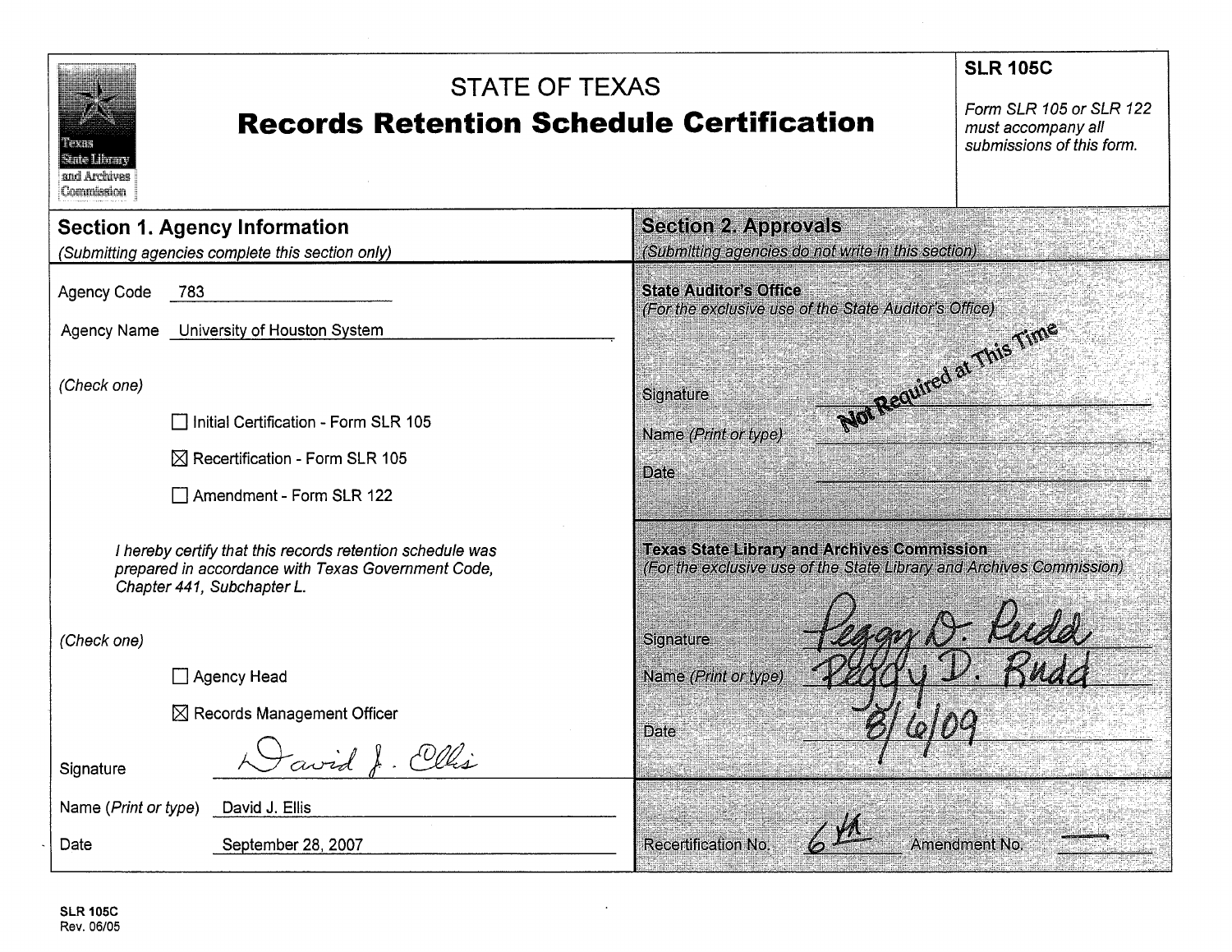# STATE OF TEXAS
# Records Retention Schedule Certification

**SLR 105C**

*Form SLR 105 or SLR 122 must accompany all submissions of this form.*

## Section 1. Agency Information

*(Submitting agencies complete this section only)*

Agency Code 783

Agency Name University of Houston System

*(Check one)*

- ☐ Initial Certification - Form SLR 105
- ☒ Recertification - Form SLR 105
- ☐ Amendment - Form SLR 122

*I hereby certify that this records retention schedule was prepared in accordance with Texas Government Code, Chapter 441, Subchapter L.*

*(Check one)*

- ☐ Agency Head
- ☒ Records Management Officer

Signature David J. Ellis

Name *(Print or type)* David J. Ellis

Date September 28, 2007

## Section 2. Approvals

*(Submitting agencies do not write in this section)*

**State Auditor's Office**
*(For the exclusive use of the State Auditor's Office)*

Not Required at This Time

Signature

Name *(Print or type)*

Date

**Texas State Library and Archives Commission**
*(For the exclusive use of the State Library and Archives Commission)*

Signature Peggy D. Rudd

Name *(Print or type)* Peggy D. Rudd

Date 8/6/09

Recertification No. 6th Amendment No. —

SLR 105C
Rev. 06/05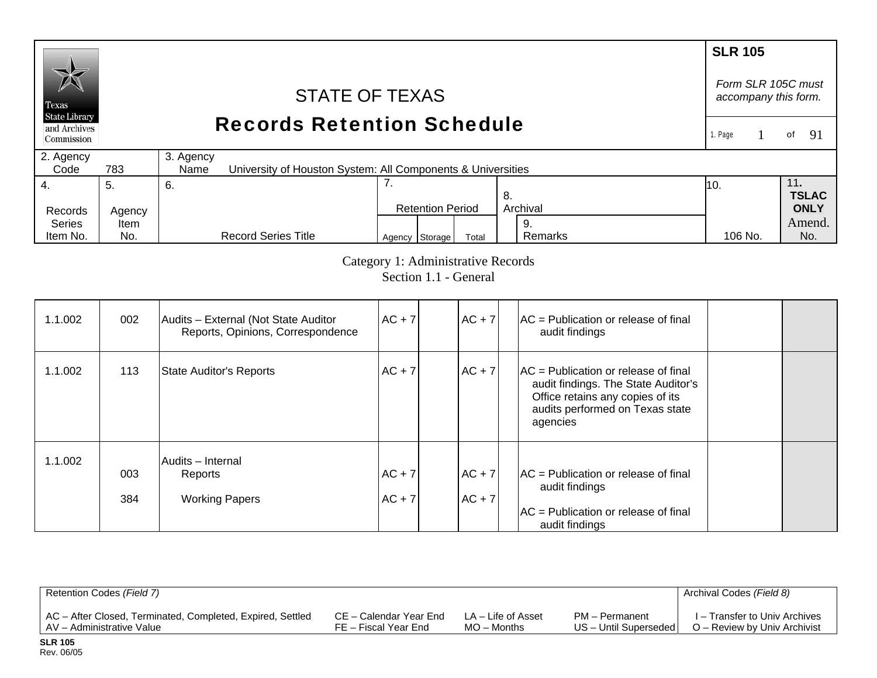# STATE OF TEXAS
## Records Retention Schedule

**SLR 105**

*Form SLR 105C must accompany this form.*

| 2. Agency Code | 783 | 3. Agency Name | University of Houston System: All Components & Universities |
|---|---|---|---|

| 4. Records Series Item No. | 5. Agency Item No. | 6. Record Series Title | 7. Retention Period | | | 8. Archival | 9. Remarks | 10. 106 No. | 11. TSLAC ONLY Amend. No. |
|---|---|---|---|---|---|---|---|---|---|
| | | | Agency | Storage | Total | | | | |

### Category 1: Administrative Records
### Section 1.1 - General

| 4. Records Series Item No. | 5. Agency Item No. | 6. Record Series Title | Agency | Storage | Total | 8. Archival | 9. Remarks | 10. 106 No. | 11. Amend. No. |
|---|---|---|---|---|---|---|---|---|---|
| 1.1.002 | 002 | Audits – External (Not State Auditor Reports, Opinions, Correspondence | AC + 7 | | AC + 7 | | AC = Publication or release of final audit findings | | |
| 1.1.002 | 113 | State Auditor's Reports | AC + 7 | | AC + 7 | | AC = Publication or release of final audit findings. The State Auditor's Office retains any copies of its audits performed on Texas state agencies | | |
| 1.1.002 | | Audits – Internal | | | | | | | |
| | 003 | Reports | AC + 7 | | AC + 7 | | AC = Publication or release of final audit findings | | |
| | 384 | Working Papers | AC + 7 | | AC + 7 | | AC = Publication or release of final audit findings | | |

| Retention Codes *(Field 7)* | | | | Archival Codes *(Field 8)* |
|---|---|---|---|---|
| AC – After Closed, Terminated, Completed, Expired, Settled | CE – Calendar Year End | LA – Life of Asset | PM – Permanent | I – Transfer to Univ Archives |
| AV – Administrative Value | FE – Fiscal Year End | MO – Months | US – Until Superseded | O – Review by Univ Archivist |

**SLR 105**
Rev. 06/05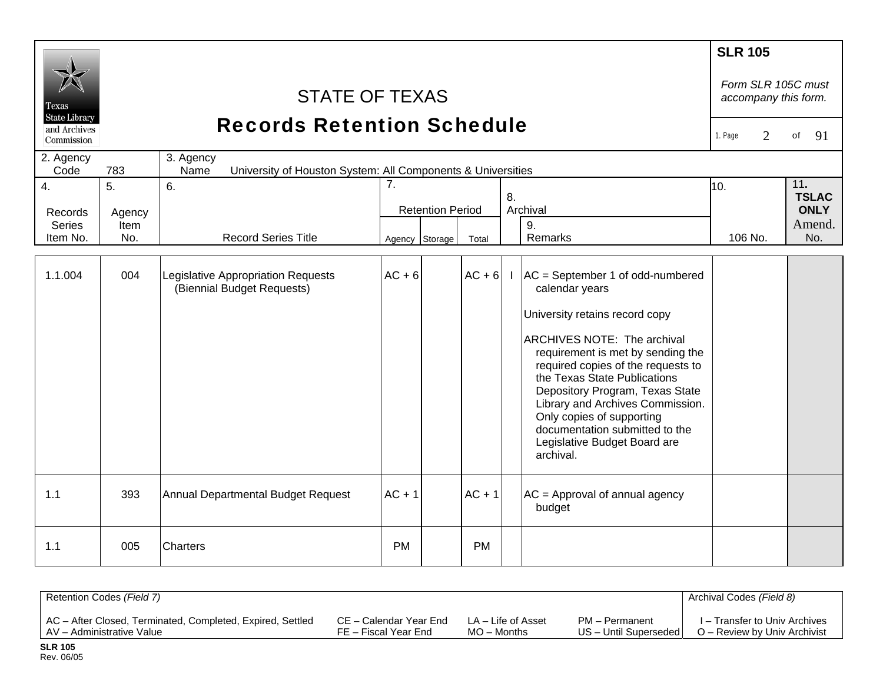# STATE OF TEXAS
## Records Retention Schedule

**SLR 105**

*Form SLR 105C must accompany this form.*

2. Agency Code: 783

3. Agency Name: University of Houston System: All Components & Universities

| 4. Records Series Item No. | 5. Agency Item No. | 6. Record Series Title | 7. Retention Period | | | 8. Archival | 9. Remarks | 10. 106 No. | 11. TSLAC ONLY Amend. No. |
|---|---|---|---|---|---|---|---|---|---|
| | | | Agency | Storage | Total | | | | |
| 1.1.004 | 004 | Legislative Appropriation Requests (Biennial Budget Requests) | AC + 6 | | AC + 6 | I | AC = September 1 of odd-numbered calendar years<br><br>University retains record copy<br><br>ARCHIVES NOTE: The archival requirement is met by sending the required copies of the requests to the Texas State Publications Depository Program, Texas State Library and Archives Commission. Only copies of supporting documentation submitted to the Legislative Budget Board are archival. | | |
| 1.1 | 393 | Annual Departmental Budget Request | AC + 1 | | AC + 1 | | AC = Approval of annual agency budget | | |
| 1.1 | 005 | Charters | PM | | PM | | | | |

| Retention Codes *(Field 7)* | | | | Archival Codes *(Field 8)* |
|---|---|---|---|---|
| AC – After Closed, Terminated, Completed, Expired, Settled | CE – Calendar Year End | LA – Life of Asset | PM – Permanent | I – Transfer to Univ Archives |
| AV – Administrative Value | FE – Fiscal Year End | MO – Months | US – Until Superseded | O – Review by Univ Archivist |

**SLR 105**
Rev. 06/05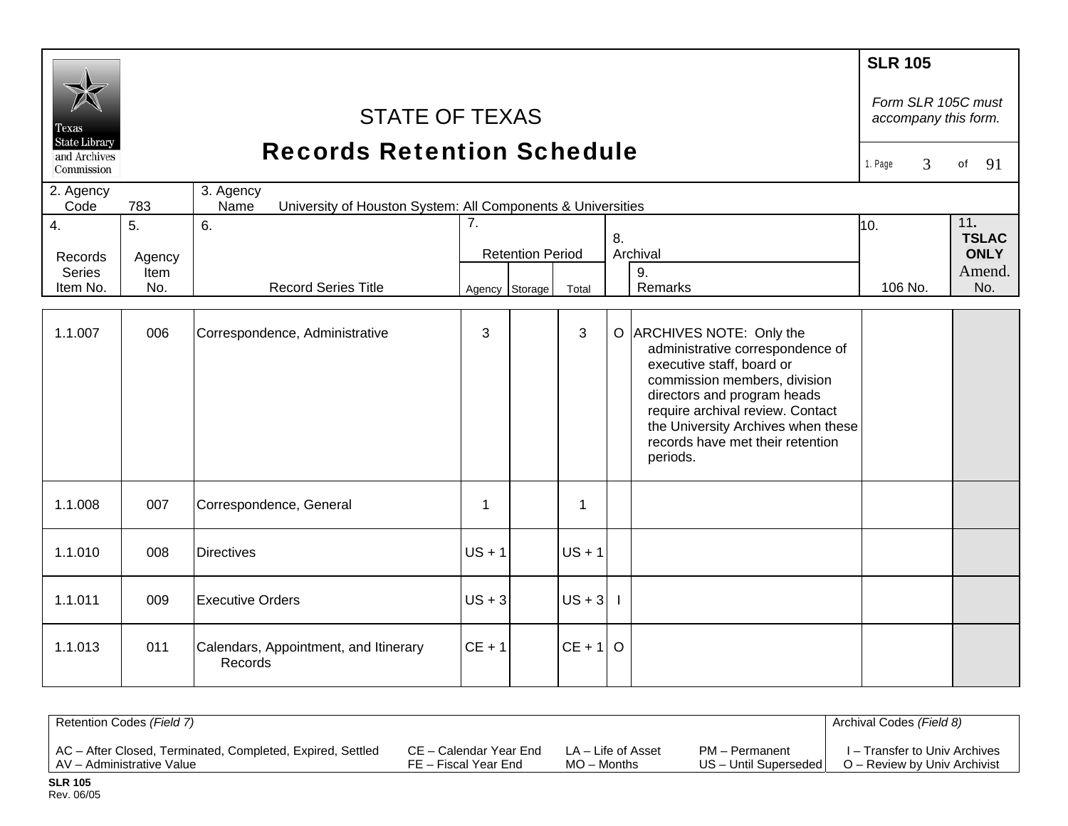# STATE OF TEXAS

## Records Retention Schedule

**SLR 105**

*Form SLR 105C must accompany this form.*

2. Agency Code: 783

3. Agency Name: University of Houston System: All Components & Universities

| 4. Records Series Item No. | 5. Agency Item No. | 6. Record Series Title | 7. Retention Period Agency | Storage | Total | 8. Archival | 9. Remarks | 10. 106 No. | 11. TSLAC ONLY Amend. No. |
|---|---|---|---|---|---|---|---|---|---|
| 1.1.007 | 006 | Correspondence, Administrative | 3 | | 3 | O | ARCHIVES NOTE: Only the administrative correspondence of executive staff, board or commission members, division directors and program heads require archival review. Contact the University Archives when these records have met their retention periods. | | |
| 1.1.008 | 007 | Correspondence, General | 1 | | 1 | | | | |
| 1.1.010 | 008 | Directives | US + 1 | | US + 1 | | | | |
| 1.1.011 | 009 | Executive Orders | US + 3 | | US + 3 | I | | | |
| 1.1.013 | 011 | Calendars, Appointment, and Itinerary Records | CE + 1 | | CE + 1 | O | | | |

Retention Codes *(Field 7)*

AC – After Closed, Terminated, Completed, Expired, Settled
AV – Administrative Value
CE – Calendar Year End
FE – Fiscal Year End
LA – Life of Asset
MO – Months
PM – Permanent
US – Until Superseded

Archival Codes *(Field 8)*

I – Transfer to Univ Archives
O – Review by Univ Archivist

**SLR 105**
Rev. 06/05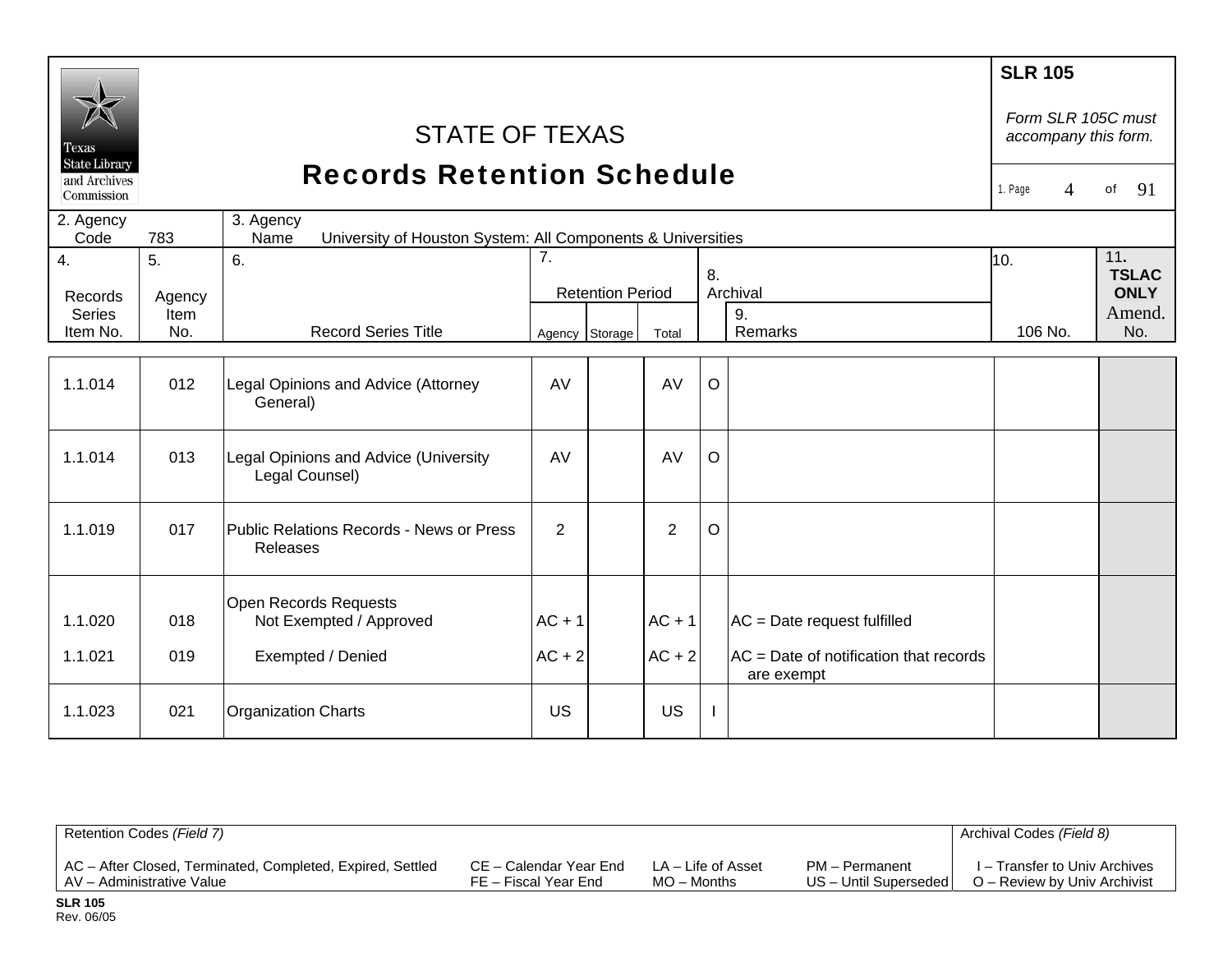# STATE OF TEXAS
## Records Retention Schedule

**SLR 105**

*Form SLR 105C must accompany this form.*

| 2. Agency Code | 783 | 3. Agency Name | University of Houston System: All Components & Universities |
|---|---|---|---|

| 4. Records Series Item No. | 5. Agency Item No. | 6. Record Series Title | 7. Retention Period | | | 8. Archival | 9. Remarks | 10. 106 No. | 11. TSLAC ONLY Amend. No. |
|---|---|---|---|---|---|---|---|---|---|
| | | | Agency | Storage | Total | | | | |
| 1.1.014 | 012 | Legal Opinions and Advice (Attorney General) | AV | | AV | O | | | |
| 1.1.014 | 013 | Legal Opinions and Advice (University Legal Counsel) | AV | | AV | O | | | |
| 1.1.019 | 017 | Public Relations Records - News or Press Releases | 2 | | 2 | O | | | |
| | | Open Records Requests | | | | | | | |
| 1.1.020 | 018 | Not Exempted / Approved | AC + 1 | | AC + 1 | | AC = Date request fulfilled | | |
| 1.1.021 | 019 | Exempted / Denied | AC + 2 | | AC + 2 | | AC = Date of notification that records are exempt | | |
| 1.1.023 | 021 | Organization Charts | US | | US | I | | | |

Retention Codes *(Field 7)*

AC – After Closed, Terminated, Completed, Expired, Settled
AV – Administrative Value
CE – Calendar Year End
FE – Fiscal Year End
LA – Life of Asset
MO – Months
PM – Permanent
US – Until Superseded

Archival Codes *(Field 8)*

I – Transfer to Univ Archives
O – Review by Univ Archivist

**SLR 105**
Rev. 06/05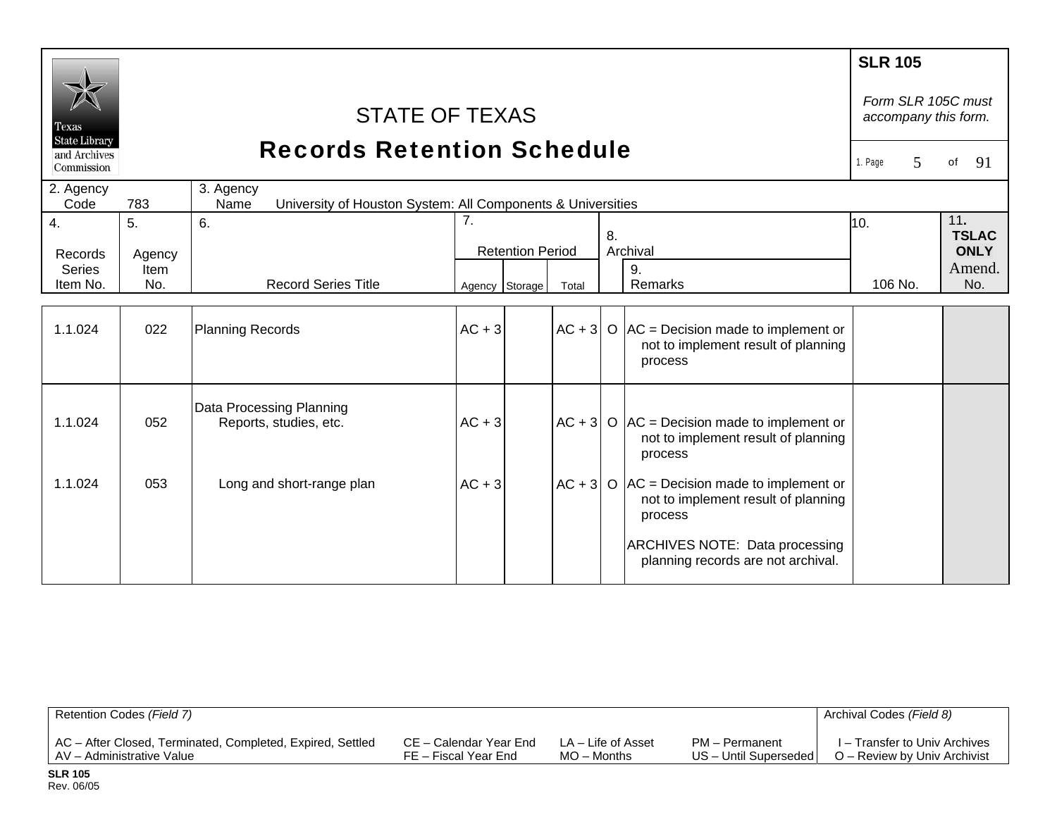# STATE OF TEXAS

## Records Retention Schedule

**SLR 105**

*Form SLR 105C must accompany this form.*

| 2. Agency Code | 783 | 3. Agency Name | University of Houston System: All Components & Universities |
|---|---|---|---|

| 4. Records Series Item No. | 5. Agency Item No. | 6. Record Series Title | 7. Retention Period Agency | Storage | Total | 8. Archival | 9. Remarks | 10. 106 No. | 11. TSLAC ONLY Amend. No. |
|---|---|---|---|---|---|---|---|---|---|
| 1.1.024 | 022 | Planning Records | AC + 3 | | AC + 3 | O | AC = Decision made to implement or not to implement result of planning process | | |
| | | Data Processing Planning | | | | | | | |
| 1.1.024 | 052 | Reports, studies, etc. | AC + 3 | | AC + 3 | O | AC = Decision made to implement or not to implement result of planning process | | |
| 1.1.024 | 053 | Long and short-range plan | AC + 3 | | AC + 3 | O | AC = Decision made to implement or not to implement result of planning process<br><br>ARCHIVES NOTE: Data processing planning records are not archival. | | |

| Retention Codes *(Field 7)* | | | | Archival Codes *(Field 8)* |
|---|---|---|---|---|
| AC – After Closed, Terminated, Completed, Expired, Settled | CE – Calendar Year End | LA – Life of Asset | PM – Permanent | I – Transfer to Univ Archives |
| AV – Administrative Value | FE – Fiscal Year End | MO – Months | US – Until Superseded | O – Review by Univ Archivist |

**SLR 105**
Rev. 06/05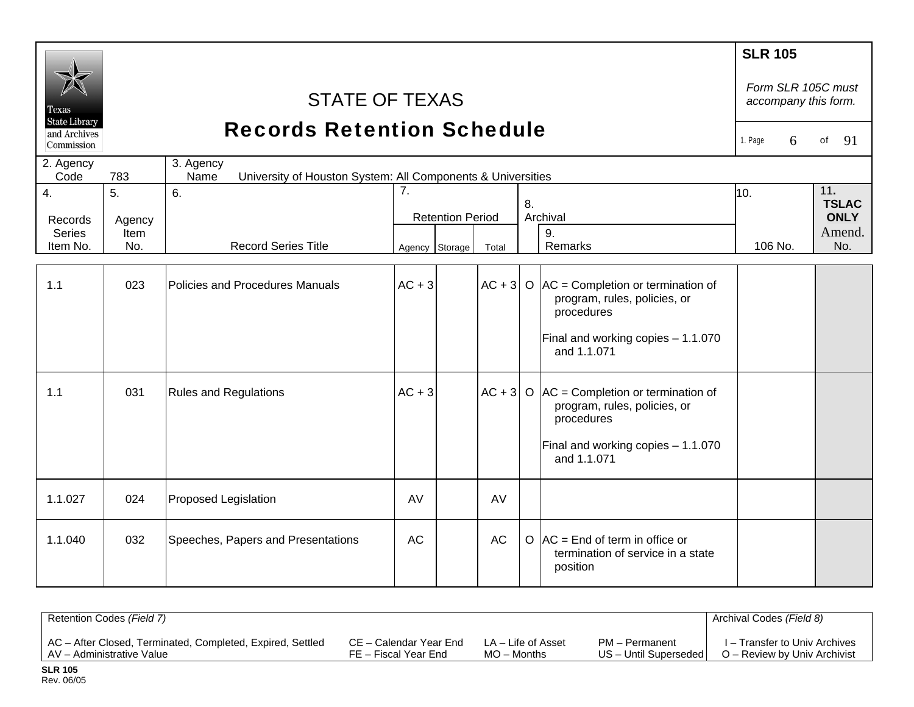Texas State Library and Archives Commission

# STATE OF TEXAS
## Records Retention Schedule

**SLR 105**

*Form SLR 105C must accompany this form.*

| 2. Agency Code | 783 | 3. Agency Name | University of Houston System: All Components & Universities |
|---|---|---|---|

| 4. Records Series Item No. | 5. Agency Item No. | 6. Record Series Title | 7. Retention Period | | | 8. Archival | 9. Remarks | 10. 106 No. | 11. TSLAC ONLY Amend. No. |
|---|---|---|---|---|---|---|---|---|---|
| | | | Agency | Storage | Total | | | | |
| 1.1 | 023 | Policies and Procedures Manuals | AC + 3 | | AC + 3 | O | AC = Completion or termination of program, rules, policies, or procedures<br><br>Final and working copies – 1.1.070 and 1.1.071 | | |
| 1.1 | 031 | Rules and Regulations | AC + 3 | | AC + 3 | O | AC = Completion or termination of program, rules, policies, or procedures<br><br>Final and working copies – 1.1.070 and 1.1.071 | | |
| 1.1.027 | 024 | Proposed Legislation | AV | | AV | | | | |
| 1.1.040 | 032 | Speeches, Papers and Presentations | AC | | AC | O | AC = End of term in office or termination of service in a state position | | |

| Retention Codes *(Field 7)* | | | | Archival Codes *(Field 8)* |
|---|---|---|---|---|
| AC – After Closed, Terminated, Completed, Expired, Settled | CE – Calendar Year End | LA – Life of Asset | PM – Permanent | I – Transfer to Univ Archives |
| AV – Administrative Value | FE – Fiscal Year End | MO – Months | US – Until Superseded | O – Review by Univ Archivist |

**SLR 105**
Rev. 06/05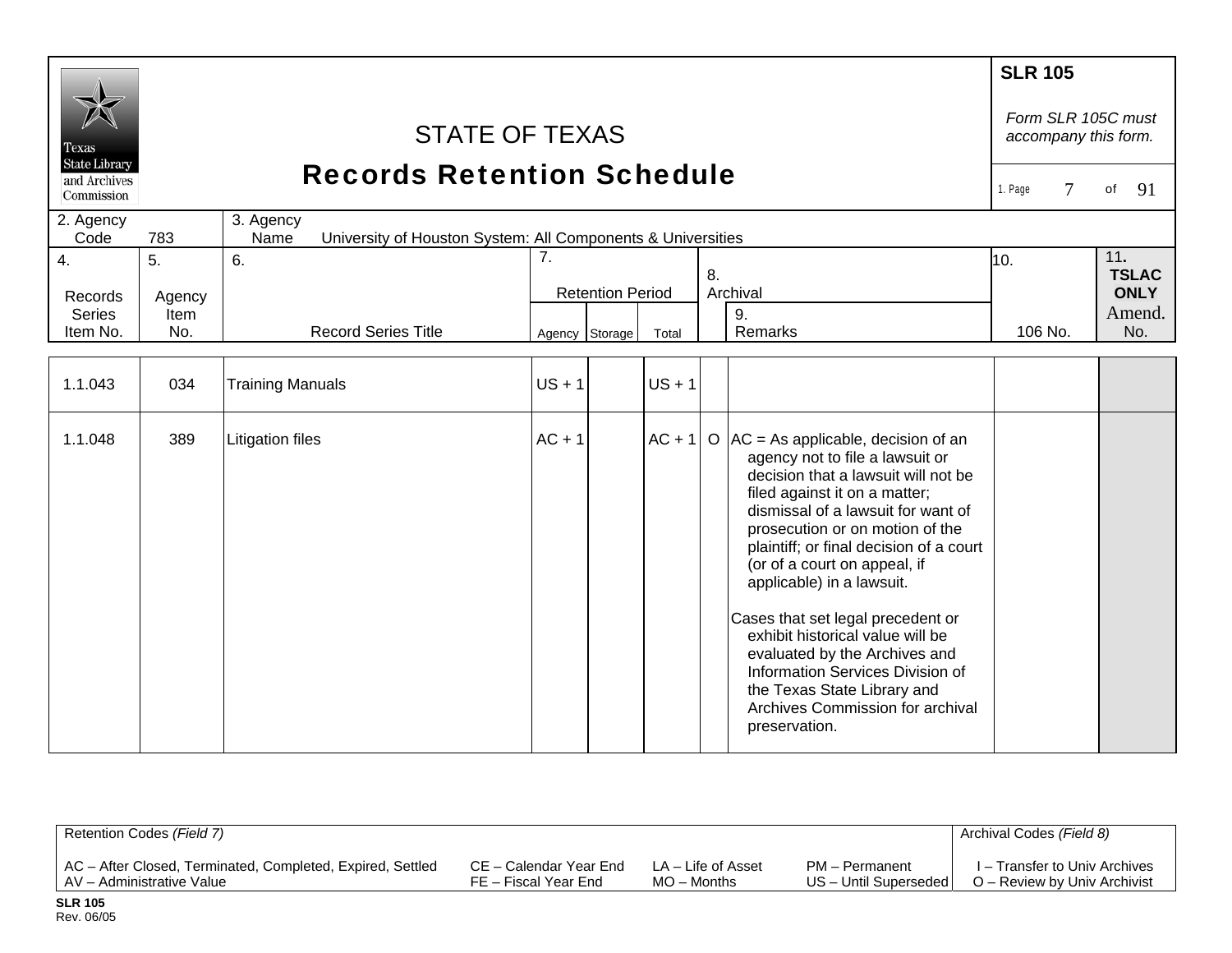**SLR 105**

*Form SLR 105C must accompany this form.*

Texas State Library and Archives Commission

# STATE OF TEXAS
# Records Retention Schedule

1. Page 7 of 91

2. Agency Code: 783

3. Agency Name: University of Houston System: All Components & Universities

| 4. Records Series Item No. | 5. Agency Item No. | 6. Record Series Title | 7. Retention Period: Agency | 7. Retention Period: Storage | 7. Retention Period: Total | 8. Archival | 9. Remarks | 10. 106 No. | 11. TSLAC ONLY Amend. No. |
|---|---|---|---|---|---|---|---|---|---|
| 1.1.043 | 034 | Training Manuals | US + 1 | | US + 1 | | | | |
| 1.1.048 | 389 | Litigation files | AC + 1 | | AC + 1 | O | AC = As applicable, decision of an agency not to file a lawsuit or decision that a lawsuit will not be filed against it on a matter; dismissal of a lawsuit for want of prosecution or on motion of the plaintiff; or final decision of a court (or of a court on appeal, if applicable) in a lawsuit.<br><br>Cases that set legal precedent or exhibit historical value will be evaluated by the Archives and Information Services Division of the Texas State Library and Archives Commission for archival preservation. | | |

| Retention Codes *(Field 7)* | | | | Archival Codes *(Field 8)* |
|---|---|---|---|---|
| AC – After Closed, Terminated, Completed, Expired, Settled | CE – Calendar Year End | LA – Life of Asset | PM – Permanent | I – Transfer to Univ Archives |
| AV – Administrative Value | FE – Fiscal Year End | MO – Months | US – Until Superseded | O – Review by Univ Archivist |

**SLR 105**
Rev. 06/05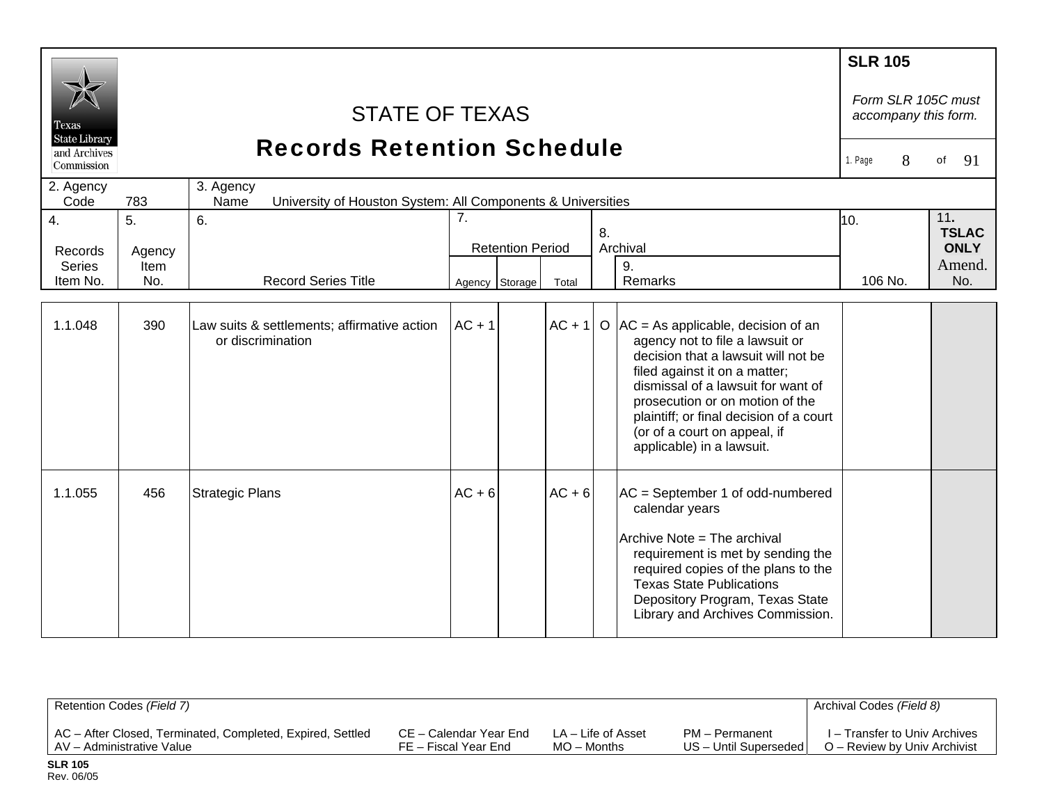# STATE OF TEXAS

## Records Retention Schedule

**SLR 105**

*Form SLR 105C must accompany this form.*

| 2. Agency Code | 783 | 3. Agency Name | University of Houston System: All Components & Universities |
|---|---|---|---|

| 4. Records Series Item No. | 5. Agency Item No. | 6. Record Series Title | 7. Retention Period Agency | Storage | Total | 8. Archival | 9. Remarks | 10. 106 No. | 11. TSLAC ONLY Amend. No. |
|---|---|---|---|---|---|---|---|---|---|
| 1.1.048 | 390 | Law suits & settlements; affirmative action or discrimination | AC + 1 | | AC + 1 | O | AC = As applicable, decision of an agency not to file a lawsuit or decision that a lawsuit will not be filed against it on a matter; dismissal of a lawsuit for want of prosecution or on motion of the plaintiff; or final decision of a court (or of a court on appeal, if applicable) in a lawsuit. | | |
| 1.1.055 | 456 | Strategic Plans | AC + 6 | | AC + 6 | | AC = September 1 of odd-numbered calendar years<br><br>Archive Note = The archival requirement is met by sending the required copies of the plans to the Texas State Publications Depository Program, Texas State Library and Archives Commission. | | |

| Retention Codes *(Field 7)* | | | | Archival Codes *(Field 8)* |
|---|---|---|---|---|
| AC – After Closed, Terminated, Completed, Expired, Settled | CE – Calendar Year End | LA – Life of Asset | PM – Permanent | I – Transfer to Univ Archives |
| AV – Administrative Value | FE – Fiscal Year End | MO – Months | US – Until Superseded | O – Review by Univ Archivist |

**SLR 105**
Rev. 06/05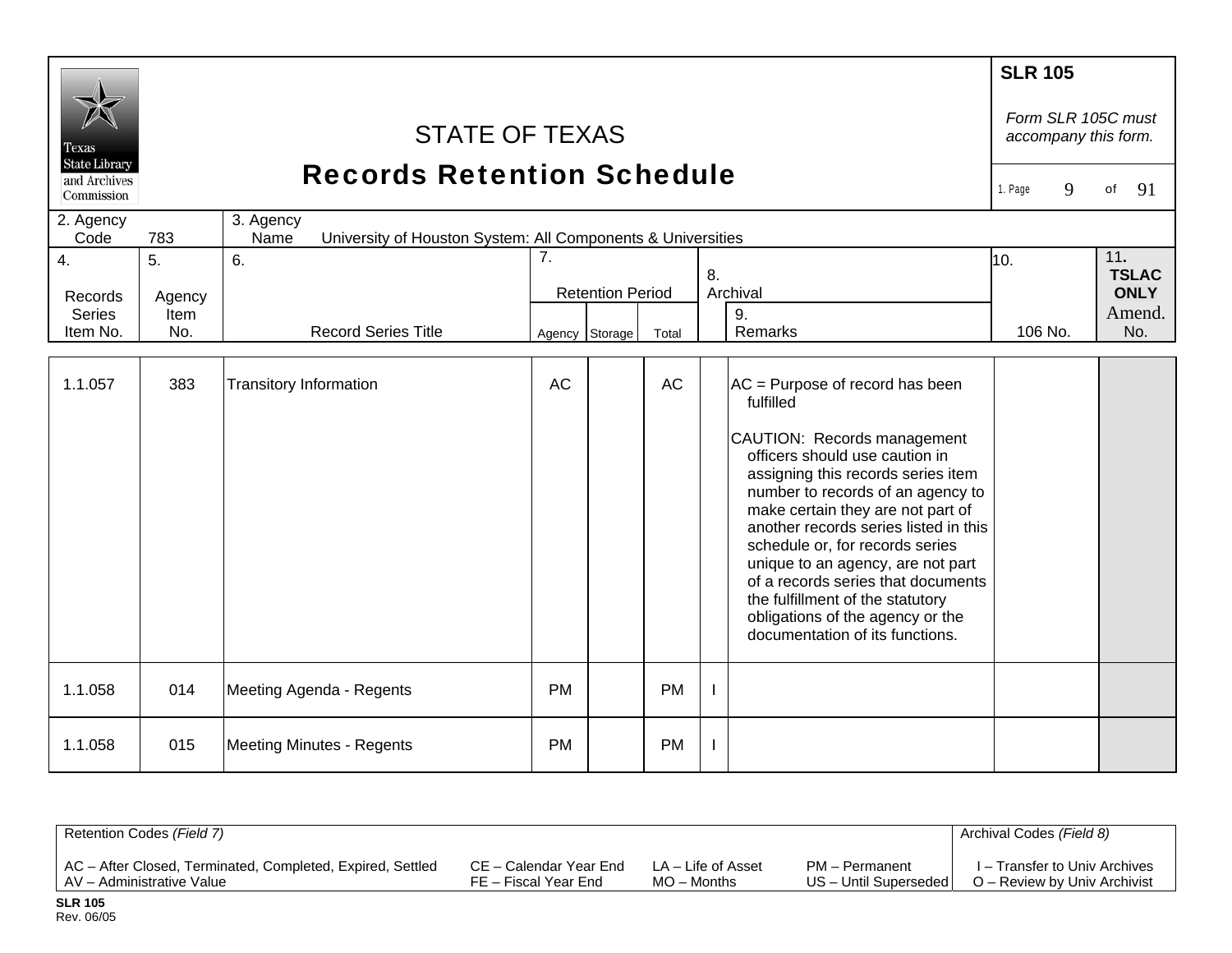# STATE OF TEXAS
## Records Retention Schedule

**SLR 105**

*Form SLR 105C must accompany this form.*

| 2. Agency Code | 783 | 3. Agency Name | University of Houston System: All Components & Universities |
|---|---|---|---|

| 4. Records Series Item No. | 5. Agency Item No. | 6. Record Series Title | 7. Retention Period | | | 8. Archival | 9. Remarks | 10. 106 No. | 11. TSLAC ONLY Amend. No. |
|---|---|---|---|---|---|---|---|---|---|
| | | | Agency | Storage | Total | | | | |
| 1.1.057 | 383 | Transitory Information | AC | | AC | | AC = Purpose of record has been fulfilled<br><br>CAUTION: Records management officers should use caution in assigning this records series item number to records of an agency to make certain they are not part of another records series listed in this schedule or, for records series unique to an agency, are not part of a records series that documents the fulfillment of the statutory obligations of the agency or the documentation of its functions. | | |
| 1.1.058 | 014 | Meeting Agenda - Regents | PM | | PM | I | | | |
| 1.1.058 | 015 | Meeting Minutes - Regents | PM | | PM | I | | | |

| Retention Codes *(Field 7)* | | | | Archival Codes *(Field 8)* |
|---|---|---|---|---|
| AC – After Closed, Terminated, Completed, Expired, Settled | CE – Calendar Year End | LA – Life of Asset | PM – Permanent | I – Transfer to Univ Archives |
| AV – Administrative Value | FE – Fiscal Year End | MO – Months | US – Until Superseded | O – Review by Univ Archivist |

**SLR 105**
Rev. 06/05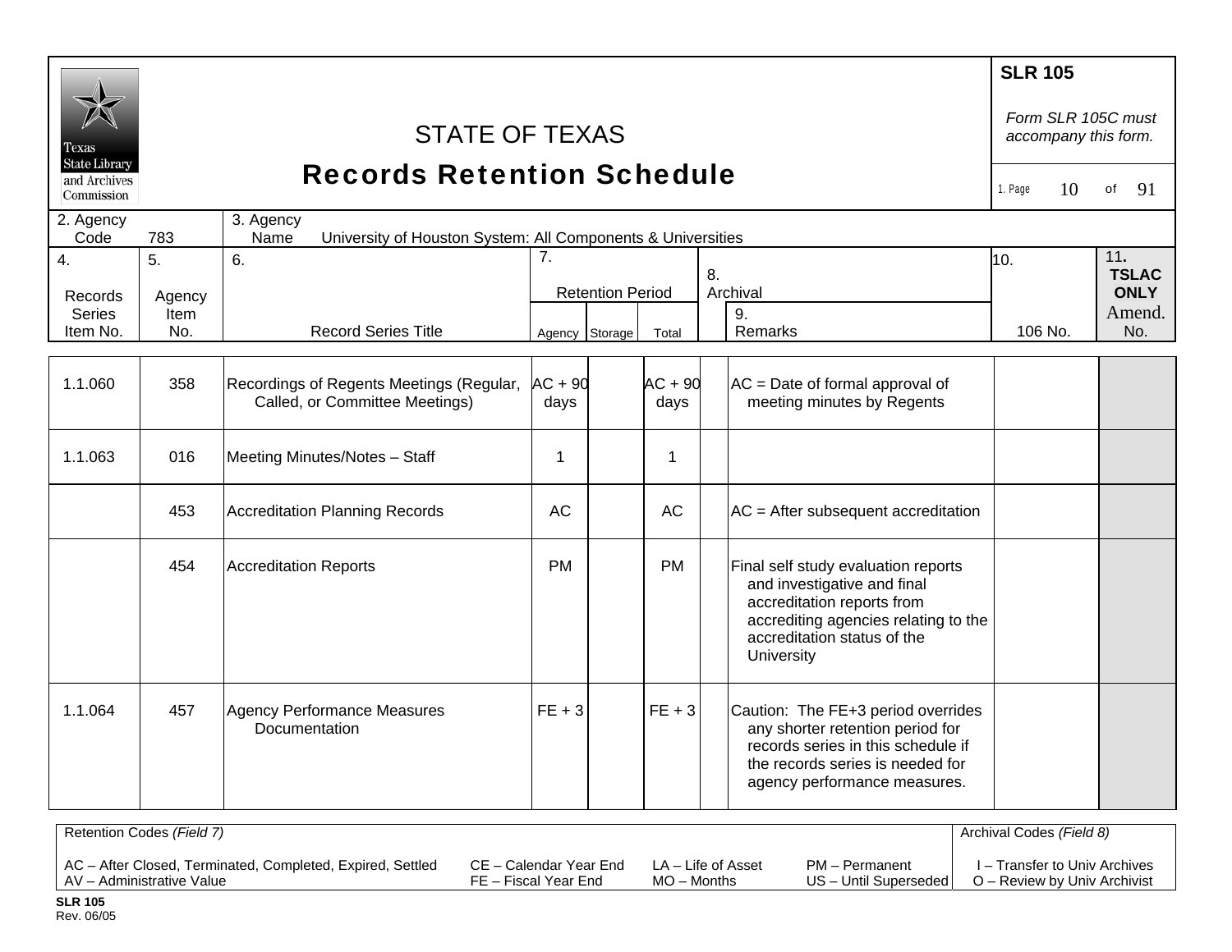# STATE OF TEXAS
## Records Retention Schedule

**SLR 105**

*Form SLR 105C must accompany this form.*

| 2. Agency Code | 783 | 3. Agency Name | University of Houston System: All Components & Universities |
|---|---|---|---|

| 4. Records Series Item No. | 5. Agency Item No. | 6. Record Series Title | 7. Retention Period | | | 8. Archival | 9. Remarks | 10. 106 No. | 11. TSLAC ONLY Amend. No. |
|---|---|---|---|---|---|---|---|---|---|
| | | | Agency | Storage | Total | | | | |
| 1.1.060 | 358 | Recordings of Regents Meetings (Regular, Called, or Committee Meetings) | AC + 90 days | | AC + 90 days | | AC = Date of formal approval of meeting minutes by Regents | | |
| 1.1.063 | 016 | Meeting Minutes/Notes – Staff | 1 | | 1 | | | | |
| | 453 | Accreditation Planning Records | AC | | AC | | AC = After subsequent accreditation | | |
| | 454 | Accreditation Reports | PM | | PM | | Final self study evaluation reports and investigative and final accreditation reports from accrediting agencies relating to the accreditation status of the University | | |
| 1.1.064 | 457 | Agency Performance Measures Documentation | FE + 3 | | FE + 3 | | Caution: The FE+3 period overrides any shorter retention period for records series in this schedule if the records series is needed for agency performance measures. | | |

| Retention Codes *(Field 7)* | | | | Archival Codes *(Field 8)* |
|---|---|---|---|---|
| AC – After Closed, Terminated, Completed, Expired, Settled | CE – Calendar Year End | LA – Life of Asset | PM – Permanent | I – Transfer to Univ Archives |
| AV – Administrative Value | FE – Fiscal Year End | MO – Months | US – Until Superseded | O – Review by Univ Archivist |

**SLR 105**
Rev. 06/05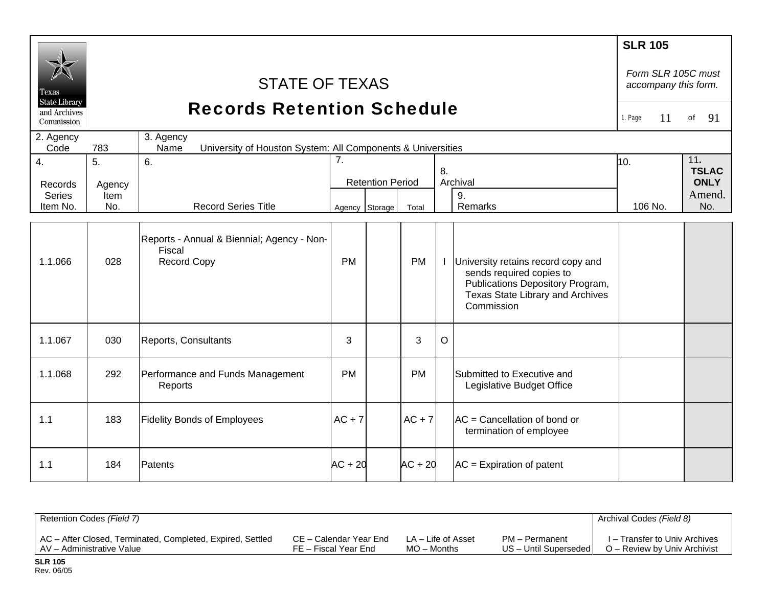# STATE OF TEXAS
## Records Retention Schedule

**SLR 105**

*Form SLR 105C must accompany this form.*

| 2. Agency Code | 783 | 3. Agency Name | University of Houston System: All Components & Universities |
|---|---|---|---|

| 4. Records Series Item No. | 5. Agency Item No. | 6. Record Series Title | 7. Retention Period Agency | Storage | Total | 8. Archival | 9. Remarks | 10. 106 No. | 11. TSLAC ONLY Amend. No. |
|---|---|---|---|---|---|---|---|---|---|
| 1.1.066 | 028 | Reports - Annual & Biennial; Agency - Non-Fiscal Record Copy | PM | | PM | I | University retains record copy and sends required copies to Publications Depository Program, Texas State Library and Archives Commission | | |
| 1.1.067 | 030 | Reports, Consultants | 3 | | 3 | O | | | |
| 1.1.068 | 292 | Performance and Funds Management Reports | PM | | PM | | Submitted to Executive and Legislative Budget Office | | |
| 1.1 | 183 | Fidelity Bonds of Employees | AC + 7 | | AC + 7 | | AC = Cancellation of bond or termination of employee | | |
| 1.1 | 184 | Patents | AC + 20 | | AC + 20 | | AC = Expiration of patent | | |

Retention Codes *(Field 7)*

AC – After Closed, Terminated, Completed, Expired, Settled
AV – Administrative Value
CE – Calendar Year End
FE – Fiscal Year End
LA – Life of Asset
MO – Months
PM – Permanent
US – Until Superseded

Archival Codes *(Field 8)*

I – Transfer to Univ Archives
O – Review by Univ Archivist

**SLR 105**
Rev. 06/05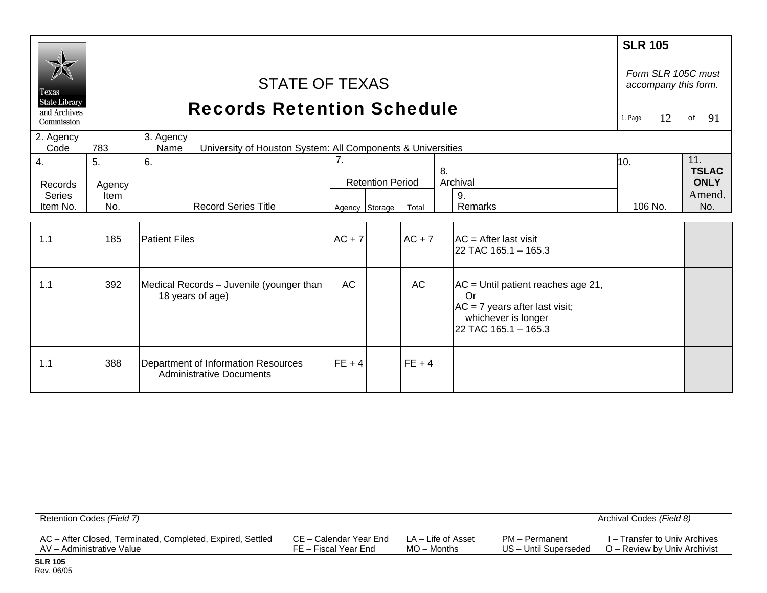# STATE OF TEXAS
## Records Retention Schedule

**SLR 105**

*Form SLR 105C must accompany this form.*

2. Agency Code: 783

3. Agency Name: University of Houston System: All Components & Universities

| 4. Records Series Item No. | 5. Agency Item No. | 6. Record Series Title | 7. Retention Period Agency | Storage | Total | 8. Archival | 9. Remarks | 10. 106 No. | 11. TSLAC ONLY Amend. No. |
|---|---|---|---|---|---|---|---|---|---|
| 1.1 | 185 | Patient Files | AC + 7 | | AC + 7 | | AC = After last visit<br>22 TAC 165.1 – 165.3 | | |
| 1.1 | 392 | Medical Records – Juvenile (younger than 18 years of age) | AC | | AC | | AC = Until patient reaches age 21, Or<br>AC = 7 years after last visit; whichever is longer<br>22 TAC 165.1 – 165.3 | | |
| 1.1 | 388 | Department of Information Resources Administrative Documents | FE + 4 | | FE + 4 | | | | |

Retention Codes *(Field 7)*

AC – After Closed, Terminated, Completed, Expired, Settled
AV – Administrative Value
CE – Calendar Year End
FE – Fiscal Year End
LA – Life of Asset
MO – Months
PM – Permanent
US – Until Superseded

Archival Codes *(Field 8)*

I – Transfer to Univ Archives
O – Review by Univ Archivist

**SLR 105**
Rev. 06/05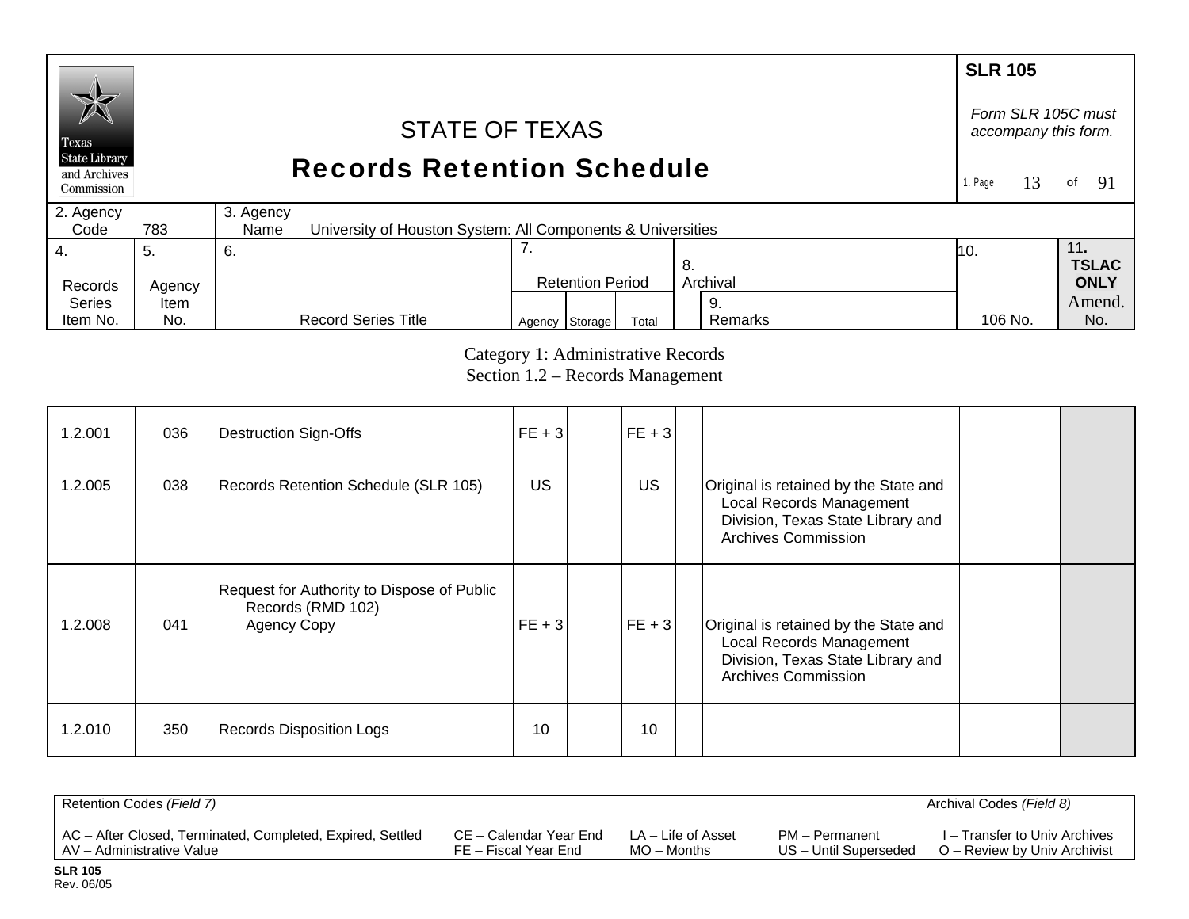# STATE OF TEXAS
# Records Retention Schedule

**SLR 105**

*Form SLR 105C must accompany this form.*

| 2. Agency Code | 783 | 3. Agency Name | University of Houston System: All Components & Universities |
|---|---|---|---|

| 4. Records Series Item No. | 5. Agency Item No. | 6. Record Series Title | 7. Retention Period | | | 8. Archival | 9. Remarks | 10. 106 No. | 11. TSLAC ONLY Amend. No. |
|---|---|---|---|---|---|---|---|---|---|
| | | | Agency | Storage | Total | | | | |

Category 1: Administrative Records
Section 1.2 – Records Management

| 4. | 5. | 6. | Agency | Storage | Total | 8. | 9. | 10. | 11. |
|---|---|---|---|---|---|---|---|---|---|
| 1.2.001 | 036 | Destruction Sign-Offs | FE + 3 | | FE + 3 | | | | |
| 1.2.005 | 038 | Records Retention Schedule (SLR 105) | US | | US | | Original is retained by the State and Local Records Management Division, Texas State Library and Archives Commission | | |
| 1.2.008 | 041 | Request for Authority to Dispose of Public Records (RMD 102) Agency Copy | FE + 3 | | FE + 3 | | Original is retained by the State and Local Records Management Division, Texas State Library and Archives Commission | | |
| 1.2.010 | 350 | Records Disposition Logs | 10 | | 10 | | | | |

| Retention Codes *(Field 7)* | | | | Archival Codes *(Field 8)* |
|---|---|---|---|---|
| AC – After Closed, Terminated, Completed, Expired, Settled | CE – Calendar Year End | LA – Life of Asset | PM – Permanent | I – Transfer to Univ Archives |
| AV – Administrative Value | FE – Fiscal Year End | MO – Months | US – Until Superseded | O – Review by Univ Archivist |

**SLR 105**
Rev. 06/05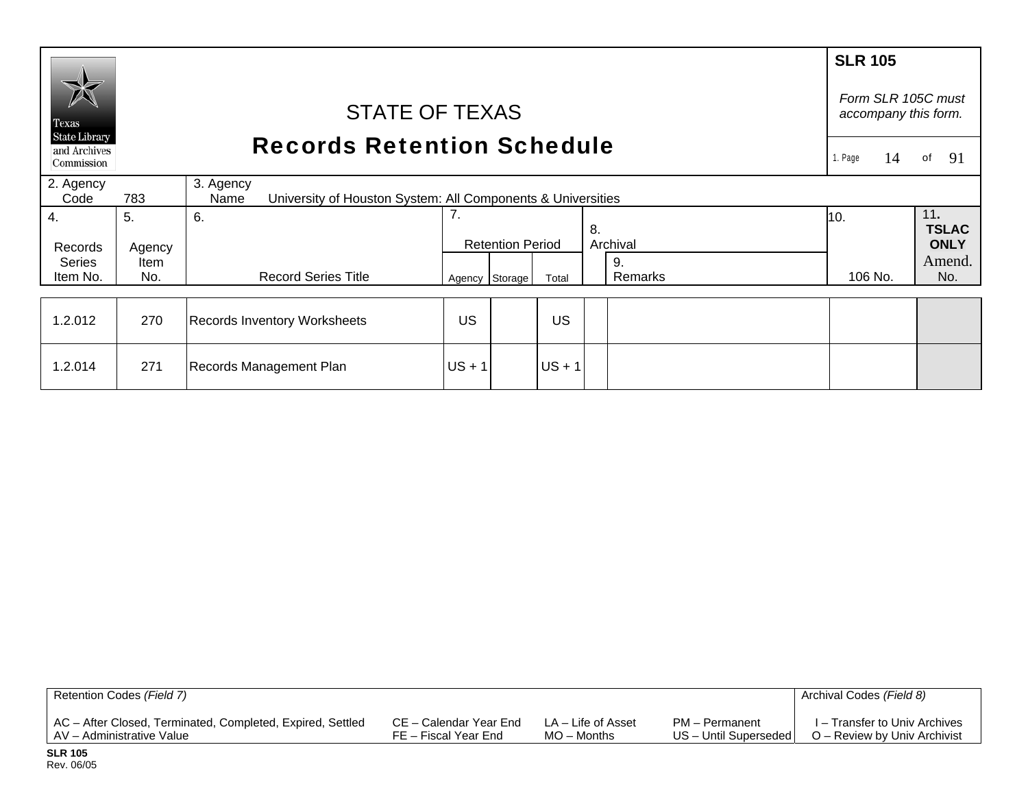**SLR 105**

*Form SLR 105C must accompany this form.*

# STATE OF TEXAS
# Records Retention Schedule

2. Agency Code: 783

3. Agency Name: University of Houston System: All Components & Universities

| 4. Records Series Item No. | 5. Agency Item No. | 6. Record Series Title | 7. Retention Period Agency | Storage | Total | 8. Archival | 9. Remarks | 10. 106 No. | 11. TSLAC ONLY Amend. No. |
|---|---|---|---|---|---|---|---|---|---|
| 1.2.012 | 270 | Records Inventory Worksheets | US | | US | | | | |
| 1.2.014 | 271 | Records Management Plan | US + 1 | | US + 1 | | | | |

Retention Codes *(Field 7)*

AC – After Closed, Terminated, Completed, Expired, Settled
AV – Administrative Value
CE – Calendar Year End
FE – Fiscal Year End
LA – Life of Asset
MO – Months
PM – Permanent
US – Until Superseded

Archival Codes *(Field 8)*

I – Transfer to Univ Archives
O – Review by Univ Archivist

**SLR 105**
Rev. 06/05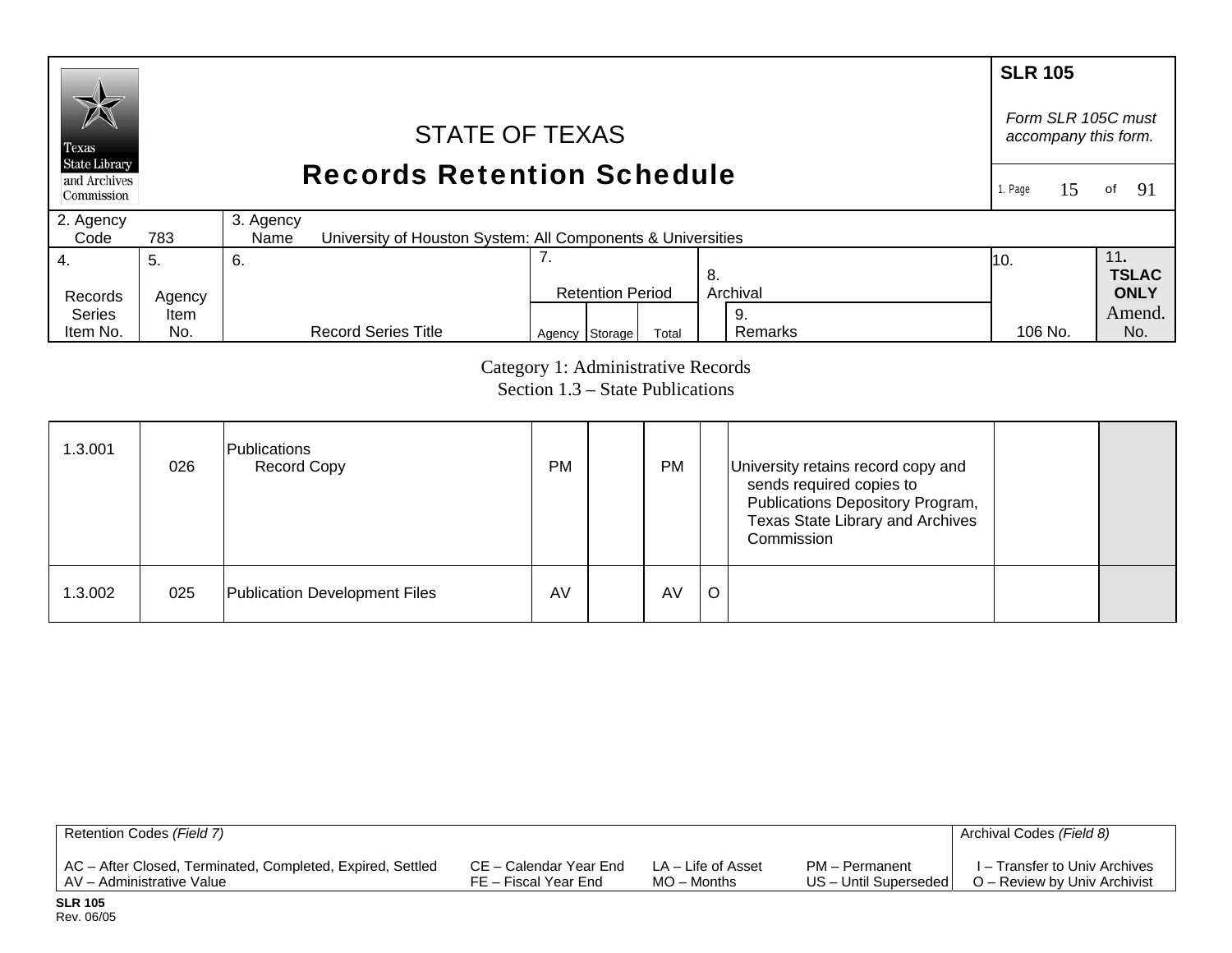# STATE OF TEXAS
## Records Retention Schedule

**SLR 105**

*Form SLR 105C must accompany this form.*

| 2. Agency Code | 783 | 3. Agency Name | University of Houston System: All Components & Universities |
|---|---|---|---|

Category 1: Administrative Records
Section 1.3 – State Publications

| 4. Records Series Item No. | 5. Agency Item No. | 6. Record Series Title | 7. Retention Period Agency | Storage | Total | 8. Archival | 9. Remarks | 10. 106 No. | 11. TSLAC ONLY Amend. No. |
|---|---|---|---|---|---|---|---|---|---|
| 1.3.001 | 026 | Publications Record Copy | PM | | PM | | University retains record copy and sends required copies to Publications Depository Program, Texas State Library and Archives Commission | | |
| 1.3.002 | 025 | Publication Development Files | AV | | AV | O | | | |

Retention Codes *(Field 7)*

AC – After Closed, Terminated, Completed, Expired, Settled
AV – Administrative Value
CE – Calendar Year End
FE – Fiscal Year End
LA – Life of Asset
MO – Months
PM – Permanent
US – Until Superseded

Archival Codes *(Field 8)*

I – Transfer to Univ Archives
O – Review by Univ Archivist

**SLR 105**
Rev. 06/05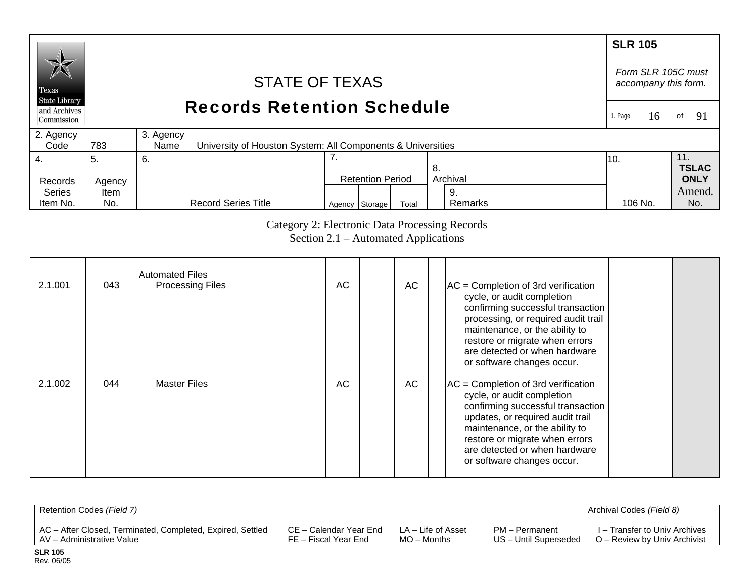# STATE OF TEXAS
## Records Retention Schedule

**SLR 105**

*Form SLR 105C must accompany this form.*

2. Agency Code: 783

3. Agency Name: University of Houston System: All Components & Universities

Category 2: Electronic Data Processing Records
Section 2.1 – Automated Applications

| 4. Records Series Item No. | 5. Agency Item No. | 6. Record Series Title | 7. Retention Period: Agency | Storage | Total | 8. Archival | 9. Remarks | 10. 106 No. | 11. TSLAC ONLY Amend. No. |
|---|---|---|---|---|---|---|---|---|---|
| | | Automated Files | | | | | | | |
| 2.1.001 | 043 | Processing Files | AC | | AC | | AC = Completion of 3rd verification cycle, or audit completion confirming successful transaction processing, or required audit trail maintenance, or the ability to restore or migrate when errors are detected or when hardware or software changes occur. | | |
| 2.1.002 | 044 | Master Files | AC | | AC | | AC = Completion of 3rd verification cycle, or audit completion confirming successful transaction updates, or required audit trail maintenance, or the ability to restore or migrate when errors are detected or when hardware or software changes occur. | | |

Retention Codes *(Field 7)*

AC – After Closed, Terminated, Completed, Expired, Settled
AV – Administrative Value
CE – Calendar Year End
FE – Fiscal Year End
LA – Life of Asset
MO – Months
PM – Permanent
US – Until Superseded

Archival Codes *(Field 8)*

I – Transfer to Univ Archives
O – Review by Univ Archivist

**SLR 105**
Rev. 06/05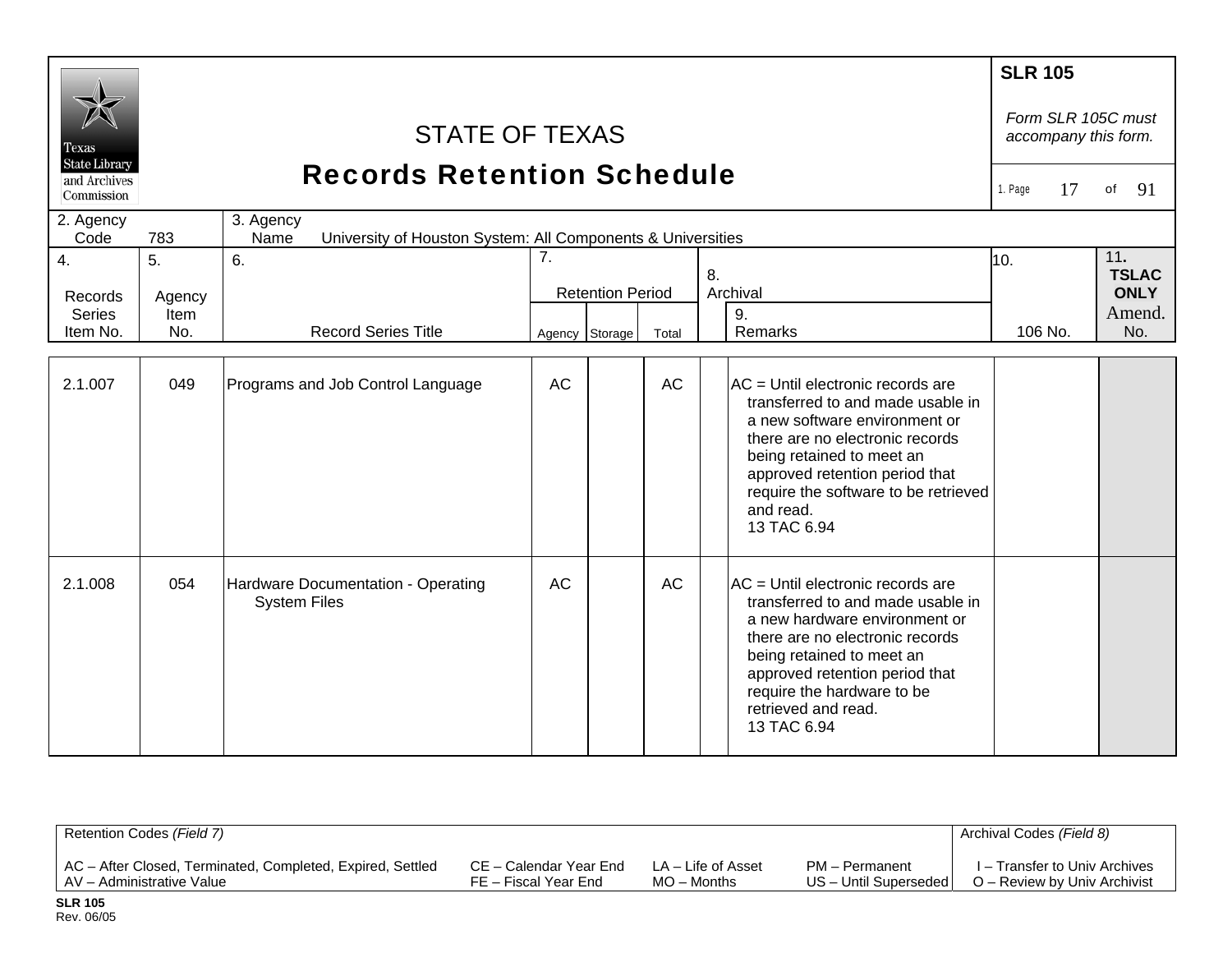# STATE OF TEXAS
## Records Retention Schedule

**SLR 105**

*Form SLR 105C must accompany this form.*

| 2. Agency Code | 783 | 3. Agency Name | University of Houston System: All Components & Universities |
|---|---|---|---|

| 4. Records Series Item No. | 5. Agency Item No. | 6. Record Series Title | 7. Retention Period | | | 8. Archival | 9. Remarks | 10. 106 No. | 11. TSLAC ONLY Amend. No. |
|---|---|---|---|---|---|---|---|---|---|
| | | | Agency | Storage | Total | | | | |
| 2.1.007 | 049 | Programs and Job Control Language | AC | | AC | | AC = Until electronic records are transferred to and made usable in a new software environment or there are no electronic records being retained to meet an approved retention period that require the software to be retrieved and read. 13 TAC 6.94 | | |
| 2.1.008 | 054 | Hardware Documentation - Operating System Files | AC | | AC | | AC = Until electronic records are transferred to and made usable in a new hardware environment or there are no electronic records being retained to meet an approved retention period that require the hardware to be retrieved and read. 13 TAC 6.94 | | |

| Retention Codes *(Field 7)* | | | | Archival Codes *(Field 8)* |
|---|---|---|---|---|
| AC – After Closed, Terminated, Completed, Expired, Settled | CE – Calendar Year End | LA – Life of Asset | PM – Permanent | I – Transfer to Univ Archives |
| AV – Administrative Value | FE – Fiscal Year End | MO – Months | US – Until Superseded | O – Review by Univ Archivist |

**SLR 105**
Rev. 06/05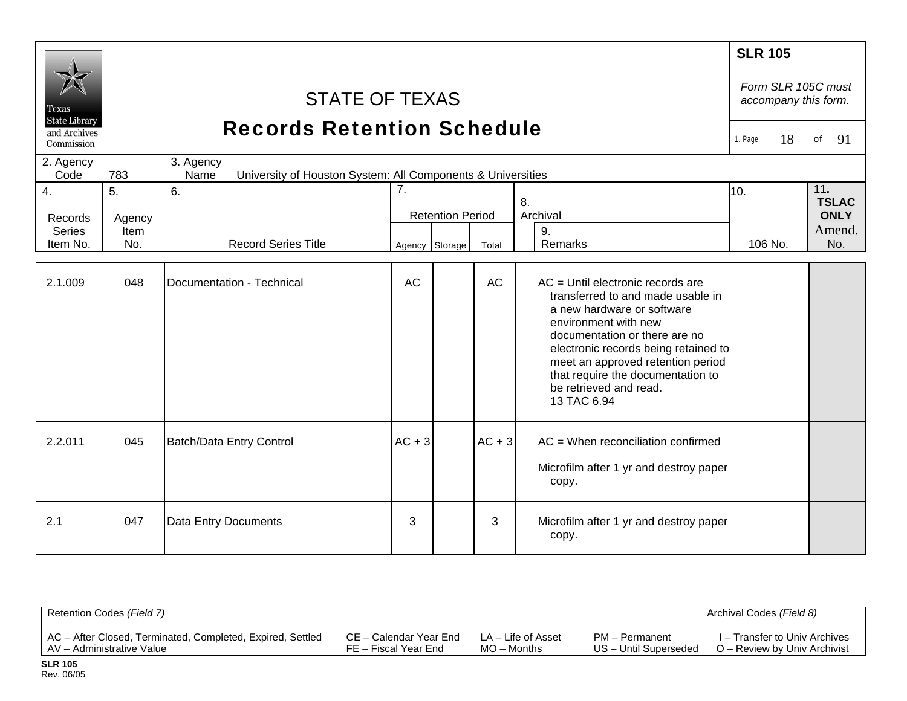# STATE OF TEXAS
## Records Retention Schedule

**SLR 105**

*Form SLR 105C must accompany this form.*

| 2. Agency Code | 783 | 3. Agency Name | University of Houston System: All Components & Universities |
|---|---|---|---|

| 4. Records Series Item No. | 5. Agency Item No. | 6. Record Series Title | 7. Retention Period Agency | Storage | Total | 8. Archival | 9. Remarks | 10. 106 No. | 11. TSLAC ONLY Amend. No. |
|---|---|---|---|---|---|---|---|---|---|
| 2.1.009 | 048 | Documentation - Technical | AC | | AC | | AC = Until electronic records are transferred to and made usable in a new hardware or software environment with new documentation or there are no electronic records being retained to meet an approved retention period that require the documentation to be retrieved and read. 13 TAC 6.94 | | |
| 2.2.011 | 045 | Batch/Data Entry Control | AC + 3 | | AC + 3 | | AC = When reconciliation confirmed<br><br>Microfilm after 1 yr and destroy paper copy. | | |
| 2.1 | 047 | Data Entry Documents | 3 | | 3 | | Microfilm after 1 yr and destroy paper copy. | | |

| Retention Codes *(Field 7)* | | | | Archival Codes *(Field 8)* |
|---|---|---|---|---|
| AC – After Closed, Terminated, Completed, Expired, Settled | CE – Calendar Year End | LA – Life of Asset | PM – Permanent | I – Transfer to Univ Archives |
| AV – Administrative Value | FE – Fiscal Year End | MO – Months | US – Until Superseded | O – Review by Univ Archivist |

**SLR 105**
Rev. 06/05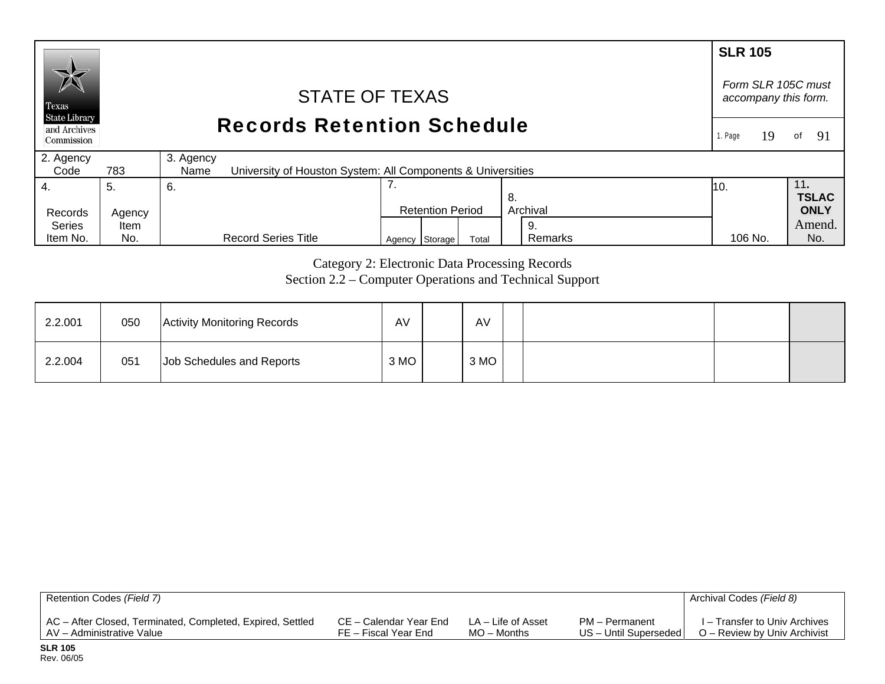# STATE OF TEXAS
## Records Retention Schedule

**SLR 105**

*Form SLR 105C must accompany this form.*

| 2. Agency Code | 783 | 3. Agency Name | University of Houston System: All Components & Universities |
|---|---|---|---|

Category 2: Electronic Data Processing Records
Section 2.2 – Computer Operations and Technical Support

| 4. Records Series Item No. | 5. Agency Item No. | 6. Record Series Title | 7. Retention Period | | | 8. Archival | 9. Remarks | 10. 106 No. | 11. TSLAC ONLY Amend. No. |
|---|---|---|---|---|---|---|---|---|---|
| | | | Agency | Storage | Total | | | | |
| 2.2.001 | 050 | Activity Monitoring Records | AV | | AV | | | | |
| 2.2.004 | 051 | Job Schedules and Reports | 3 MO | | 3 MO | | | | |

| Retention Codes *(Field 7)* | | | | Archival Codes *(Field 8)* |
|---|---|---|---|---|
| AC – After Closed, Terminated, Completed, Expired, Settled | CE – Calendar Year End | LA – Life of Asset | PM – Permanent | I – Transfer to Univ Archives |
| AV – Administrative Value | FE – Fiscal Year End | MO – Months | US – Until Superseded | O – Review by Univ Archivist |

**SLR 105**
Rev. 06/05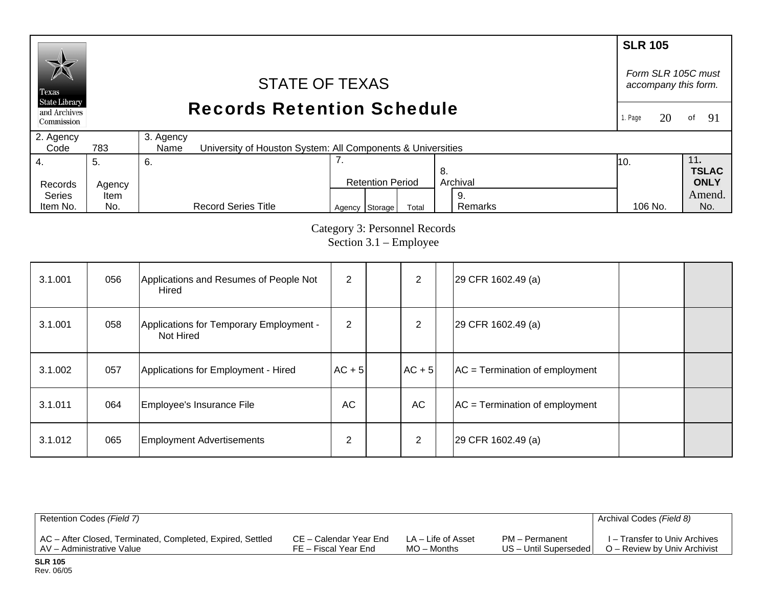**SLR 105**

*Form SLR 105C must accompany this form.*

STATE OF TEXAS

# Records Retention Schedule

| 2. Agency Code | 783 | 3. Agency Name | University of Houston System: All Components & Universities |
|---|---|---|---|

| 4. Records Series Item No. | 5. Agency Item No. | 6. Record Series Title | 7. Retention Period: Agency | Storage | Total | 8. Archival | 9. Remarks | 10. 106 No. | 11. TSLAC ONLY Amend. No. |
|---|---|---|---|---|---|---|---|---|---|

Category 3: Personnel Records
Section 3.1 – Employee

| 4. Records Series Item No. | 5. Agency Item No. | 6. Record Series Title | 7. Agency | Storage | Total | 8. Archival | 9. Remarks | 10. 106 No. | 11. Amend. No. |
|---|---|---|---|---|---|---|---|---|---|
| 3.1.001 | 056 | Applications and Resumes of People Not Hired | 2 | | 2 | | 29 CFR 1602.49 (a) | | |
| 3.1.001 | 058 | Applications for Temporary Employment - Not Hired | 2 | | 2 | | 29 CFR 1602.49 (a) | | |
| 3.1.002 | 057 | Applications for Employment - Hired | AC + 5 | | AC + 5 | | AC = Termination of employment | | |
| 3.1.011 | 064 | Employee's Insurance File | AC | | AC | | AC = Termination of employment | | |
| 3.1.012 | 065 | Employment Advertisements | 2 | | 2 | | 29 CFR 1602.49 (a) | | |

Retention Codes *(Field 7)*

AC – After Closed, Terminated, Completed, Expired, Settled
AV – Administrative Value
CE – Calendar Year End
FE – Fiscal Year End
LA – Life of Asset
MO – Months
PM – Permanent
US – Until Superseded

Archival Codes *(Field 8)*

I – Transfer to Univ Archives
O – Review by Univ Archivist

**SLR 105**
Rev. 06/05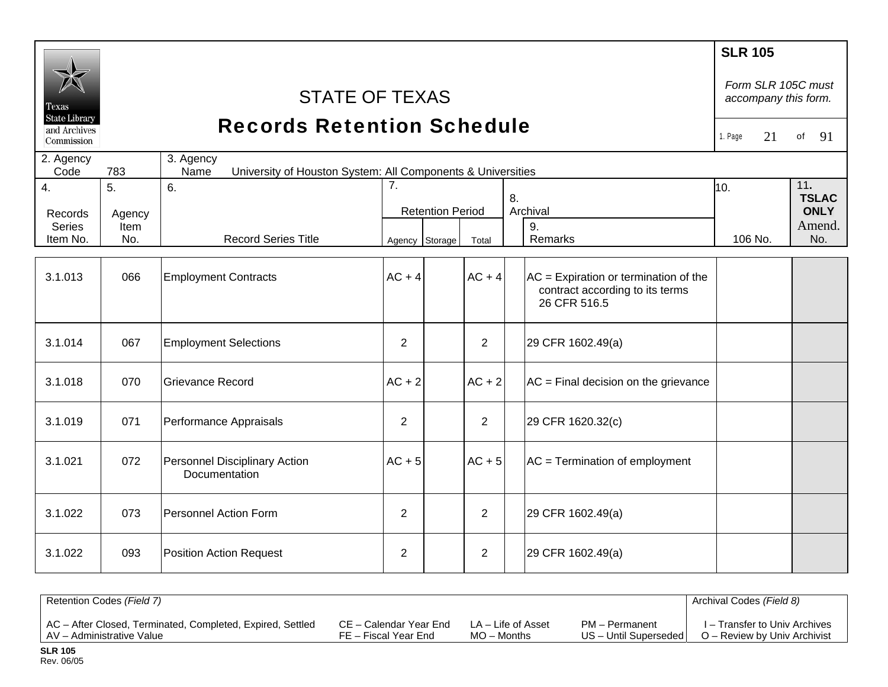# STATE OF TEXAS
## Records Retention Schedule

**SLR 105**

*Form SLR 105C must accompany this form.*

| 2. Agency Code | 783 | 3. Agency Name | University of Houston System: All Components & Universities |
|---|---|---|---|

| 4. Records Series Item No. | 5. Agency Item No. | 6. Record Series Title | 7. Retention Period | | | 8. Archival | 9. Remarks | 10. 106 No. | 11. TSLAC ONLY Amend. No. |
|---|---|---|---|---|---|---|---|---|---|
| | | | Agency | Storage | Total | | | | |
| 3.1.013 | 066 | Employment Contracts | AC + 4 | | AC + 4 | | AC = Expiration or termination of the contract according to its terms 26 CFR 516.5 | | |
| 3.1.014 | 067 | Employment Selections | 2 | | 2 | | 29 CFR 1602.49(a) | | |
| 3.1.018 | 070 | Grievance Record | AC + 2 | | AC + 2 | | AC = Final decision on the grievance | | |
| 3.1.019 | 071 | Performance Appraisals | 2 | | 2 | | 29 CFR 1620.32(c) | | |
| 3.1.021 | 072 | Personnel Disciplinary Action Documentation | AC + 5 | | AC + 5 | | AC = Termination of employment | | |
| 3.1.022 | 073 | Personnel Action Form | 2 | | 2 | | 29 CFR 1602.49(a) | | |
| 3.1.022 | 093 | Position Action Request | 2 | | 2 | | 29 CFR 1602.49(a) | | |

| Retention Codes *(Field 7)* | | | | Archival Codes *(Field 8)* |
|---|---|---|---|---|
| AC – After Closed, Terminated, Completed, Expired, Settled | CE – Calendar Year End | LA – Life of Asset | PM – Permanent | I – Transfer to Univ Archives |
| AV – Administrative Value | FE – Fiscal Year End | MO – Months | US – Until Superseded | O – Review by Univ Archivist |

**SLR 105**
Rev. 06/05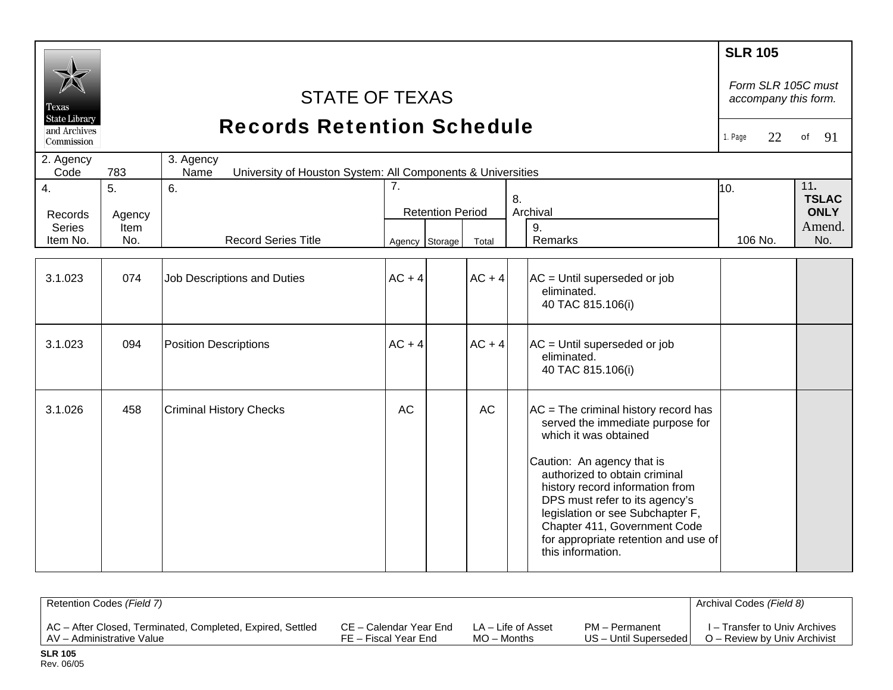# STATE OF TEXAS
## Records Retention Schedule

**SLR 105**

*Form SLR 105C must accompany this form.*

| 2. Agency Code | 783 | 3. Agency Name | University of Houston System: All Components & Universities |
|---|---|---|---|

| 4. Records Series Item No. | 5. Agency Item No. | 6. Record Series Title | 7. Retention Period | | | 8. Archival | 9. Remarks | 10. 106 No. | 11. TSLAC ONLY Amend. No. |
|---|---|---|---|---|---|---|---|---|---|
| | | | Agency | Storage | Total | | | | |
| 3.1.023 | 074 | Job Descriptions and Duties | AC + 4 | | AC + 4 | | AC = Until superseded or job eliminated. 40 TAC 815.106(i) | | |
| 3.1.023 | 094 | Position Descriptions | AC + 4 | | AC + 4 | | AC = Until superseded or job eliminated. 40 TAC 815.106(i) | | |
| 3.1.026 | 458 | Criminal History Checks | AC | | AC | | AC = The criminal history record has served the immediate purpose for which it was obtained<br><br>Caution: An agency that is authorized to obtain criminal history record information from DPS must refer to its agency's legislation or see Subchapter F, Chapter 411, Government Code for appropriate retention and use of this information. | | |

| Retention Codes *(Field 7)* | | | | Archival Codes *(Field 8)* |
|---|---|---|---|---|
| AC – After Closed, Terminated, Completed, Expired, Settled | CE – Calendar Year End | LA – Life of Asset | PM – Permanent | I – Transfer to Univ Archives |
| AV – Administrative Value | FE – Fiscal Year End | MO – Months | US – Until Superseded | O – Review by Univ Archivist |

**SLR 105**
Rev. 06/05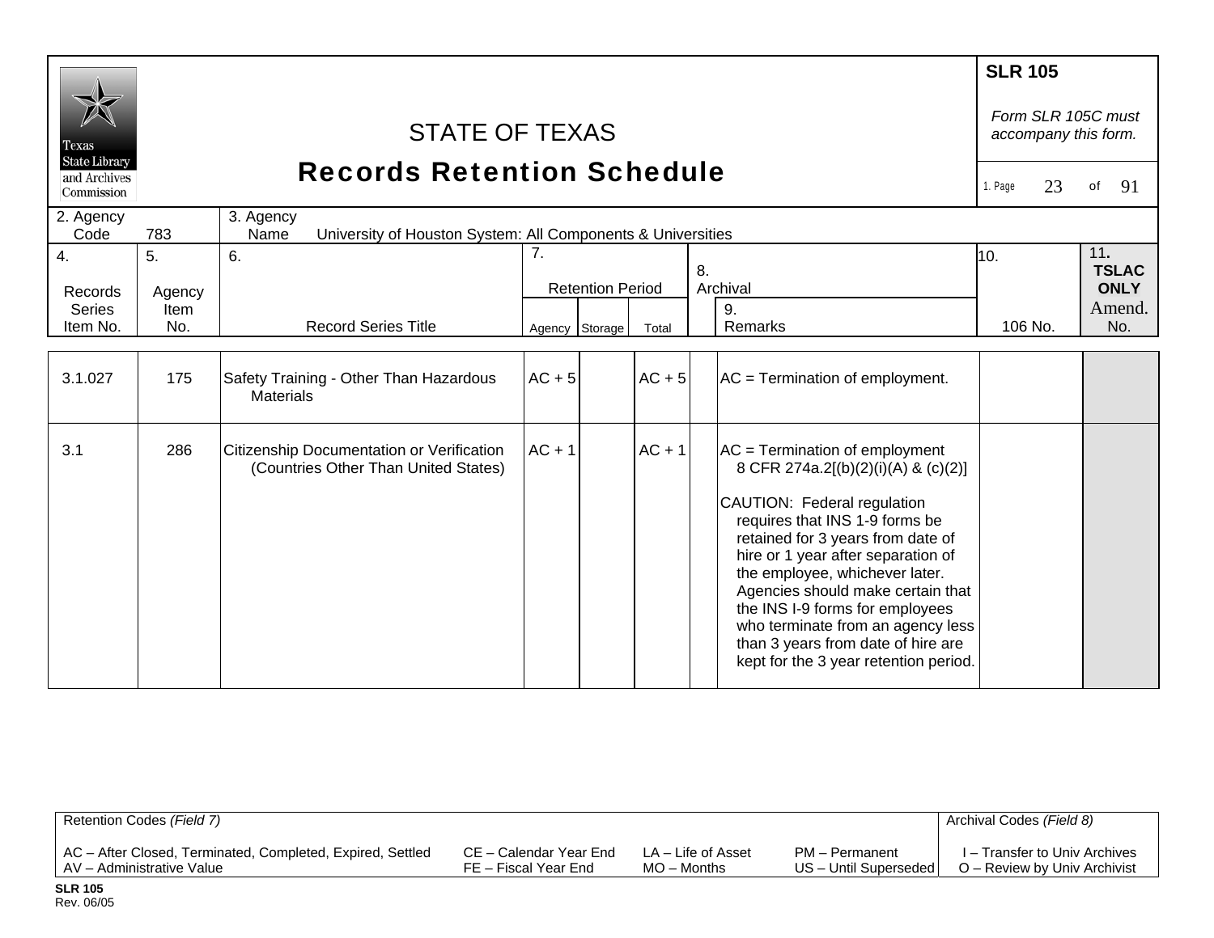**SLR 105**

*Form SLR 105C must accompany this form.*

# STATE OF TEXAS
## Records Retention Schedule

Texas State Library and Archives Commission

2. Agency Code: 783

3. Agency Name: University of Houston System: All Components & Universities

| 4. Records Series Item No. | 5. Agency Item No. | 6. Record Series Title | 7. Retention Period Agency | Storage | Total | 8. Archival | 9. Remarks | 10. 106 No. | 11. TSLAC ONLY Amend. No. |
|---|---|---|---|---|---|---|---|---|---|
| 3.1.027 | 175 | Safety Training - Other Than Hazardous Materials | AC + 5 | | AC + 5 | | AC = Termination of employment. | | |
| 3.1 | 286 | Citizenship Documentation or Verification (Countries Other Than United States) | AC + 1 | | AC + 1 | | AC = Termination of employment 8 CFR 274a.2[(b)(2)(i)(A) & (c)(2)]<br><br>CAUTION: Federal regulation requires that INS 1-9 forms be retained for 3 years from date of hire or 1 year after separation of the employee, whichever later. Agencies should make certain that the INS I-9 forms for employees who terminate from an agency less than 3 years from date of hire are kept for the 3 year retention period. | | |

Retention Codes *(Field 7)*

AC – After Closed, Terminated, Completed, Expired, Settled
AV – Administrative Value
CE – Calendar Year End
FE – Fiscal Year End
LA – Life of Asset
MO – Months
PM – Permanent
US – Until Superseded

Archival Codes *(Field 8)*

I – Transfer to Univ Archives
O – Review by Univ Archivist

**SLR 105**
Rev. 06/05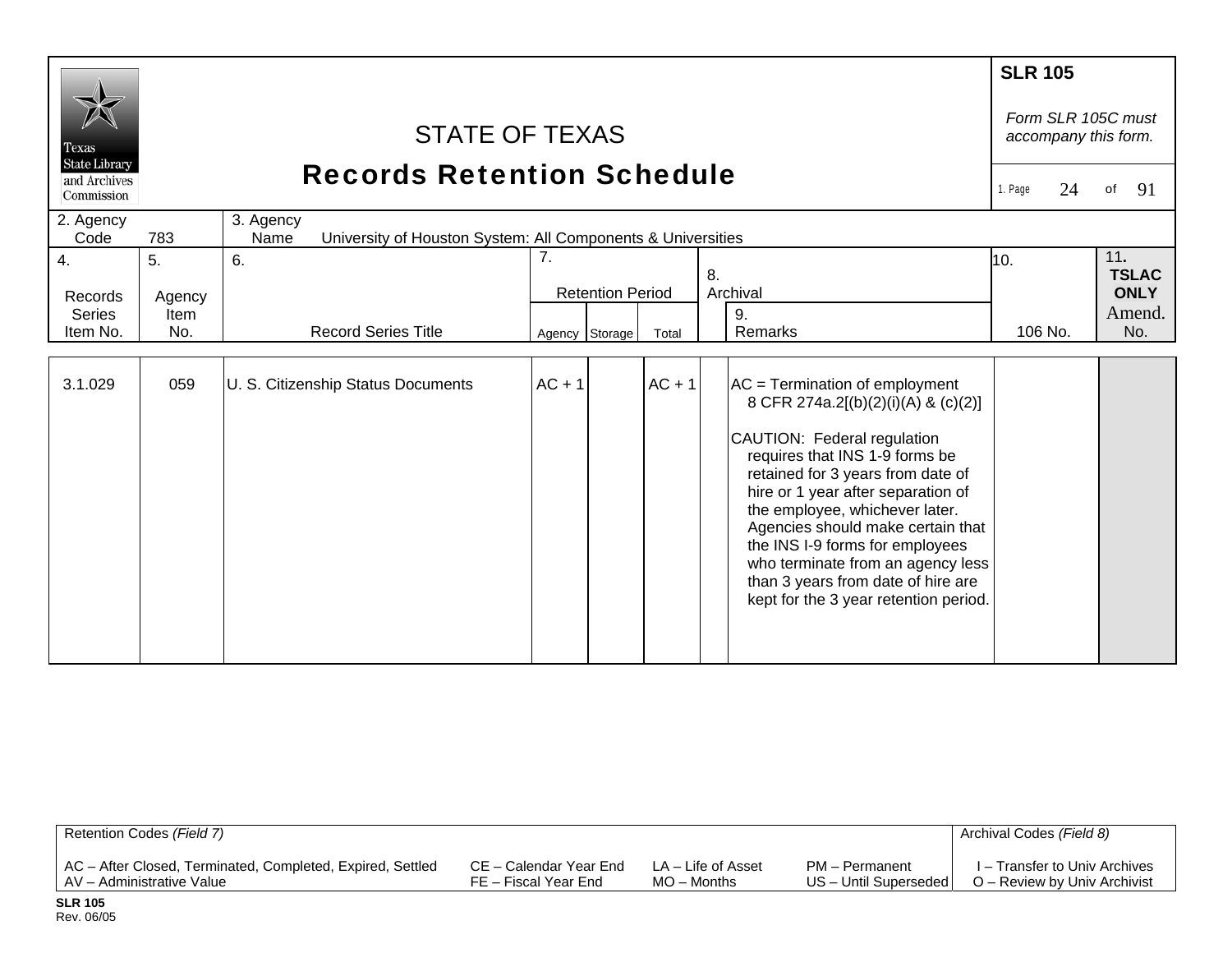# STATE OF TEXAS

## Records Retention Schedule

**SLR 105**

*Form SLR 105C must accompany this form.*

| 2. Agency Code | 783 | 3. Agency Name | University of Houston System: All Components & Universities |
|---|---|---|---|

| 4. Records Series Item No. | 5. Agency Item No. | 6. Record Series Title | 7. Retention Period | | | 8. Archival | 9. Remarks | 10. 106 No. | 11. TSLAC ONLY Amend. No. |
|---|---|---|---|---|---|---|---|---|---|
| | | | Agency | Storage | Total | | | | |
| 3.1.029 | 059 | U. S. Citizenship Status Documents | AC + 1 | | AC + 1 | | AC = Termination of employment 8 CFR 274a.2[(b)(2)(i)(A) & (c)(2)]<br><br>CAUTION: Federal regulation requires that INS 1-9 forms be retained for 3 years from date of hire or 1 year after separation of the employee, whichever later. Agencies should make certain that the INS I-9 forms for employees who terminate from an agency less than 3 years from date of hire are kept for the 3 year retention period. | | |

| Retention Codes *(Field 7)* | | | | Archival Codes *(Field 8)* |
|---|---|---|---|---|
| AC – After Closed, Terminated, Completed, Expired, Settled | CE – Calendar Year End | LA – Life of Asset | PM – Permanent | I – Transfer to Univ Archives |
| AV – Administrative Value | FE – Fiscal Year End | MO – Months | US – Until Superseded | O – Review by Univ Archivist |

**SLR 105**
Rev. 06/05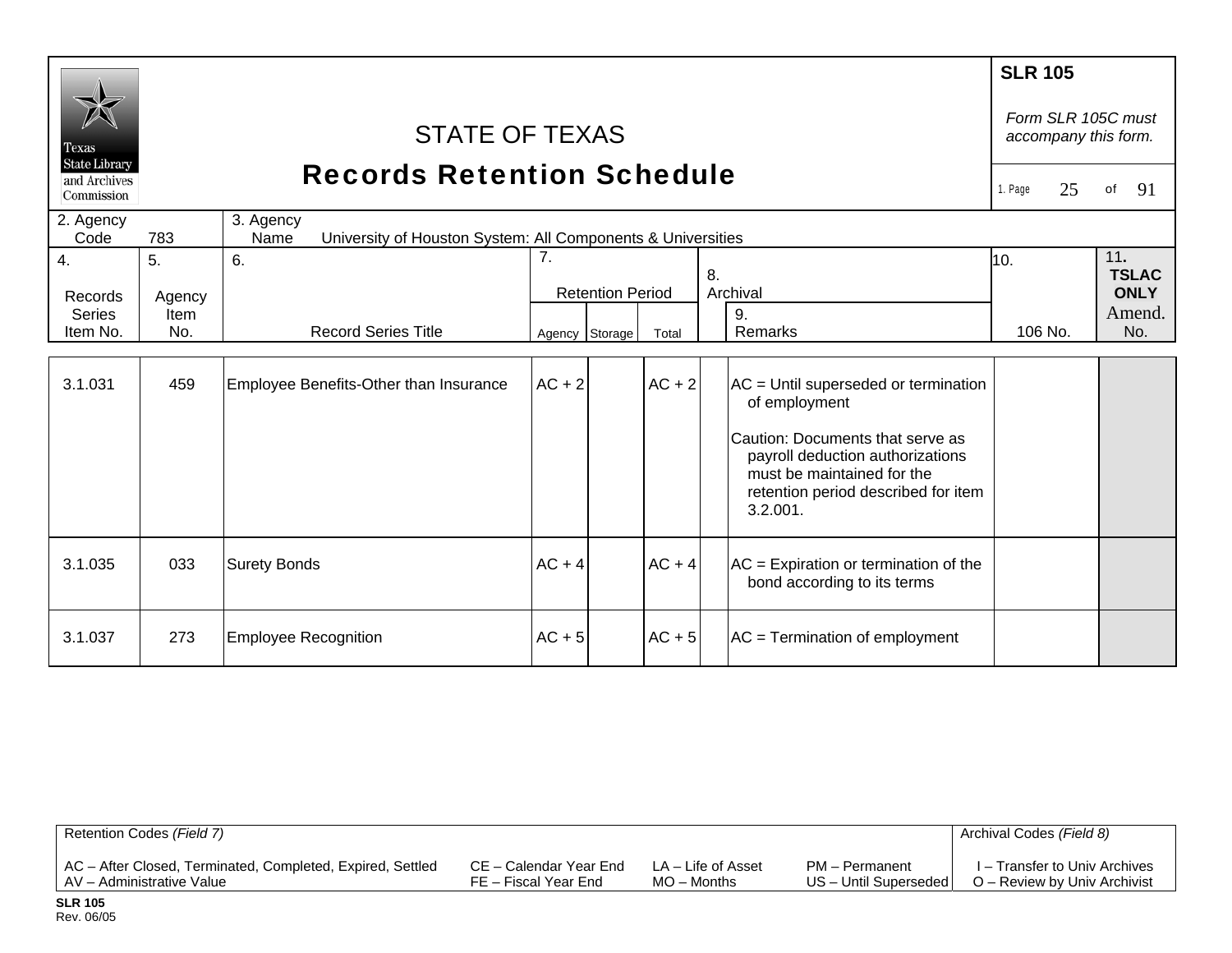# STATE OF TEXAS
## Records Retention Schedule

**SLR 105**

*Form SLR 105C must accompany this form.*

| 2. Agency Code | 783 | 3. Agency Name | University of Houston System: All Components & Universities |
|---|---|---|---|

| 4. Records Series Item No. | 5. Agency Item No. | 6. Record Series Title | 7. Retention Period | | | 8. Archival | 9. Remarks | 10. 106 No. | 11. TSLAC ONLY Amend. No. |
|---|---|---|---|---|---|---|---|---|---|
| | | | Agency | Storage | Total | | | | |
| 3.1.031 | 459 | Employee Benefits-Other than Insurance | AC + 2 | | AC + 2 | | AC = Until superseded or termination of employment<br><br>Caution: Documents that serve as payroll deduction authorizations must be maintained for the retention period described for item 3.2.001. | | |
| 3.1.035 | 033 | Surety Bonds | AC + 4 | | AC + 4 | | AC = Expiration or termination of the bond according to its terms | | |
| 3.1.037 | 273 | Employee Recognition | AC + 5 | | AC + 5 | | AC = Termination of employment | | |

| Retention Codes *(Field 7)* | | | | Archival Codes *(Field 8)* |
|---|---|---|---|---|
| AC – After Closed, Terminated, Completed, Expired, Settled | CE – Calendar Year End | LA – Life of Asset | PM – Permanent | I – Transfer to Univ Archives |
| AV – Administrative Value | FE – Fiscal Year End | MO – Months | US – Until Superseded | O – Review by Univ Archivist |

**SLR 105**
Rev. 06/05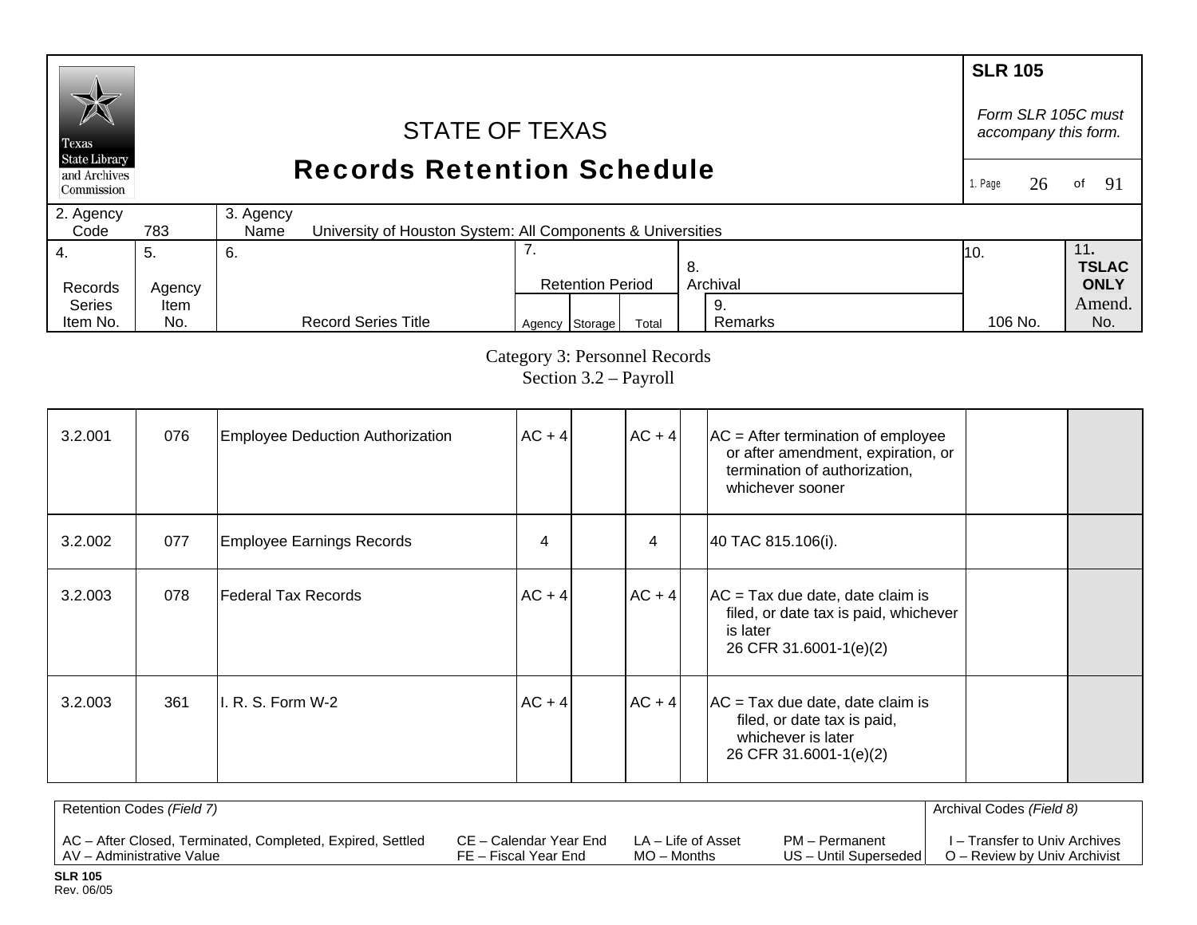SLR 105

*Form SLR 105C must accompany this form.*

STATE OF TEXAS

# Records Retention Schedule

| 2. Agency Code | 783 | 3. Agency Name | University of Houston System: All Components & Universities |
|---|---|---|---|

| 4. Records Series Item No. | 5. Agency Item No. | 6. Record Series Title | 7. Retention Period Agency | Storage | Total | 8. Archival | 9. Remarks | 10. 106 No. | 11. TSLAC ONLY Amend. No. |
|---|---|---|---|---|---|---|---|---|---|

Category 3: Personnel Records
Section 3.2 – Payroll

| 4. Records Series Item No. | 5. Agency Item No. | 6. Record Series Title | 7. Agency | 7. Storage | 7. Total | 8. Archival | 9. Remarks | 10. 106 No. | 11. TSLAC ONLY Amend. No. |
|---|---|---|---|---|---|---|---|---|---|
| 3.2.001 | 076 | Employee Deduction Authorization | AC + 4 | | AC + 4 | | AC = After termination of employee or after amendment, expiration, or termination of authorization, whichever sooner | | |
| 3.2.002 | 077 | Employee Earnings Records | 4 | | 4 | | 40 TAC 815.106(i). | | |
| 3.2.003 | 078 | Federal Tax Records | AC + 4 | | AC + 4 | | AC = Tax due date, date claim is filed, or date tax is paid, whichever is later 26 CFR 31.6001-1(e)(2) | | |
| 3.2.003 | 361 | I. R. S. Form W-2 | AC + 4 | | AC + 4 | | AC = Tax due date, date claim is filed, or date tax is paid, whichever is later 26 CFR 31.6001-1(e)(2) | | |

Retention Codes *(Field 7)*

AC – After Closed, Terminated, Completed, Expired, Settled
AV – Administrative Value
CE – Calendar Year End
FE – Fiscal Year End
LA – Life of Asset
MO – Months
PM – Permanent
US – Until Superseded

Archival Codes *(Field 8)*

I – Transfer to Univ Archives
O – Review by Univ Archivist

SLR 105
Rev. 06/05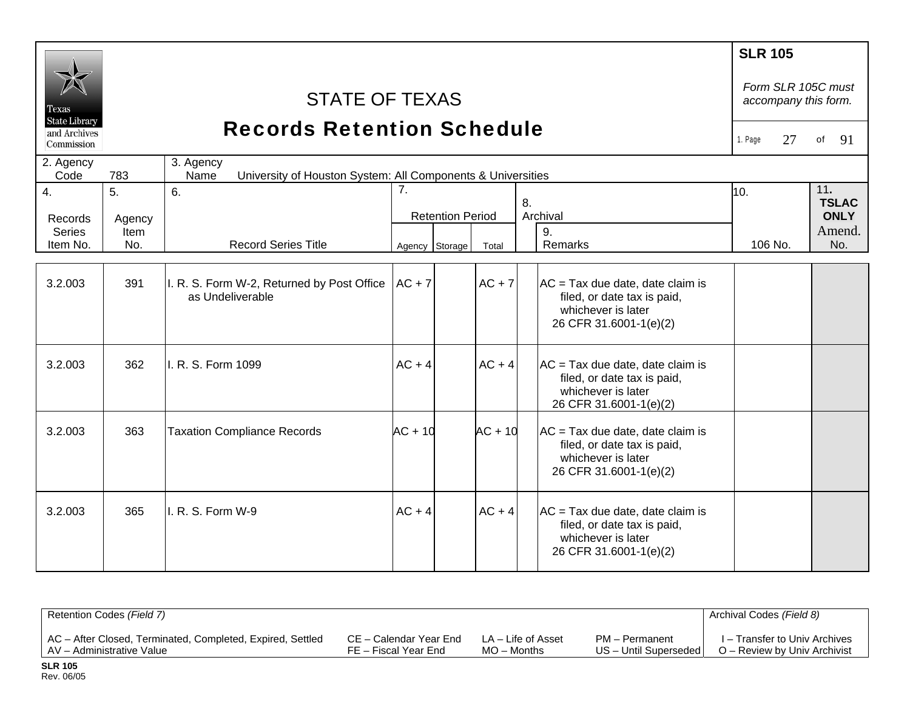# STATE OF TEXAS

## Records Retention Schedule

**SLR 105**

*Form SLR 105C must accompany this form.*

| 2. Agency Code | 783 | 3. Agency Name | University of Houston System: All Components & Universities |
|---|---|---|---|

| 4. Records Series Item No. | 5. Agency Item No. | 6. Record Series Title | 7. Retention Period Agency | Storage | Total | 8. Archival | 9. Remarks | 10. 106 No. | 11. TSLAC ONLY Amend. No. |
|---|---|---|---|---|---|---|---|---|---|
| 3.2.003 | 391 | I. R. S. Form W-2, Returned by Post Office as Undeliverable | AC + 7 | | AC + 7 | | AC = Tax due date, date claim is filed, or date tax is paid, whichever is later 26 CFR 31.6001-1(e)(2) | | |
| 3.2.003 | 362 | I. R. S. Form 1099 | AC + 4 | | AC + 4 | | AC = Tax due date, date claim is filed, or date tax is paid, whichever is later 26 CFR 31.6001-1(e)(2) | | |
| 3.2.003 | 363 | Taxation Compliance Records | AC + 10 | | AC + 10 | | AC = Tax due date, date claim is filed, or date tax is paid, whichever is later 26 CFR 31.6001-1(e)(2) | | |
| 3.2.003 | 365 | I. R. S. Form W-9 | AC + 4 | | AC + 4 | | AC = Tax due date, date claim is filed, or date tax is paid, whichever is later 26 CFR 31.6001-1(e)(2) | | |

Retention Codes *(Field 7)*

AC – After Closed, Terminated, Completed, Expired, Settled
AV – Administrative Value
CE – Calendar Year End
FE – Fiscal Year End
LA – Life of Asset
MO – Months
PM – Permanent
US – Until Superseded

Archival Codes *(Field 8)*

I – Transfer to Univ Archives
O – Review by Univ Archivist

**SLR 105**
Rev. 06/05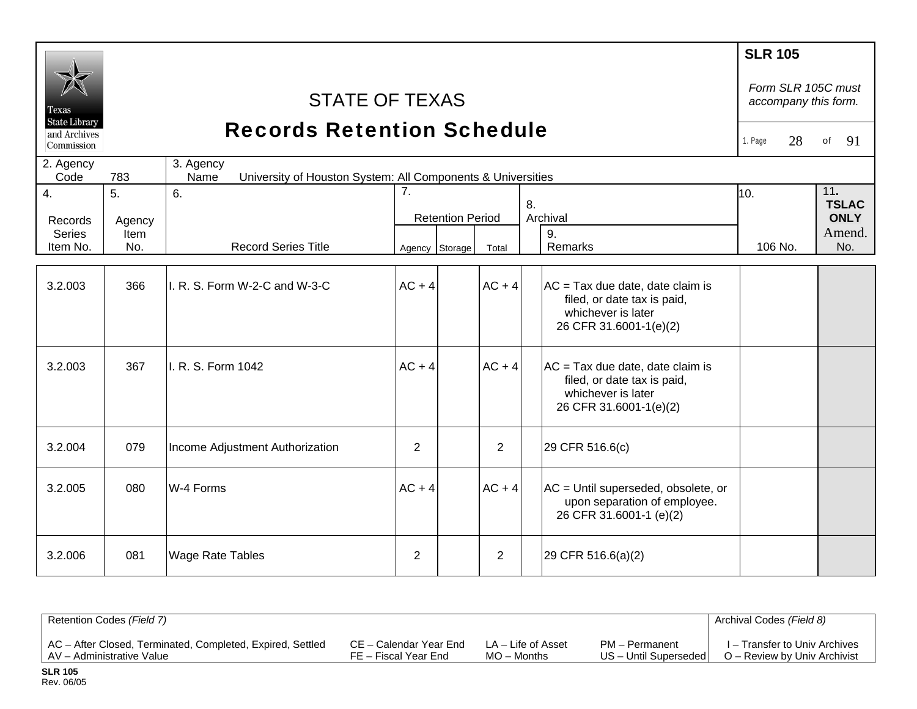# STATE OF TEXAS

## Records Retention Schedule

**SLR 105**

*Form SLR 105C must accompany this form.*

1. Page 28 of 91

| 2. Agency Code | 783 | 3. Agency Name | University of Houston System: All Components & Universities |
|---|---|---|---|

| 4. Records Series Item No. | 5. Agency Item No. | 6. Record Series Title | 7. Retention Period | | | 8. Archival | 9. Remarks | 10. 106 No. | 11. TSLAC ONLY Amend. No. |
|---|---|---|---|---|---|---|---|---|---|
| | | | Agency | Storage | Total | | | | |
| 3.2.003 | 366 | I. R. S. Form W-2-C and W-3-C | AC + 4 | | AC + 4 | | AC = Tax due date, date claim is filed, or date tax is paid, whichever is later 26 CFR 31.6001-1(e)(2) | | |
| 3.2.003 | 367 | I. R. S. Form 1042 | AC + 4 | | AC + 4 | | AC = Tax due date, date claim is filed, or date tax is paid, whichever is later 26 CFR 31.6001-1(e)(2) | | |
| 3.2.004 | 079 | Income Adjustment Authorization | 2 | | 2 | | 29 CFR 516.6(c) | | |
| 3.2.005 | 080 | W-4 Forms | AC + 4 | | AC + 4 | | AC = Until superseded, obsolete, or upon separation of employee. 26 CFR 31.6001-1 (e)(2) | | |
| 3.2.006 | 081 | Wage Rate Tables | 2 | | 2 | | 29 CFR 516.6(a)(2) | | |

| Retention Codes *(Field 7)* | | | | Archival Codes *(Field 8)* |
|---|---|---|---|---|
| AC – After Closed, Terminated, Completed, Expired, Settled | CE – Calendar Year End | LA – Life of Asset | PM – Permanent | I – Transfer to Univ Archives |
| AV – Administrative Value | FE – Fiscal Year End | MO – Months | US – Until Superseded | O – Review by Univ Archivist |

**SLR 105**
Rev. 06/05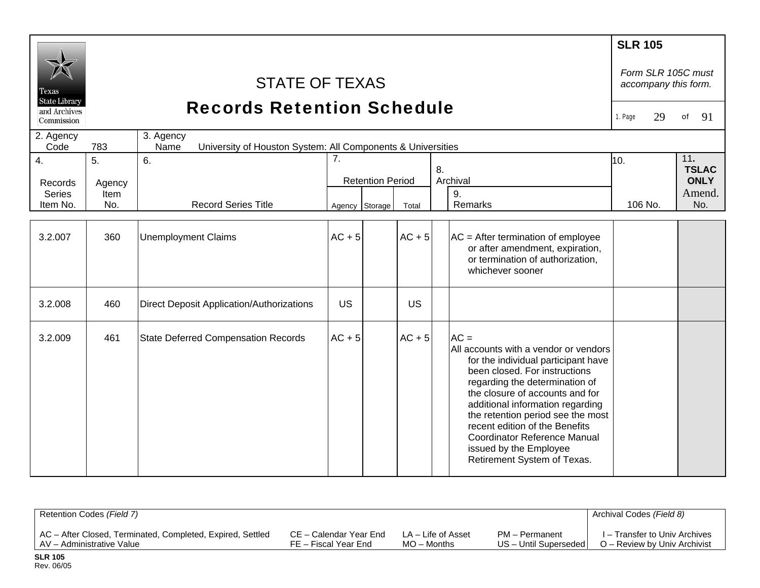# STATE OF TEXAS

## Records Retention Schedule

**SLR 105**

*Form SLR 105C must accompany this form.*

| 2. Agency Code | 783 | 3. Agency Name | University of Houston System: All Components & Universities |
|---|---|---|---|

| 4. Records Series Item No. | 5. Agency Item No. | 6. Record Series Title | 7. Retention Period | | | 8. Archival | 9. Remarks | 10. 106 No. | 11. TSLAC ONLY Amend. No. |
|---|---|---|---|---|---|---|---|---|---|
| | | | Agency | Storage | Total | | | | |
| 3.2.007 | 360 | Unemployment Claims | AC + 5 | | AC + 5 | | AC = After termination of employee or after amendment, expiration, or termination of authorization, whichever sooner | | |
| 3.2.008 | 460 | Direct Deposit Application/Authorizations | US | | US | | | | |
| 3.2.009 | 461 | State Deferred Compensation Records | AC + 5 | | AC + 5 | | AC = All accounts with a vendor or vendors for the individual participant have been closed. For instructions regarding the determination of the closure of accounts and for additional information regarding the retention period see the most recent edition of the Benefits Coordinator Reference Manual issued by the Employee Retirement System of Texas. | | |

Retention Codes *(Field 7)*

AC – After Closed, Terminated, Completed, Expired, Settled
AV – Administrative Value
CE – Calendar Year End
FE – Fiscal Year End
LA – Life of Asset
MO – Months
PM – Permanent
US – Until Superseded

Archival Codes *(Field 8)*

I – Transfer to Univ Archives
O – Review by Univ Archivist

**SLR 105**
Rev. 06/05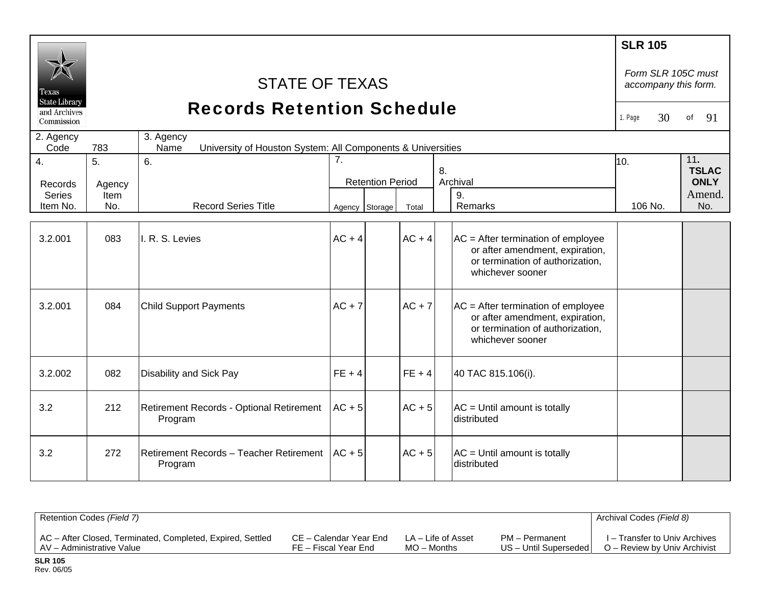Texas State Library and Archives Commission

# STATE OF TEXAS

## Records Retention Schedule

**SLR 105**

*Form SLR 105C must accompany this form.*

| 2. Agency Code | 783 | 3. Agency Name | University of Houston System: All Components & Universities |
|---|---|---|---|

| 4. Records Series Item No. | 5. Agency Item No. | 6. Record Series Title | 7. Retention Period | | | 8. Archival | 9. Remarks | 10. 106 No. | 11. TSLAC ONLY Amend. No. |
|---|---|---|---|---|---|---|---|---|---|
| | | | Agency | Storage | Total | | | | |
| 3.2.001 | 083 | I. R. S. Levies | AC + 4 | | AC + 4 | | AC = After termination of employee or after amendment, expiration, or termination of authorization, whichever sooner | | |
| 3.2.001 | 084 | Child Support Payments | AC + 7 | | AC + 7 | | AC = After termination of employee or after amendment, expiration, or termination of authorization, whichever sooner | | |
| 3.2.002 | 082 | Disability and Sick Pay | FE + 4 | | FE + 4 | | 40 TAC 815.106(i). | | |
| 3.2 | 212 | Retirement Records - Optional Retirement Program | AC + 5 | | AC + 5 | | AC = Until amount is totally distributed | | |
| 3.2 | 272 | Retirement Records – Teacher Retirement Program | AC + 5 | | AC + 5 | | AC = Until amount is totally distributed | | |

Retention Codes *(Field 7)*

AC – After Closed, Terminated, Completed, Expired, Settled
AV – Administrative Value
CE – Calendar Year End
FE – Fiscal Year End
LA – Life of Asset
MO – Months
PM – Permanent
US – Until Superseded

Archival Codes *(Field 8)*

I – Transfer to Univ Archives
O – Review by Univ Archivist

**SLR 105**
Rev. 06/05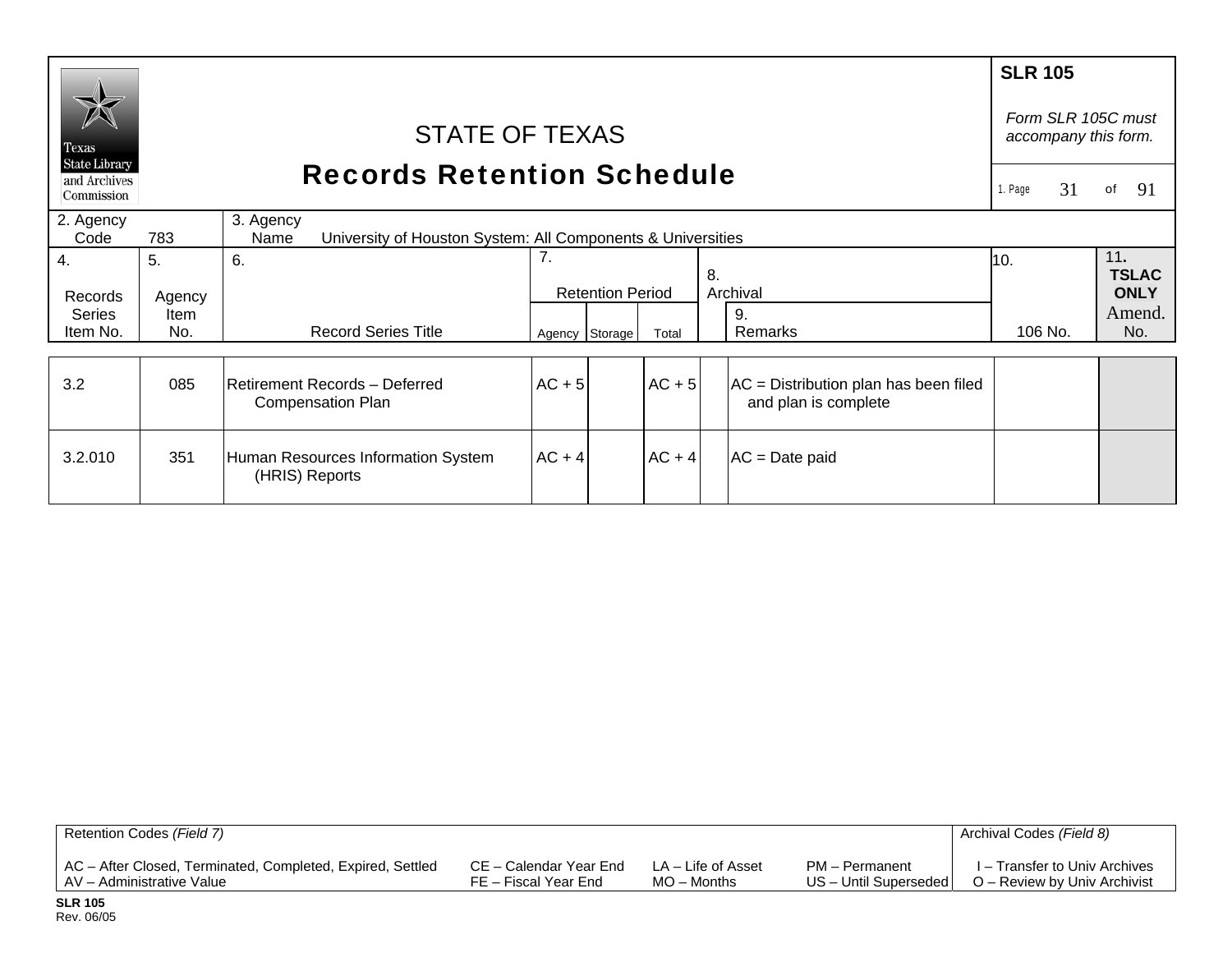# STATE OF TEXAS
## Records Retention Schedule

**SLR 105**

*Form SLR 105C must accompany this form.*

1. Page 31 of 91

| 2. Agency Code | 783 | 3. Agency Name | University of Houston System: All Components & Universities |
|---|---|---|---|

| 4. Records Series Item No. | 5. Agency Item No. | 6. Record Series Title | 7. Retention Period | | | 8. Archival | 9. Remarks | 10. 106 No. | 11. TSLAC ONLY Amend. No. |
|---|---|---|---|---|---|---|---|---|---|
| | | | Agency | Storage | Total | | | | |
| 3.2 | 085 | Retirement Records – Deferred Compensation Plan | AC + 5 | | AC + 5 | | AC = Distribution plan has been filed and plan is complete | | |
| 3.2.010 | 351 | Human Resources Information System (HRIS) Reports | AC + 4 | | AC + 4 | | AC = Date paid | | |

| Retention Codes *(Field 7)* | | | | Archival Codes *(Field 8)* |
|---|---|---|---|---|
| AC – After Closed, Terminated, Completed, Expired, Settled | CE – Calendar Year End | LA – Life of Asset | PM – Permanent | I – Transfer to Univ Archives |
| AV – Administrative Value | FE – Fiscal Year End | MO – Months | US – Until Superseded | O – Review by Univ Archivist |

**SLR 105**
Rev. 06/05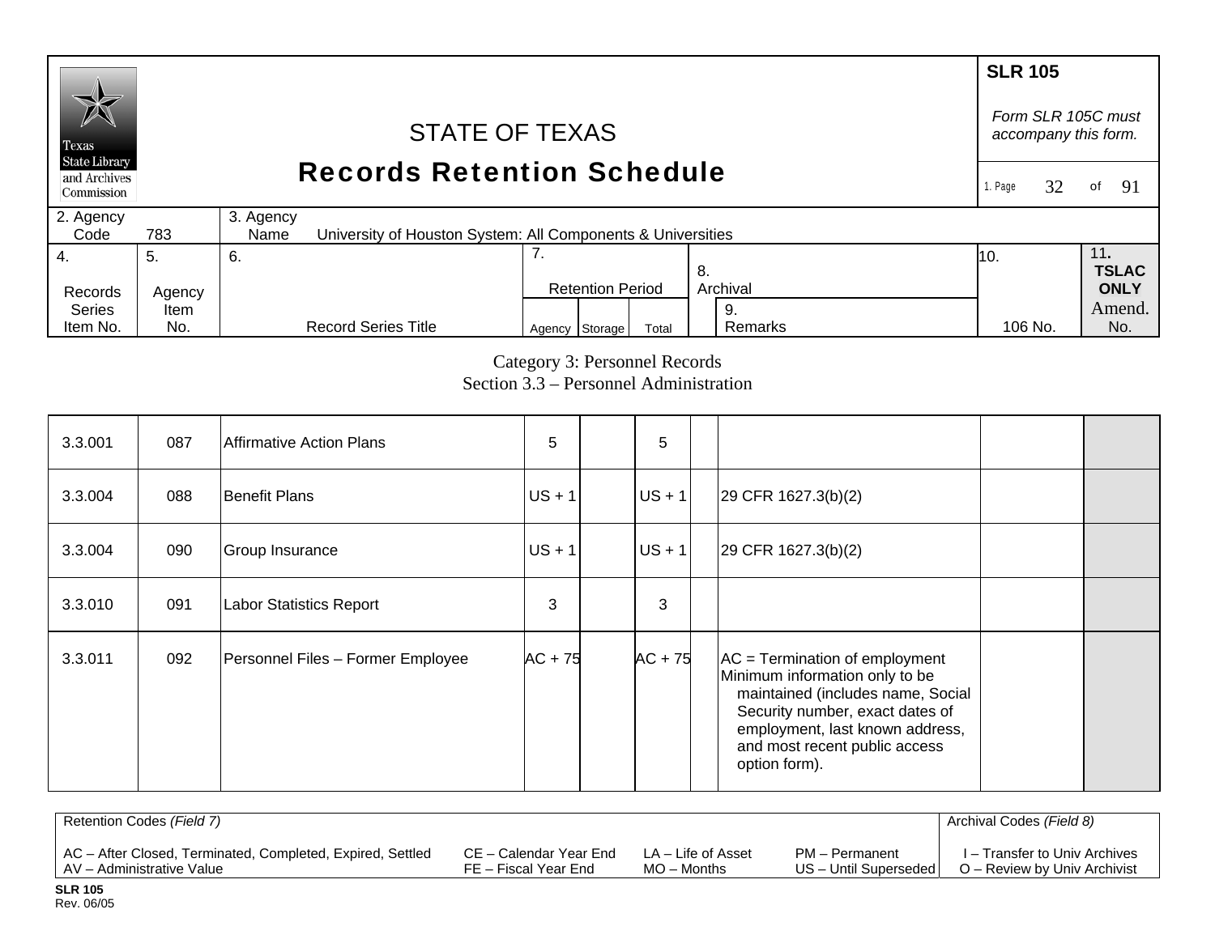**SLR 105**

*Form SLR 105C must accompany this form.*

# STATE OF TEXAS
## Records Retention Schedule

1. Page 32 of 91

| 2. Agency Code | 783 | 3. Agency Name | University of Houston System: All Components & Universities |
|---|---|---|---|

Category 3: Personnel Records
Section 3.3 – Personnel Administration

| 4. Records Series Item No. | 5. Agency Item No. | 6. Record Series Title | 7. Retention Period Agency | Storage | Total | 8. Archival | 9. Remarks | 10. 106 No. | 11. TSLAC ONLY Amend. No. |
|---|---|---|---|---|---|---|---|---|---|
| 3.3.001 | 087 | Affirmative Action Plans | 5 | | 5 | | | | |
| 3.3.004 | 088 | Benefit Plans | US + 1 | | US + 1 | | 29 CFR 1627.3(b)(2) | | |
| 3.3.004 | 090 | Group Insurance | US + 1 | | US + 1 | | 29 CFR 1627.3(b)(2) | | |
| 3.3.010 | 091 | Labor Statistics Report | 3 | | 3 | | | | |
| 3.3.011 | 092 | Personnel Files – Former Employee | AC + 75 | | AC + 75 | | AC = Termination of employment<br>Minimum information only to be maintained (includes name, Social Security number, exact dates of employment, last known address, and most recent public access option form). | | |

Retention Codes *(Field 7)*

AC – After Closed, Terminated, Completed, Expired, Settled
AV – Administrative Value
CE – Calendar Year End
FE – Fiscal Year End
LA – Life of Asset
MO – Months
PM – Permanent
US – Until Superseded

Archival Codes *(Field 8)*

I – Transfer to Univ Archives
O – Review by Univ Archivist

**SLR 105**
Rev. 06/05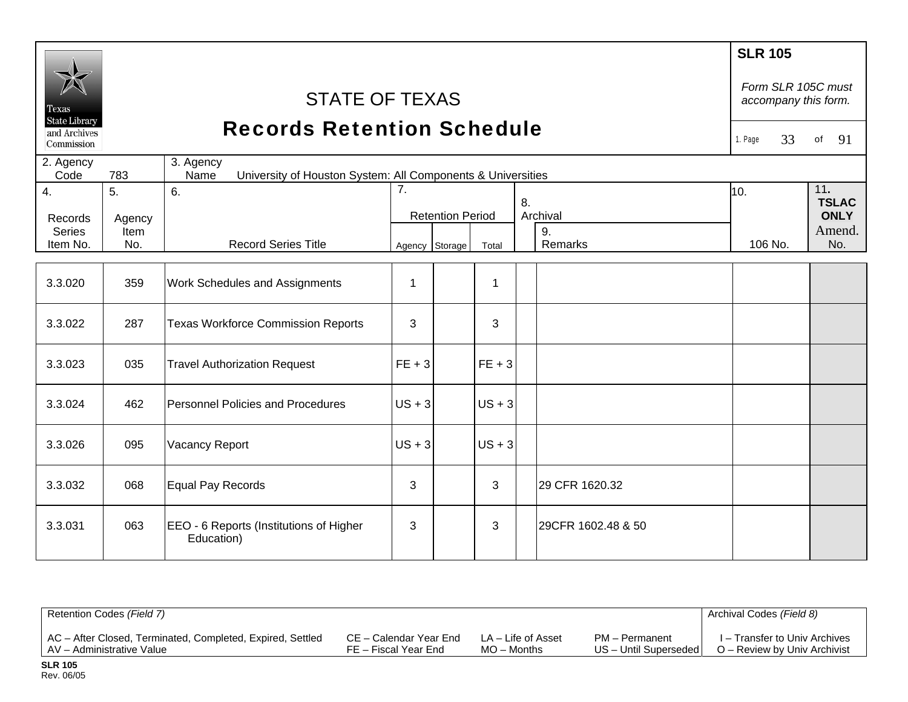**SLR 105**

*Form SLR 105C must accompany this form.*

# STATE OF TEXAS
# Records Retention Schedule

Texas State Library and Archives Commission

1. Page 33 of 91

2. Agency Code: 783

3. Agency Name: University of Houston System: All Components & Universities

| 4. Records Series Item No. | 5. Agency Item No. | 6. Record Series Title | 7. Retention Period: Agency | Storage | Total | 8. Archival | 9. Remarks | 10. 106 No. | 11. TSLAC ONLY Amend. No. |
|---|---|---|---|---|---|---|---|---|---|
| 3.3.020 | 359 | Work Schedules and Assignments | 1 | | 1 | | | | |
| 3.3.022 | 287 | Texas Workforce Commission Reports | 3 | | 3 | | | | |
| 3.3.023 | 035 | Travel Authorization Request | FE + 3 | | FE + 3 | | | | |
| 3.3.024 | 462 | Personnel Policies and Procedures | US + 3 | | US + 3 | | | | |
| 3.3.026 | 095 | Vacancy Report | US + 3 | | US + 3 | | | | |
| 3.3.032 | 068 | Equal Pay Records | 3 | | 3 | | 29 CFR 1620.32 | | |
| 3.3.031 | 063 | EEO - 6 Reports (Institutions of Higher Education) | 3 | | 3 | | 29CFR 1602.48 & 50 | | |

Retention Codes *(Field 7)*

AC – After Closed, Terminated, Completed, Expired, Settled
AV – Administrative Value
CE – Calendar Year End
FE – Fiscal Year End
LA – Life of Asset
MO – Months
PM – Permanent
US – Until Superseded

Archival Codes *(Field 8)*

I – Transfer to Univ Archives
O – Review by Univ Archivist

**SLR 105**
Rev. 06/05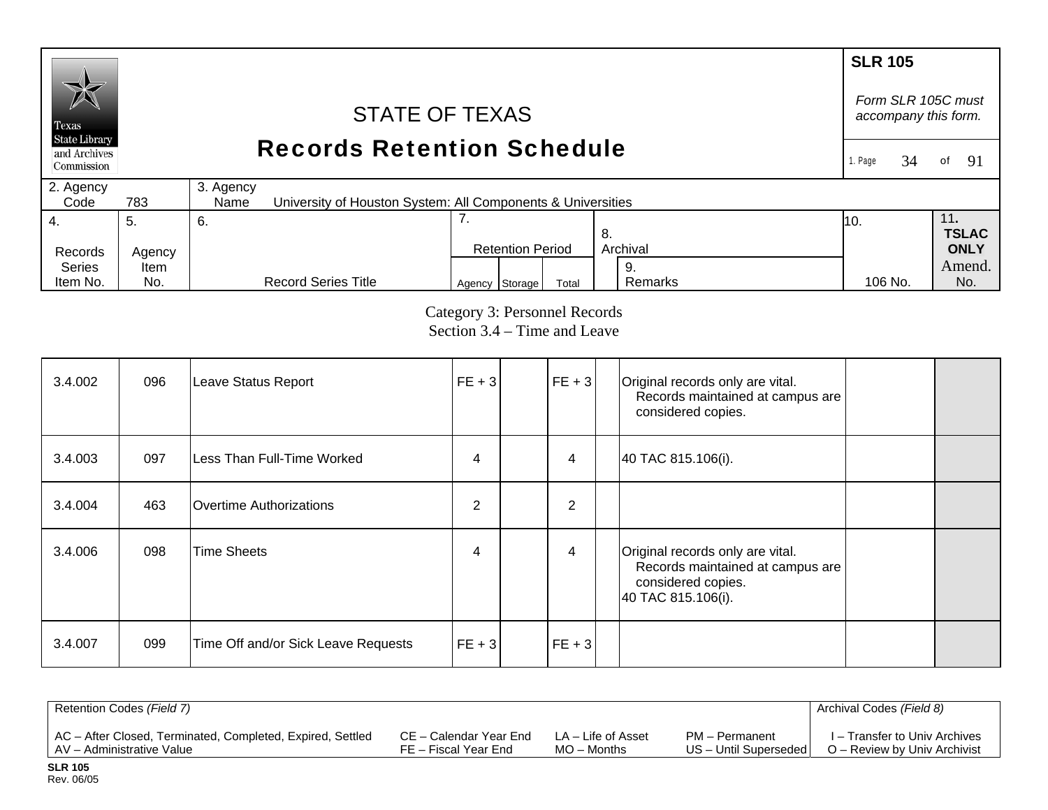**SLR 105**

*Form SLR 105C must accompany this form.*

# STATE OF TEXAS
## Records Retention Schedule

| 2. Agency Code | 783 | 3. Agency Name | University of Houston System: All Components & Universities |
|---|---|---|---|

| 4. Records Series Item No. | 5. Agency Item No. | 6. Record Series Title | 7. Retention Period Agency | Storage | Total | 8. Archival | 9. Remarks | 10. 106 No. | 11. TSLAC ONLY Amend. No. |
|---|---|---|---|---|---|---|---|---|---|
| 3.4.002 | 096 | Leave Status Report | FE + 3 | | FE + 3 | | Original records only are vital. Records maintained at campus are considered copies. | | |
| 3.4.003 | 097 | Less Than Full-Time Worked | 4 | | 4 | | 40 TAC 815.106(i). | | |
| 3.4.004 | 463 | Overtime Authorizations | 2 | | 2 | | | | |
| 3.4.006 | 098 | Time Sheets | 4 | | 4 | | Original records only are vital. Records maintained at campus are considered copies. 40 TAC 815.106(i). | | |
| 3.4.007 | 099 | Time Off and/or Sick Leave Requests | FE + 3 | | FE + 3 | | | | |

Category 3: Personnel Records
Section 3.4 – Time and Leave

Retention Codes *(Field 7)*

AC – After Closed, Terminated, Completed, Expired, Settled
AV – Administrative Value
CE – Calendar Year End
FE – Fiscal Year End
LA – Life of Asset
MO – Months
PM – Permanent
US – Until Superseded

Archival Codes *(Field 8)*

I – Transfer to Univ Archives
O – Review by Univ Archivist

**SLR 105**
Rev. 06/05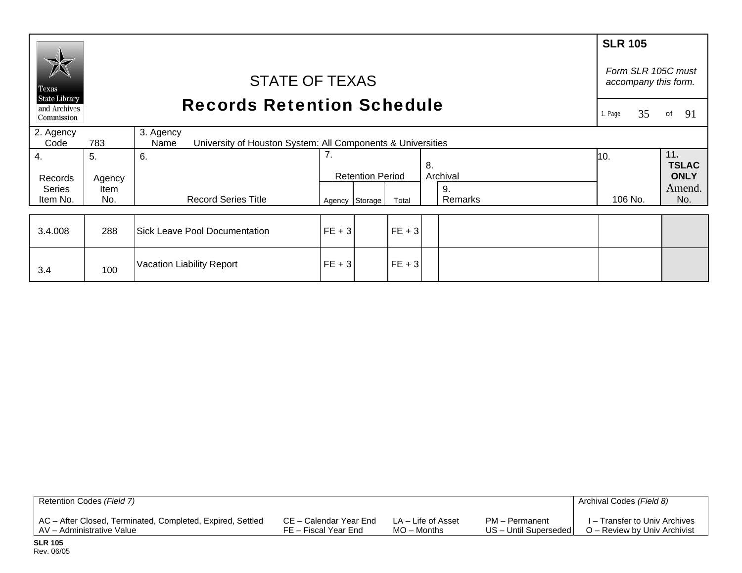# STATE OF TEXAS

## Records Retention Schedule

**SLR 105**

*Form SLR 105C must accompany this form.*

2. Agency Code: 783

3. Agency Name: University of Houston System: All Components & Universities

| 4. Records Series Item No. | 5. Agency Item No. | 6. Record Series Title | 7. Retention Period – Agency | Storage | Total | 8. Archival | 9. Remarks | 10. 106 No. | 11. TSLAC ONLY Amend. No. |
|---|---|---|---|---|---|---|---|---|---|
| 3.4.008 | 288 | Sick Leave Pool Documentation | FE + 3 | | FE + 3 | | | | |
| 3.4 | 100 | Vacation Liability Report | FE + 3 | | FE + 3 | | | | |

| Retention Codes *(Field 7)* | | | | Archival Codes *(Field 8)* |
|---|---|---|---|---|
| AC – After Closed, Terminated, Completed, Expired, Settled | CE – Calendar Year End | LA – Life of Asset | PM – Permanent | I – Transfer to Univ Archives |
| AV – Administrative Value | FE – Fiscal Year End | MO – Months | US – Until Superseded | O – Review by Univ Archivist |

**SLR 105**
Rev. 06/05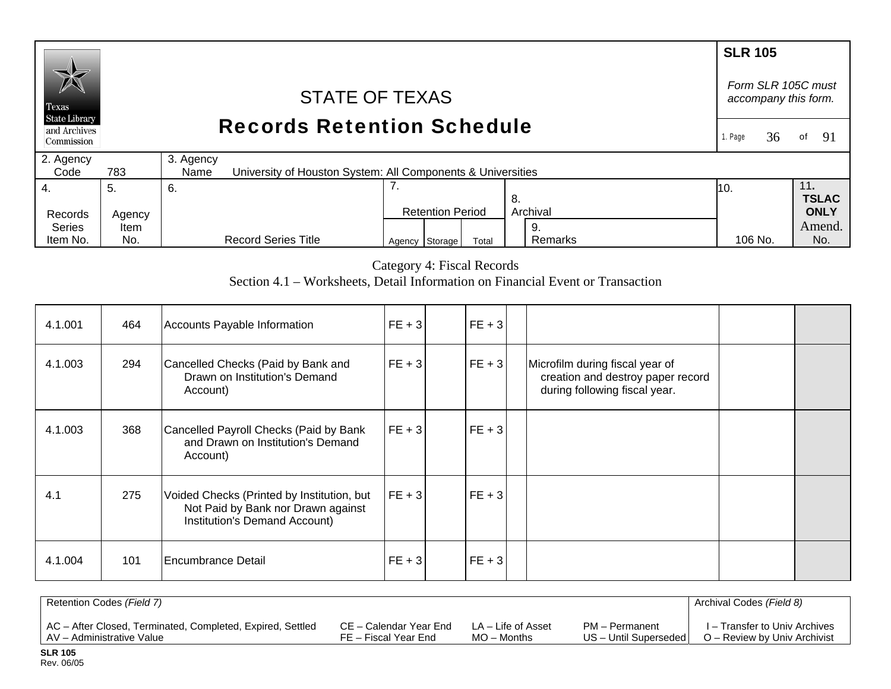# STATE OF TEXAS
## Records Retention Schedule

**SLR 105**

*Form SLR 105C must accompany this form.*

| 2. Agency Code | 783 | 3. Agency Name | University of Houston System: All Components & Universities |
|---|---|---|---|

| 4. Records Series Item No. | 5. Agency Item No. | 6. Record Series Title | 7. Retention Period Agency | Storage | Total | 8. Archival | 9. Remarks | 10. 106 No. | 11. TSLAC ONLY Amend. No. |
|---|---|---|---|---|---|---|---|---|---|

Category 4: Fiscal Records

Section 4.1 – Worksheets, Detail Information on Financial Event or Transaction

| Records Series Item No. | Agency Item No. | Record Series Title | Agency | Storage | Total | Archival | Remarks | 106 No. | Amend. No. |
|---|---|---|---|---|---|---|---|---|---|
| 4.1.001 | 464 | Accounts Payable Information | FE + 3 | | FE + 3 | | | | |
| 4.1.003 | 294 | Cancelled Checks (Paid by Bank and Drawn on Institution's Demand Account) | FE + 3 | | FE + 3 | | Microfilm during fiscal year of creation and destroy paper record during following fiscal year. | | |
| 4.1.003 | 368 | Cancelled Payroll Checks (Paid by Bank and Drawn on Institution's Demand Account) | FE + 3 | | FE + 3 | | | | |
| 4.1 | 275 | Voided Checks (Printed by Institution, but Not Paid by Bank nor Drawn against Institution's Demand Account) | FE + 3 | | FE + 3 | | | | |
| 4.1.004 | 101 | Encumbrance Detail | FE + 3 | | FE + 3 | | | | |

Retention Codes *(Field 7)*

AC – After Closed, Terminated, Completed, Expired, Settled
AV – Administrative Value
CE – Calendar Year End
FE – Fiscal Year End
LA – Life of Asset
MO – Months
PM – Permanent
US – Until Superseded

Archival Codes *(Field 8)*

I – Transfer to Univ Archives
O – Review by Univ Archivist

**SLR 105**
Rev. 06/05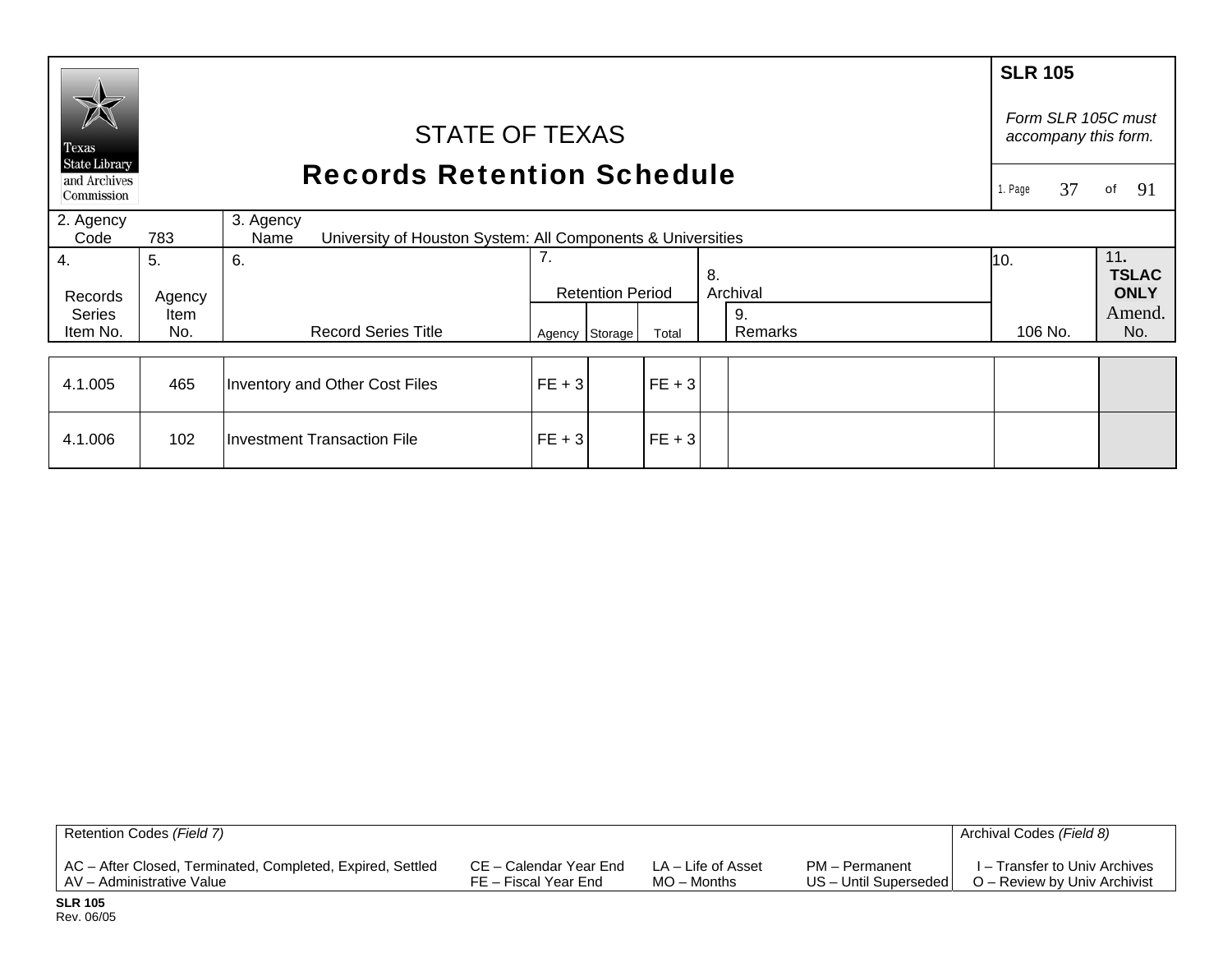**SLR 105**

*Form SLR 105C must accompany this form.*

# STATE OF TEXAS
## Records Retention Schedule

| 2. Agency Code | 783 | 3. Agency Name | University of Houston System: All Components & Universities |
|---|---|---|---|

| 4. Records Series Item No. | 5. Agency Item No. | 6. Record Series Title | 7. Retention Period Agency | Storage | Total | 8. Archival | 9. Remarks | 10. 106 No. | 11. TSLAC ONLY Amend. No. |
|---|---|---|---|---|---|---|---|---|---|
| 4.1.005 | 465 | Inventory and Other Cost Files | FE + 3 | | FE + 3 | | | | |
| 4.1.006 | 102 | Investment Transaction File | FE + 3 | | FE + 3 | | | | |

| Retention Codes *(Field 7)* | | | | Archival Codes *(Field 8)* |
|---|---|---|---|---|
| AC – After Closed, Terminated, Completed, Expired, Settled | CE – Calendar Year End | LA – Life of Asset | PM – Permanent | I – Transfer to Univ Archives |
| AV – Administrative Value | FE – Fiscal Year End | MO – Months | US – Until Superseded | O – Review by Univ Archivist |

**SLR 105**
Rev. 06/05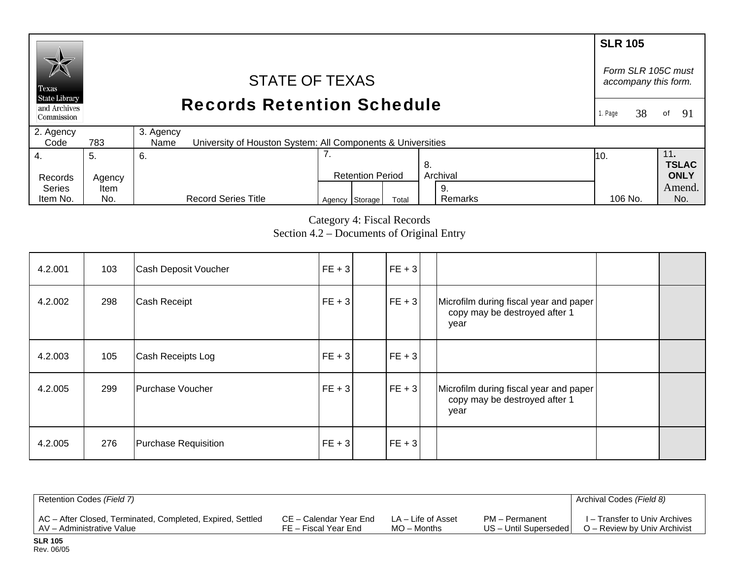# STATE OF TEXAS
## Records Retention Schedule

**SLR 105**

*Form SLR 105C must accompany this form.*

| 2. Agency Code | 783 | 3. Agency Name | University of Houston System: All Components & Universities |
|---|---|---|---|

| 4. Records Series Item No. | 5. Agency Item No. | 6. Record Series Title | 7. Retention Period | | | 8. Archival | 9. Remarks | 10. 106 No. | 11. TSLAC ONLY Amend. No. |
|---|---|---|---|---|---|---|---|---|---|
| | | | Agency | Storage | Total | | | | |

Category 4: Fiscal Records
Section 4.2 – Documents of Original Entry

| 4. Records Series Item No. | 5. Agency Item No. | 6. Record Series Title | Agency | Storage | Total | 8. Archival | 9. Remarks | 10. 106 No. | 11. Amend. No. |
|---|---|---|---|---|---|---|---|---|---|
| 4.2.001 | 103 | Cash Deposit Voucher | FE + 3 | | FE + 3 | | | | |
| 4.2.002 | 298 | Cash Receipt | FE + 3 | | FE + 3 | | Microfilm during fiscal year and paper copy may be destroyed after 1 year | | |
| 4.2.003 | 105 | Cash Receipts Log | FE + 3 | | FE + 3 | | | | |
| 4.2.005 | 299 | Purchase Voucher | FE + 3 | | FE + 3 | | Microfilm during fiscal year and paper copy may be destroyed after 1 year | | |
| 4.2.005 | 276 | Purchase Requisition | FE + 3 | | FE + 3 | | | | |

| Retention Codes *(Field 7)* | | | | Archival Codes *(Field 8)* |
|---|---|---|---|---|
| AC – After Closed, Terminated, Completed, Expired, Settled | CE – Calendar Year End | LA – Life of Asset | PM – Permanent | I – Transfer to Univ Archives |
| AV – Administrative Value | FE – Fiscal Year End | MO – Months | US – Until Superseded | O – Review by Univ Archivist |

**SLR 105**
Rev. 06/05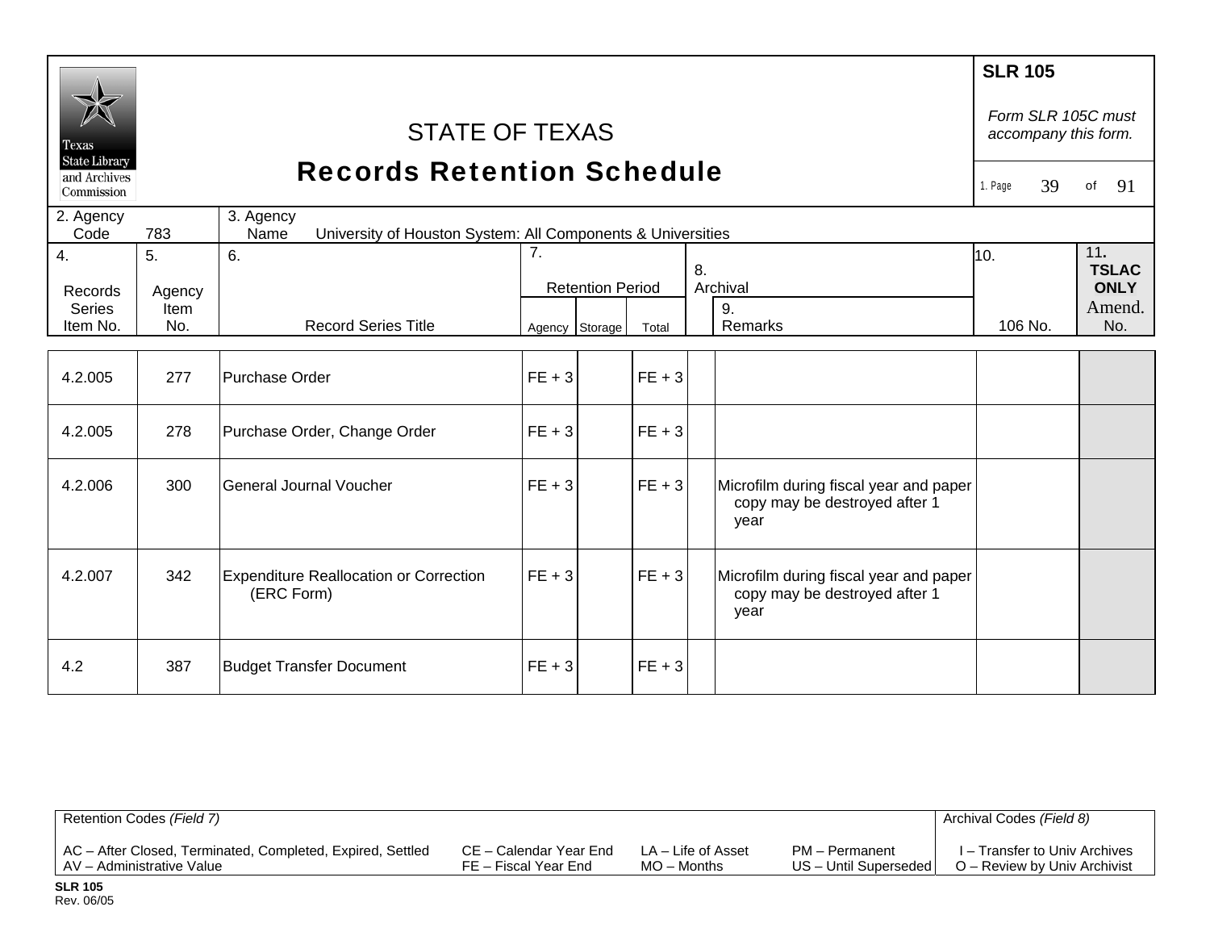# STATE OF TEXAS
## Records Retention Schedule

**SLR 105**

*Form SLR 105C must accompany this form.*

| 2. Agency Code | 783 | 3. Agency Name | University of Houston System: All Components & Universities |
|---|---|---|---|

| 4. Records Series Item No. | 5. Agency Item No. | 6. Record Series Title | 7. Retention Period Agency | Storage | Total | 8. Archival | 9. Remarks | 10. 106 No. | 11. TSLAC ONLY Amend. No. |
|---|---|---|---|---|---|---|---|---|---|
| 4.2.005 | 277 | Purchase Order | FE + 3 | | FE + 3 | | | | |
| 4.2.005 | 278 | Purchase Order, Change Order | FE + 3 | | FE + 3 | | | | |
| 4.2.006 | 300 | General Journal Voucher | FE + 3 | | FE + 3 | | Microfilm during fiscal year and paper copy may be destroyed after 1 year | | |
| 4.2.007 | 342 | Expenditure Reallocation or Correction (ERC Form) | FE + 3 | | FE + 3 | | Microfilm during fiscal year and paper copy may be destroyed after 1 year | | |
| 4.2 | 387 | Budget Transfer Document | FE + 3 | | FE + 3 | | | | |

| Retention Codes *(Field 7)* | | | | Archival Codes *(Field 8)* |
|---|---|---|---|---|
| AC – After Closed, Terminated, Completed, Expired, Settled | CE – Calendar Year End | LA – Life of Asset | PM – Permanent | I – Transfer to Univ Archives |
| AV – Administrative Value | FE – Fiscal Year End | MO – Months | US – Until Superseded | O – Review by Univ Archivist |

**SLR 105**
Rev. 06/05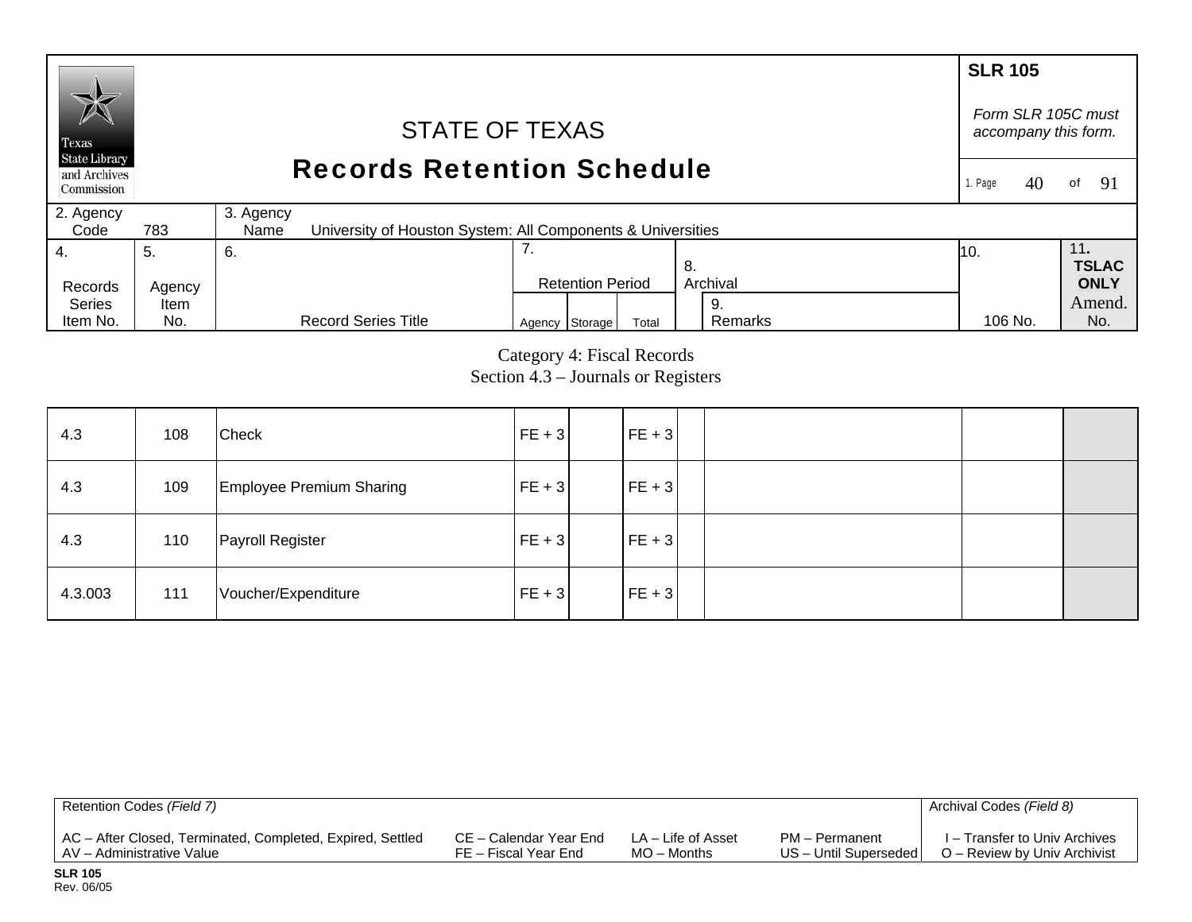SLR 105

*Form SLR 105C must accompany this form.*

# STATE OF TEXAS
## Records Retention Schedule

| 2. Agency Code | 783 | 3. Agency Name | University of Houston System: All Components & Universities |
|---|---|---|---|

| 4. Records Series Item No. | 5. Agency Item No. | 6. Record Series Title | 7. Retention Period Agency | Storage | Total | 8. Archival | 9. Remarks | 10. 106 No. | 11. TSLAC ONLY Amend. No. |
|---|---|---|---|---|---|---|---|---|---|

Category 4: Fiscal Records
Section 4.3 – Journals or Registers

| 4. Records Series Item No. | 5. Agency Item No. | 6. Record Series Title | 7. Agency | 7. Storage | 7. Total | 8. Archival | 9. Remarks | 10. 106 No. | 11. Amend. No. |
|---|---|---|---|---|---|---|---|---|---|
| 4.3 | 108 | Check | FE + 3 | | FE + 3 | | | | |
| 4.3 | 109 | Employee Premium Sharing | FE + 3 | | FE + 3 | | | | |
| 4.3 | 110 | Payroll Register | FE + 3 | | FE + 3 | | | | |
| 4.3.003 | 111 | Voucher/Expenditure | FE + 3 | | FE + 3 | | | | |

Retention Codes *(Field 7)*

AC – After Closed, Terminated, Completed, Expired, Settled
AV – Administrative Value
CE – Calendar Year End
FE – Fiscal Year End
LA – Life of Asset
MO – Months
PM – Permanent
US – Until Superseded

Archival Codes *(Field 8)*

I – Transfer to Univ Archives
O – Review by Univ Archivist

**SLR 105**
Rev. 06/05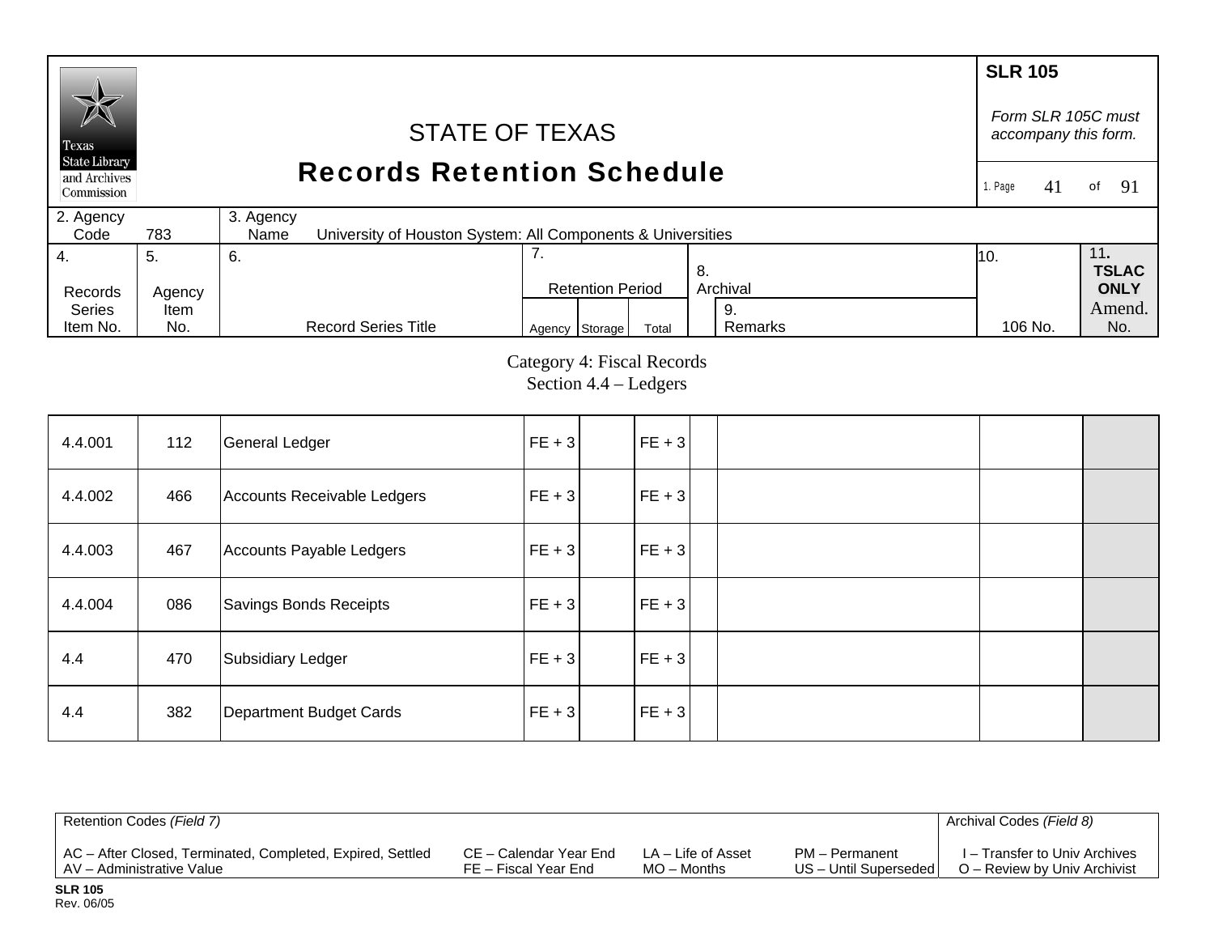# STATE OF TEXAS
## Records Retention Schedule

**SLR 105**

*Form SLR 105C must accompany this form.*

| 2. Agency Code | 783 | 3. Agency Name | University of Houston System: All Components & Universities |
|---|---|---|---|

Category 4: Fiscal Records
Section 4.4 – Ledgers

| 4. Records Series Item No. | 5. Agency Item No. | 6. Record Series Title | 7. Retention Period Agency | Storage | Total | 8. Archival | 9. Remarks | 10. 106 No. | 11. TSLAC ONLY Amend. No. |
|---|---|---|---|---|---|---|---|---|---|
| 4.4.001 | 112 | General Ledger | FE + 3 | | FE + 3 | | | | |
| 4.4.002 | 466 | Accounts Receivable Ledgers | FE + 3 | | FE + 3 | | | | |
| 4.4.003 | 467 | Accounts Payable Ledgers | FE + 3 | | FE + 3 | | | | |
| 4.4.004 | 086 | Savings Bonds Receipts | FE + 3 | | FE + 3 | | | | |
| 4.4 | 470 | Subsidiary Ledger | FE + 3 | | FE + 3 | | | | |
| 4.4 | 382 | Department Budget Cards | FE + 3 | | FE + 3 | | | | |

| Retention Codes *(Field 7)* | | | | Archival Codes *(Field 8)* |
|---|---|---|---|---|
| AC – After Closed, Terminated, Completed, Expired, Settled | CE – Calendar Year End | LA – Life of Asset | PM – Permanent | I – Transfer to Univ Archives |
| AV – Administrative Value | FE – Fiscal Year End | MO – Months | US – Until Superseded | O – Review by Univ Archivist |

**SLR 105**
Rev. 06/05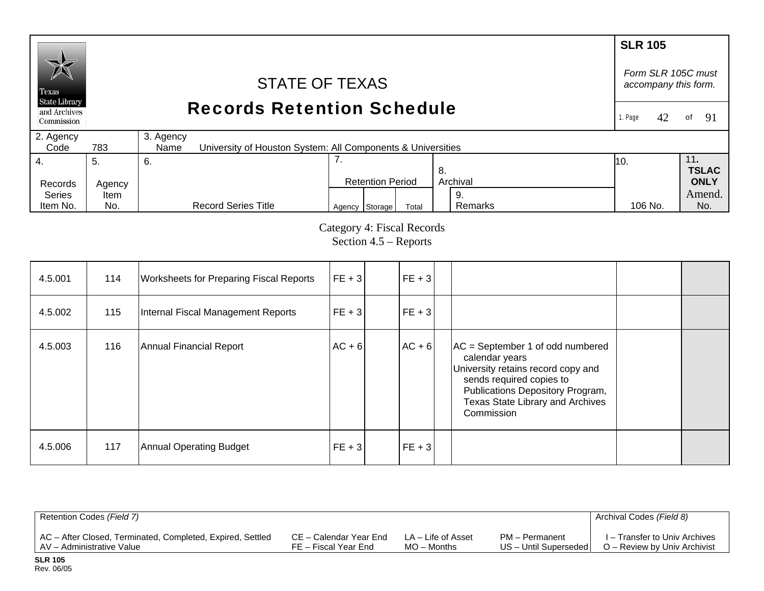# STATE OF TEXAS
## Records Retention Schedule

**SLR 105**

*Form SLR 105C must accompany this form.*

| 2. Agency Code | 783 | 3. Agency Name | University of Houston System: All Components & Universities |
|---|---|---|---|

| 4. Records Series Item No. | 5. Agency Item No. | 6. Record Series Title | 7. Retention Period Agency | Storage | Total | 8. Archival | 9. Remarks | 10. 106 No. | 11. TSLAC ONLY Amend. No. |
|---|---|---|---|---|---|---|---|---|---|

Category 4: Fiscal Records
Section 4.5 – Reports

| 4. Records Series Item No. | 5. Agency Item No. | 6. Record Series Title | Agency | Storage | Total | 8. Archival | 9. Remarks | 10. 106 No. | 11. Amend. No. |
|---|---|---|---|---|---|---|---|---|---|
| 4.5.001 | 114 | Worksheets for Preparing Fiscal Reports | FE + 3 | | FE + 3 | | | | |
| 4.5.002 | 115 | Internal Fiscal Management Reports | FE + 3 | | FE + 3 | | | | |
| 4.5.003 | 116 | Annual Financial Report | AC + 6 | | AC + 6 | | AC = September 1 of odd numbered calendar years<br>University retains record copy and sends required copies to Publications Depository Program, Texas State Library and Archives Commission | | |
| 4.5.006 | 117 | Annual Operating Budget | FE + 3 | | FE + 3 | | | | |

| Retention Codes *(Field 7)* | | | | Archival Codes *(Field 8)* |
|---|---|---|---|---|
| AC – After Closed, Terminated, Completed, Expired, Settled | CE – Calendar Year End | LA – Life of Asset | PM – Permanent | I – Transfer to Univ Archives |
| AV – Administrative Value | FE – Fiscal Year End | MO – Months | US – Until Superseded | O – Review by Univ Archivist |

**SLR 105**
Rev. 06/05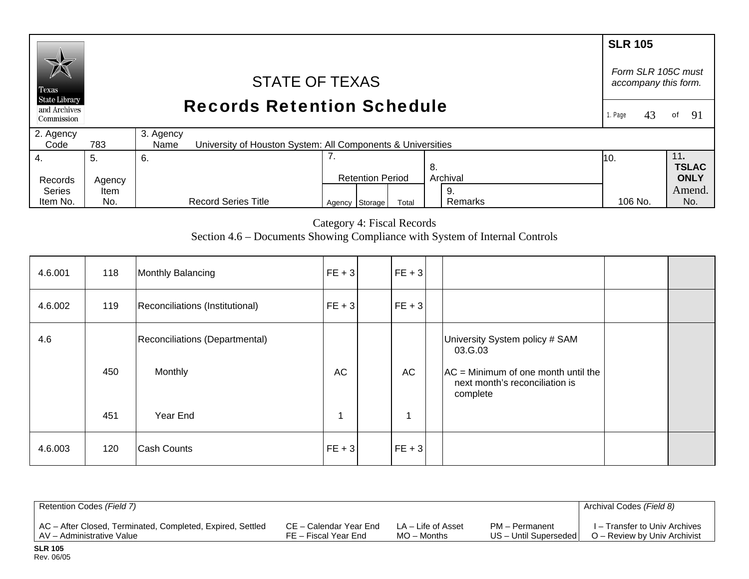# STATE OF TEXAS
## Records Retention Schedule

**SLR 105**

*Form SLR 105C must accompany this form.*

| 2. Agency Code | 783 | 3. Agency Name | University of Houston System: All Components & Universities |
|---|---|---|---|

Category 4: Fiscal Records

Section 4.6 – Documents Showing Compliance with System of Internal Controls

| 4. Records Series Item No. | 5. Agency Item No. | 6. Record Series Title | 7. Retention Period Agency | Storage | Total | 8. Archival | 9. Remarks | 10. 106 No. | 11. TSLAC ONLY Amend. No. |
|---|---|---|---|---|---|---|---|---|---|
| 4.6.001 | 118 | Monthly Balancing | FE + 3 | | FE + 3 | | | | |
| 4.6.002 | 119 | Reconciliations (Institutional) | FE + 3 | | FE + 3 | | | | |
| 4.6 | | Reconciliations (Departmental) | | | | | University System policy # SAM 03.G.03 | | |
| | 450 | Monthly | AC | | AC | | AC = Minimum of one month until the next month's reconciliation is complete | | |
| | 451 | Year End | 1 | | 1 | | | | |
| 4.6.003 | 120 | Cash Counts | FE + 3 | | FE + 3 | | | | |

| Retention Codes *(Field 7)* | | | | Archival Codes *(Field 8)* |
|---|---|---|---|---|
| AC – After Closed, Terminated, Completed, Expired, Settled | CE – Calendar Year End | LA – Life of Asset | PM – Permanent | I – Transfer to Univ Archives |
| AV – Administrative Value | FE – Fiscal Year End | MO – Months | US – Until Superseded | O – Review by Univ Archivist |

**SLR 105**
Rev. 06/05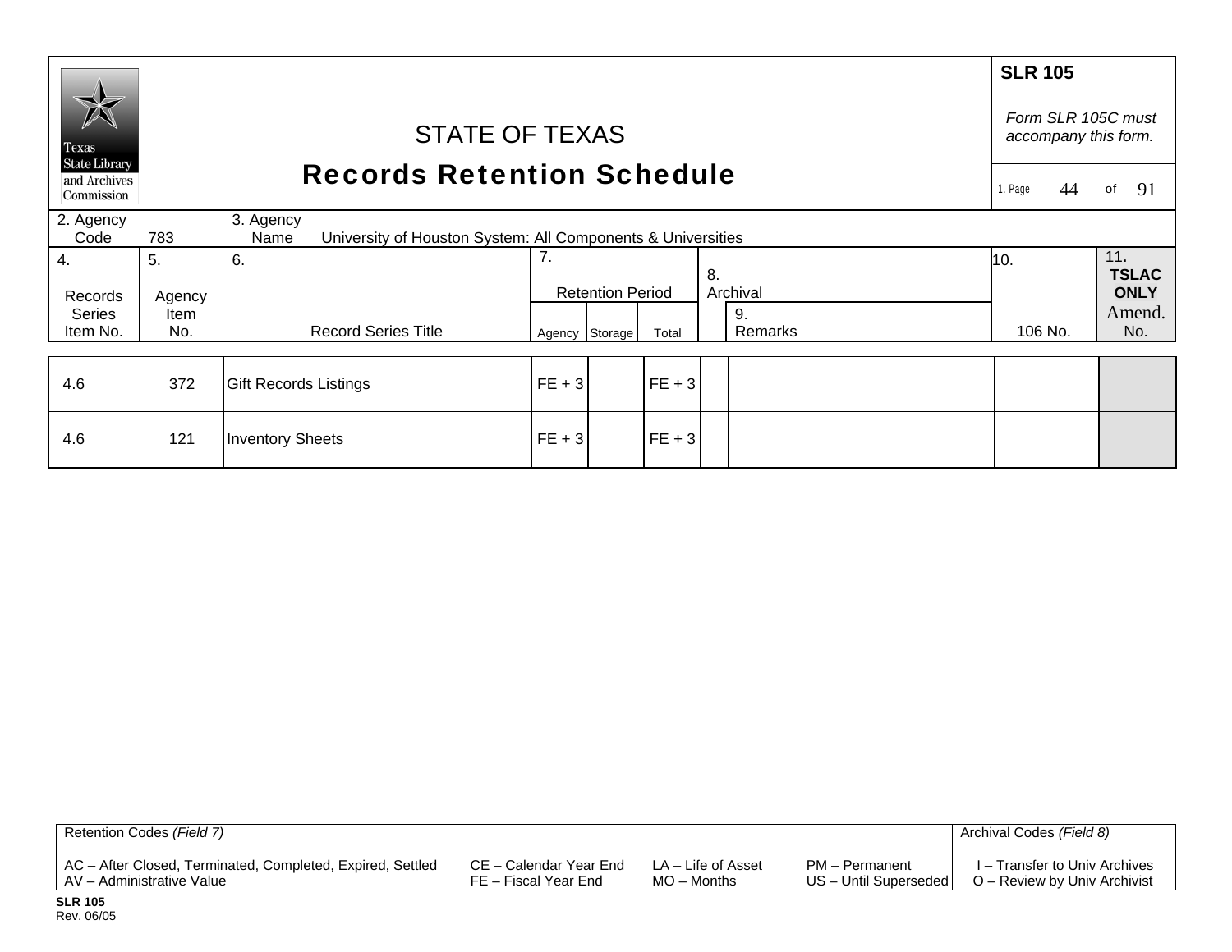# STATE OF TEXAS

## Records Retention Schedule

**SLR 105**

*Form SLR 105C must accompany this form.*

| 2. Agency Code | 783 | 3. Agency Name | University of Houston System: All Components & Universities |
|---|---|---|---|

| 4. Records Series Item No. | 5. Agency Item No. | 6. Record Series Title | 7. Retention Period | | | 8. Archival | 9. Remarks | 10. 106 No. | 11. TSLAC ONLY Amend. No. |
|---|---|---|---|---|---|---|---|---|---|
| | | | Agency | Storage | Total | | | | |
| 4.6 | 372 | Gift Records Listings | FE + 3 | | FE + 3 | | | | |
| 4.6 | 121 | Inventory Sheets | FE + 3 | | FE + 3 | | | | |

Retention Codes *(Field 7)*

AC – After Closed, Terminated, Completed, Expired, Settled
AV – Administrative Value
CE – Calendar Year End
FE – Fiscal Year End
LA – Life of Asset
MO – Months
PM – Permanent
US – Until Superseded

Archival Codes *(Field 8)*

I – Transfer to Univ Archives
O – Review by Univ Archivist

**SLR 105**
Rev. 06/05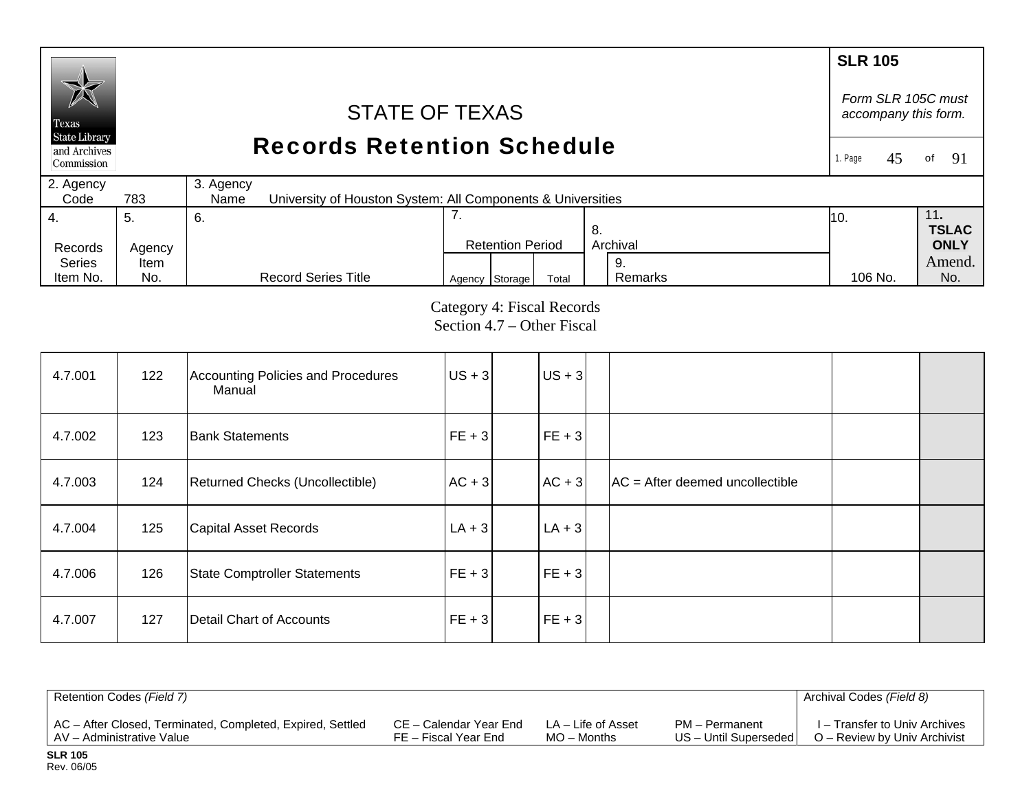**SLR 105**

*Form SLR 105C must accompany this form.*

Texas State Library and Archives Commission

# STATE OF TEXAS
# Records Retention Schedule

| 2. Agency Code | 783 | 3. Agency Name | University of Houston System: All Components & Universities |
|---|---|---|---|

| 4. Records Series Item No. | 5. Agency Item No. | 6. Record Series Title | 7. Retention Period – Agency | Storage | Total | 8. Archival | 9. Remarks | 10. 106 No. | 11. TSLAC ONLY Amend. No. |
|---|---|---|---|---|---|---|---|---|---|

Category 4: Fiscal Records
Section 4.7 – Other Fiscal

| 4. Records Series Item No. | 5. Agency Item No. | 6. Record Series Title | 7. Agency | Storage | Total | 8. Archival | 9. Remarks | 10. 106 No. | 11. Amend. No. |
|---|---|---|---|---|---|---|---|---|---|
| 4.7.001 | 122 | Accounting Policies and Procedures Manual | US + 3 | | US + 3 | | | | |
| 4.7.002 | 123 | Bank Statements | FE + 3 | | FE + 3 | | | | |
| 4.7.003 | 124 | Returned Checks (Uncollectible) | AC + 3 | | AC + 3 | | AC = After deemed uncollectible | | |
| 4.7.004 | 125 | Capital Asset Records | LA + 3 | | LA + 3 | | | | |
| 4.7.006 | 126 | State Comptroller Statements | FE + 3 | | FE + 3 | | | | |
| 4.7.007 | 127 | Detail Chart of Accounts | FE + 3 | | FE + 3 | | | | |

| Retention Codes *(Field 7)* | | | | Archival Codes *(Field 8)* |
|---|---|---|---|---|
| AC – After Closed, Terminated, Completed, Expired, Settled | CE – Calendar Year End | LA – Life of Asset | PM – Permanent | I – Transfer to Univ Archives |
| AV – Administrative Value | FE – Fiscal Year End | MO – Months | US – Until Superseded | O – Review by Univ Archivist |

**SLR 105**
Rev. 06/05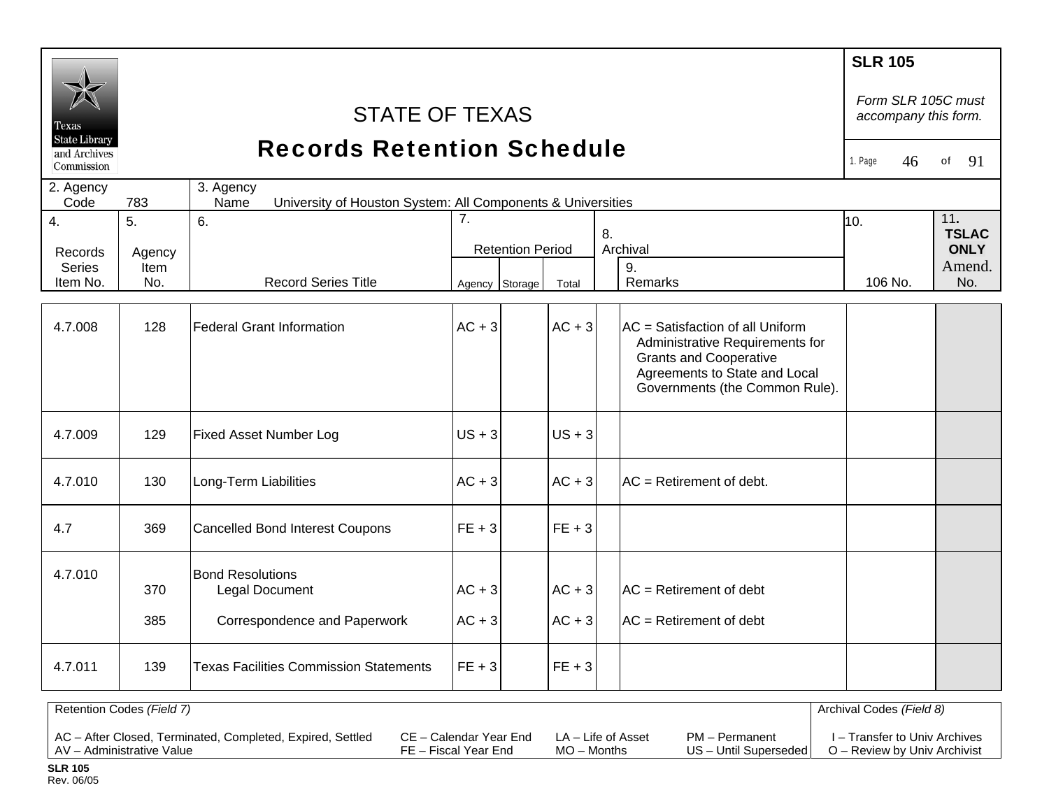# STATE OF TEXAS

## Records Retention Schedule

**SLR 105**

*Form SLR 105C must accompany this form.*

| 2. Agency Code | 783 | 3. Agency Name | University of Houston System: All Components & Universities |
|---|---|---|---|

| 4. Records Series Item No. | 5. Agency Item No. | 6. Record Series Title | 7. Retention Period Agency | Storage | Total | 8. Archival | 9. Remarks | 10. 106 No. | 11. TSLAC ONLY Amend. No. |
|---|---|---|---|---|---|---|---|---|---|
| 4.7.008 | 128 | Federal Grant Information | AC + 3 | | AC + 3 | | AC = Satisfaction of all Uniform Administrative Requirements for Grants and Cooperative Agreements to State and Local Governments (the Common Rule). | | |
| 4.7.009 | 129 | Fixed Asset Number Log | US + 3 | | US + 3 | | | | |
| 4.7.010 | 130 | Long-Term Liabilities | AC + 3 | | AC + 3 | | AC = Retirement of debt. | | |
| 4.7 | 369 | Cancelled Bond Interest Coupons | FE + 3 | | FE + 3 | | | | |
| 4.7.010 | | Bond Resolutions | | | | | | | |
| | 370 | Legal Document | AC + 3 | | AC + 3 | | AC = Retirement of debt | | |
| | 385 | Correspondence and Paperwork | AC + 3 | | AC + 3 | | AC = Retirement of debt | | |
| 4.7.011 | 139 | Texas Facilities Commission Statements | FE + 3 | | FE + 3 | | | | |

Retention Codes *(Field 7)*

AC – After Closed, Terminated, Completed, Expired, Settled
AV – Administrative Value
CE – Calendar Year End
FE – Fiscal Year End
LA – Life of Asset
MO – Months
PM – Permanent
US – Until Superseded

Archival Codes *(Field 8)*

I – Transfer to Univ Archives
O – Review by Univ Archivist

**SLR 105**
Rev. 06/05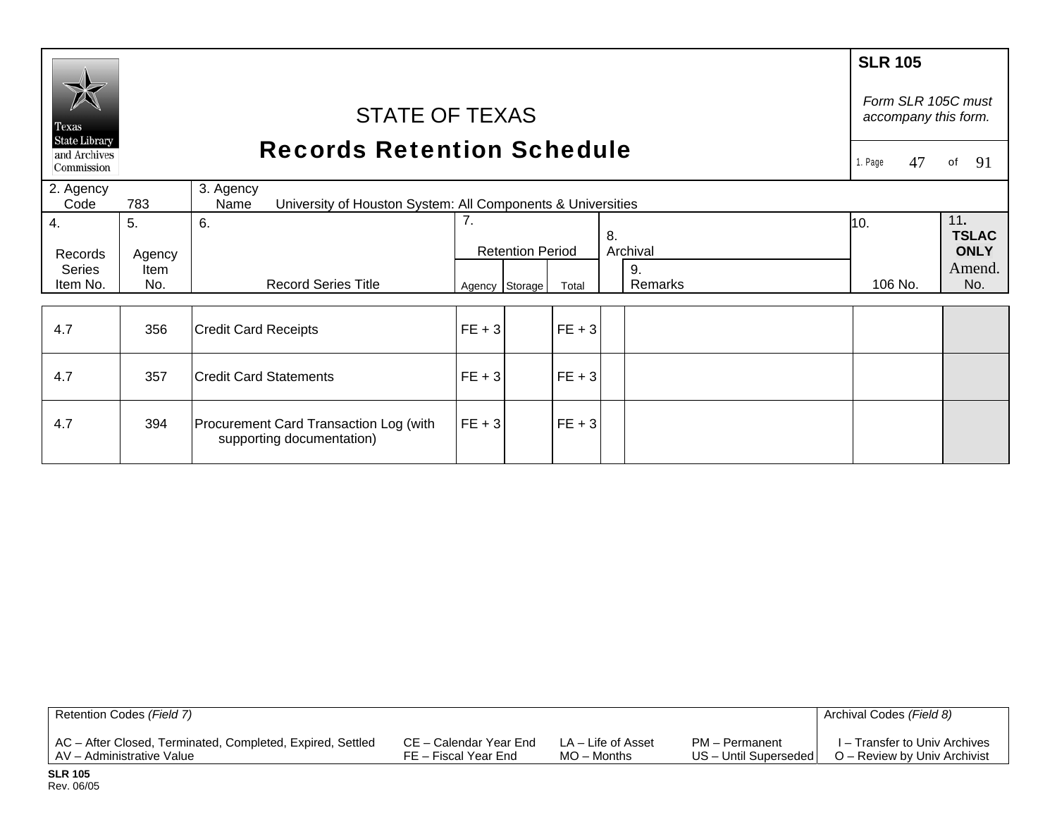# STATE OF TEXAS

## Records Retention Schedule

**SLR 105**

*Form SLR 105C must accompany this form.*

| 2. Agency Code | 783 | 3. Agency Name | University of Houston System: All Components & Universities |
|---|---|---|---|

| 4. Records Series Item No. | 5. Agency Item No. | 6. Record Series Title | 7. Retention Period | | | 8. Archival | 9. Remarks | 10. 106 No. | 11. TSLAC ONLY Amend. No. |
|---|---|---|---|---|---|---|---|---|---|
| | | | Agency | Storage | Total | | | | |
| 4.7 | 356 | Credit Card Receipts | FE + 3 | | FE + 3 | | | | |
| 4.7 | 357 | Credit Card Statements | FE + 3 | | FE + 3 | | | | |
| 4.7 | 394 | Procurement Card Transaction Log (with supporting documentation) | FE + 3 | | FE + 3 | | | | |

Retention Codes *(Field 7)*

AC – After Closed, Terminated, Completed, Expired, Settled
AV – Administrative Value
CE – Calendar Year End
FE – Fiscal Year End
LA – Life of Asset
MO – Months
PM – Permanent
US – Until Superseded

Archival Codes *(Field 8)*

I – Transfer to Univ Archives
O – Review by Univ Archivist

**SLR 105**
Rev. 06/05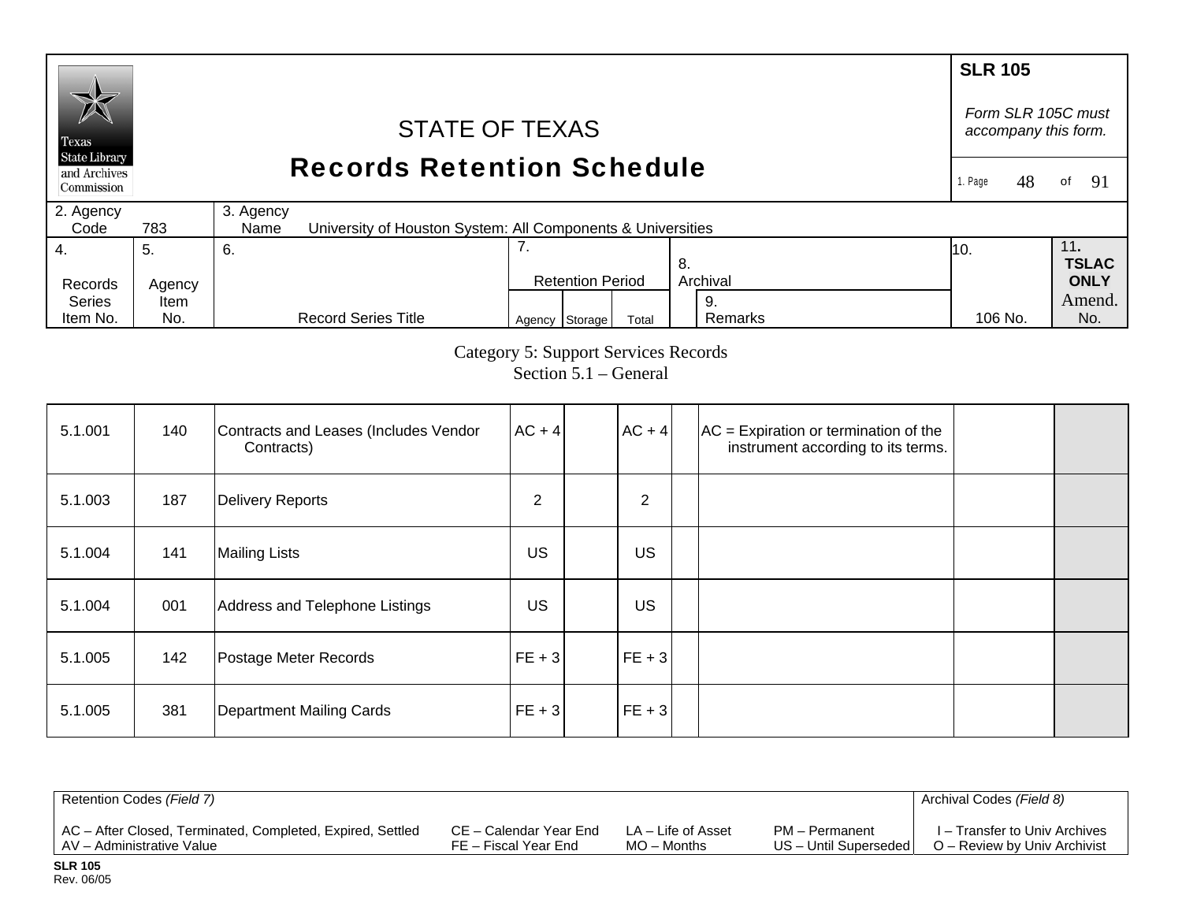**SLR 105**

*Form SLR 105C must accompany this form.*

# STATE OF TEXAS
## Records Retention Schedule

Texas State Library and Archives Commission

| 2. Agency Code | 783 | 3. Agency Name | University of Houston System: All Components & Universities |
|---|---|---|---|

| 4. Records Series Item No. | 5. Agency Item No. | 6. Record Series Title | 7. Retention Period | | | 8. Archival | 9. Remarks | 10. 106 No. | 11. TSLAC ONLY Amend. No. |
|---|---|---|---|---|---|---|---|---|---|
| | | | Agency | Storage | Total | | | | |

Category 5: Support Services Records
Section 5.1 – General

| 4. Records Series Item No. | 5. Agency Item No. | 6. Record Series Title | 7. Agency | 7. Storage | 7. Total | 8. Archival | 9. Remarks | 10. 106 No. | 11. Amend. No. |
|---|---|---|---|---|---|---|---|---|---|
| 5.1.001 | 140 | Contracts and Leases (Includes Vendor Contracts) | AC + 4 | | AC + 4 | | AC = Expiration or termination of the instrument according to its terms. | | |
| 5.1.003 | 187 | Delivery Reports | 2 | | 2 | | | | |
| 5.1.004 | 141 | Mailing Lists | US | | US | | | | |
| 5.1.004 | 001 | Address and Telephone Listings | US | | US | | | | |
| 5.1.005 | 142 | Postage Meter Records | FE + 3 | | FE + 3 | | | | |
| 5.1.005 | 381 | Department Mailing Cards | FE + 3 | | FE + 3 | | | | |

Retention Codes *(Field 7)*

AC – After Closed, Terminated, Completed, Expired, Settled
AV – Administrative Value
CE – Calendar Year End
FE – Fiscal Year End
LA – Life of Asset
MO – Months
PM – Permanent
US – Until Superseded

Archival Codes *(Field 8)*

I – Transfer to Univ Archives
O – Review by Univ Archivist

**SLR 105**
Rev. 06/05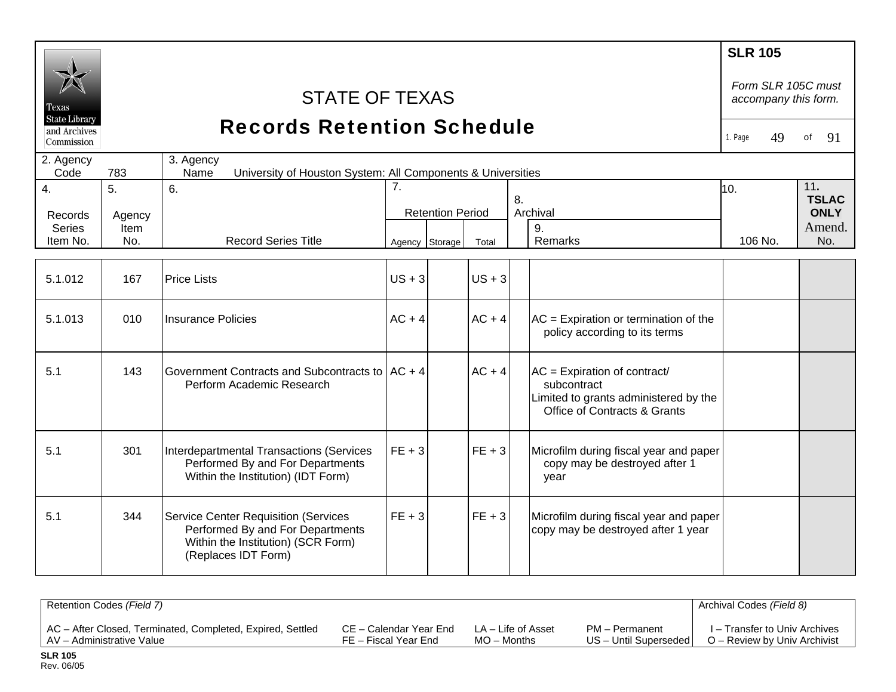# STATE OF TEXAS
## Records Retention Schedule

**SLR 105**

*Form SLR 105C must accompany this form.*

| 2. Agency Code | 783 | 3. Agency Name | University of Houston System: All Components & Universities |
|---|---|---|---|

| 4. Records Series Item No. | 5. Agency Item No. | 6. Record Series Title | 7. Retention Period Agency | Storage | Total | 8. Archival | 9. Remarks | 10. 106 No. | 11. TSLAC ONLY Amend. No. |
|---|---|---|---|---|---|---|---|---|---|
| 5.1.012 | 167 | Price Lists | US + 3 | | US + 3 | | | | |
| 5.1.013 | 010 | Insurance Policies | AC + 4 | | AC + 4 | | AC = Expiration or termination of the policy according to its terms | | |
| 5.1 | 143 | Government Contracts and Subcontracts to Perform Academic Research | AC + 4 | | AC + 4 | | AC = Expiration of contract/ subcontract<br>Limited to grants administered by the Office of Contracts & Grants | | |
| 5.1 | 301 | Interdepartmental Transactions (Services Performed By and For Departments Within the Institution) (IDT Form) | FE + 3 | | FE + 3 | | Microfilm during fiscal year and paper copy may be destroyed after 1 year | | |
| 5.1 | 344 | Service Center Requisition (Services Performed By and For Departments Within the Institution) (SCR Form) (Replaces IDT Form) | FE + 3 | | FE + 3 | | Microfilm during fiscal year and paper copy may be destroyed after 1 year | | |

Retention Codes *(Field 7)*

AC – After Closed, Terminated, Completed, Expired, Settled
AV – Administrative Value
CE – Calendar Year End
FE – Fiscal Year End
LA – Life of Asset
MO – Months
PM – Permanent
US – Until Superseded

Archival Codes *(Field 8)*

I – Transfer to Univ Archives
O – Review by Univ Archivist

**SLR 105**
Rev. 06/05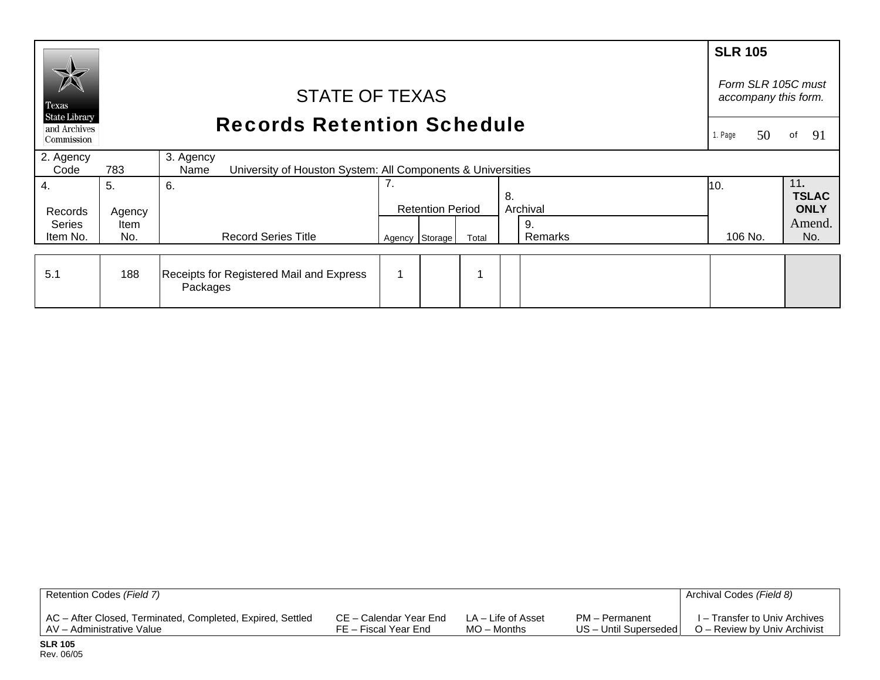# STATE OF TEXAS

## Records Retention Schedule

**SLR 105**

*Form SLR 105C must accompany this form.*

1. Page 50 of 91

| 2. Agency Code | 783 | 3. Agency Name | University of Houston System: All Components & Universities |
|---|---|---|---|

| 4. Records Series Item No. | 5. Agency Item No. | 6. Record Series Title | 7. Retention Period | | | 8. Archival | 9. Remarks | 10. 106 No. | 11. TSLAC ONLY Amend. No. |
|---|---|---|---|---|---|---|---|---|---|
| | | | Agency | Storage | Total | | | | |
| 5.1 | 188 | Receipts for Registered Mail and Express Packages | 1 | | 1 | | | | |

| Retention Codes *(Field 7)* | | | | Archival Codes *(Field 8)* |
|---|---|---|---|---|
| AC – After Closed, Terminated, Completed, Expired, Settled | CE – Calendar Year End | LA – Life of Asset | PM – Permanent | I – Transfer to Univ Archives |
| AV – Administrative Value | FE – Fiscal Year End | MO – Months | US – Until Superseded | O – Review by Univ Archivist |

**SLR 105**
Rev. 06/05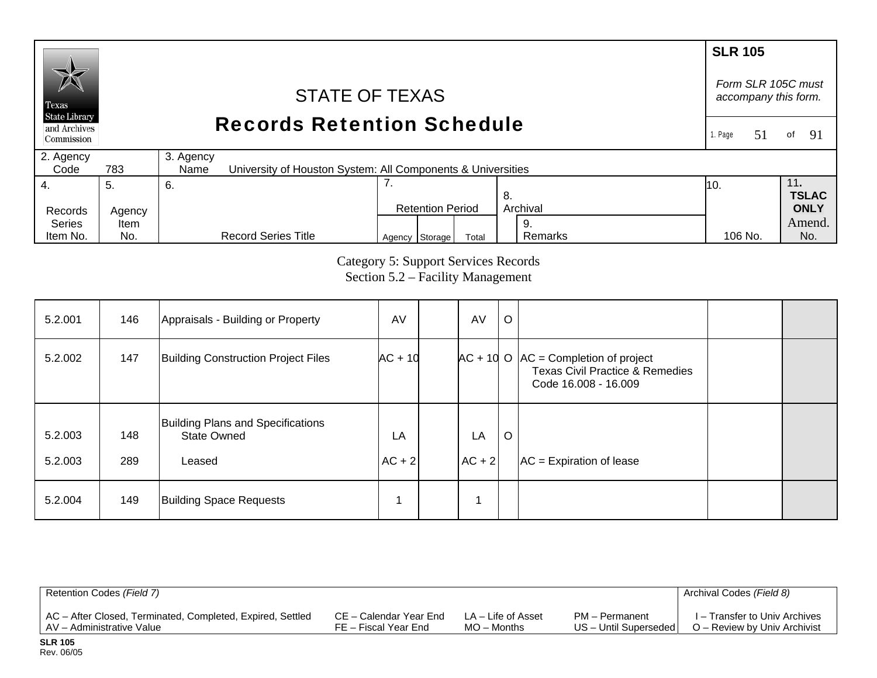# STATE OF TEXAS
## Records Retention Schedule

**SLR 105**

*Form SLR 105C must accompany this form.*

| 2. Agency Code | 783 | 3. Agency Name | University of Houston System: All Components & Universities |
|---|---|---|---|

| 4. Records Series Item No. | 5. Agency Item No. | 6. Record Series Title | 7. Retention Period | | | 8. Archival | 9. Remarks | 10. 106 No. | 11. TSLAC ONLY Amend. No. |
|---|---|---|---|---|---|---|---|---|---|
| | | | Agency | Storage | Total | | | | |

Category 5: Support Services Records
Section 5.2 – Facility Management

| Records Series Item No. | Agency Item No. | Record Series Title | Agency | Storage | Total | Archival | Remarks | 106 No. | Amend. No. |
|---|---|---|---|---|---|---|---|---|---|
| 5.2.001 | 146 | Appraisals - Building or Property | AV | | AV | O | | | |
| 5.2.002 | 147 | Building Construction Project Files | AC + 10 | | AC + 10 | O | AC = Completion of project Texas Civil Practice & Remedies Code 16.008 - 16.009 | | |
| | | Building Plans and Specifications | | | | | | | |
| 5.2.003 | 148 | State Owned | LA | | LA | O | | | |
| 5.2.003 | 289 | Leased | AC + 2 | | AC + 2 | | AC = Expiration of lease | | |
| 5.2.004 | 149 | Building Space Requests | 1 | | 1 | | | | |

Retention Codes *(Field 7)*

AC – After Closed, Terminated, Completed, Expired, Settled
AV – Administrative Value
CE – Calendar Year End
FE – Fiscal Year End
LA – Life of Asset
MO – Months
PM – Permanent
US – Until Superseded

Archival Codes *(Field 8)*

I – Transfer to Univ Archives
O – Review by Univ Archivist

**SLR 105**
Rev. 06/05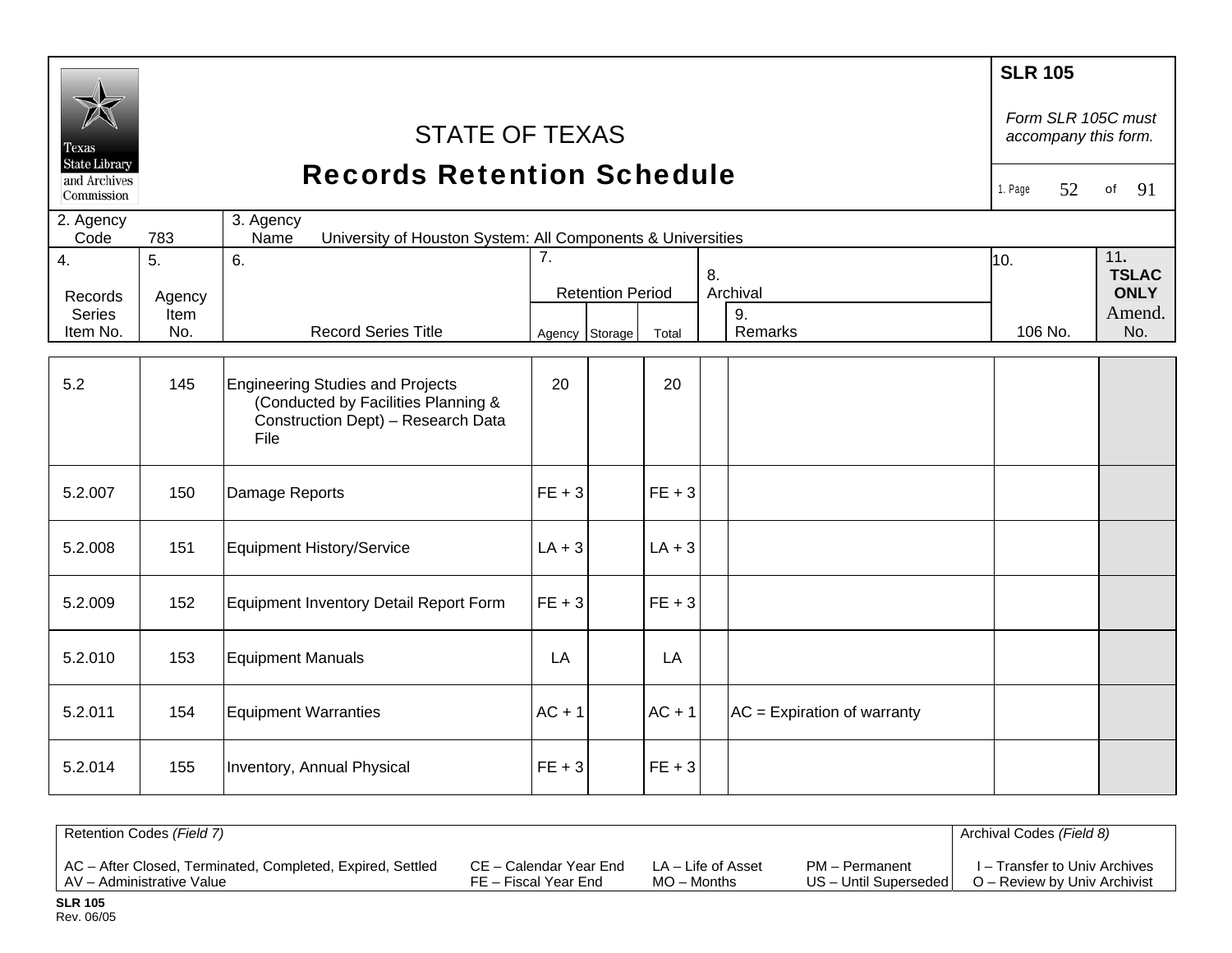# STATE OF TEXAS
## Records Retention Schedule

**SLR 105**

*Form SLR 105C must accompany this form.*

2. Agency Code: 783

3. Agency Name: University of Houston System: All Components & Universities

| 4. Records Series Item No. | 5. Agency Item No. | 6. Record Series Title | 7. Retention Period: Agency | Storage | Total | 8. Archival | 9. Remarks | 10. 106 No. | 11. TSLAC ONLY Amend. No. |
|---|---|---|---|---|---|---|---|---|---|
| 5.2 | 145 | Engineering Studies and Projects (Conducted by Facilities Planning & Construction Dept) – Research Data File | 20 | | 20 | | | | |
| 5.2.007 | 150 | Damage Reports | FE + 3 | | FE + 3 | | | | |
| 5.2.008 | 151 | Equipment History/Service | LA + 3 | | LA + 3 | | | | |
| 5.2.009 | 152 | Equipment Inventory Detail Report Form | FE + 3 | | FE + 3 | | | | |
| 5.2.010 | 153 | Equipment Manuals | LA | | LA | | | | |
| 5.2.011 | 154 | Equipment Warranties | AC + 1 | | AC + 1 | | AC = Expiration of warranty | | |
| 5.2.014 | 155 | Inventory, Annual Physical | FE + 3 | | FE + 3 | | | | |

Retention Codes *(Field 7)*

AC – After Closed, Terminated, Completed, Expired, Settled
AV – Administrative Value
CE – Calendar Year End
FE – Fiscal Year End
LA – Life of Asset
MO – Months
PM – Permanent
US – Until Superseded

Archival Codes *(Field 8)*

I – Transfer to Univ Archives
O – Review by Univ Archivist

**SLR 105**
Rev. 06/05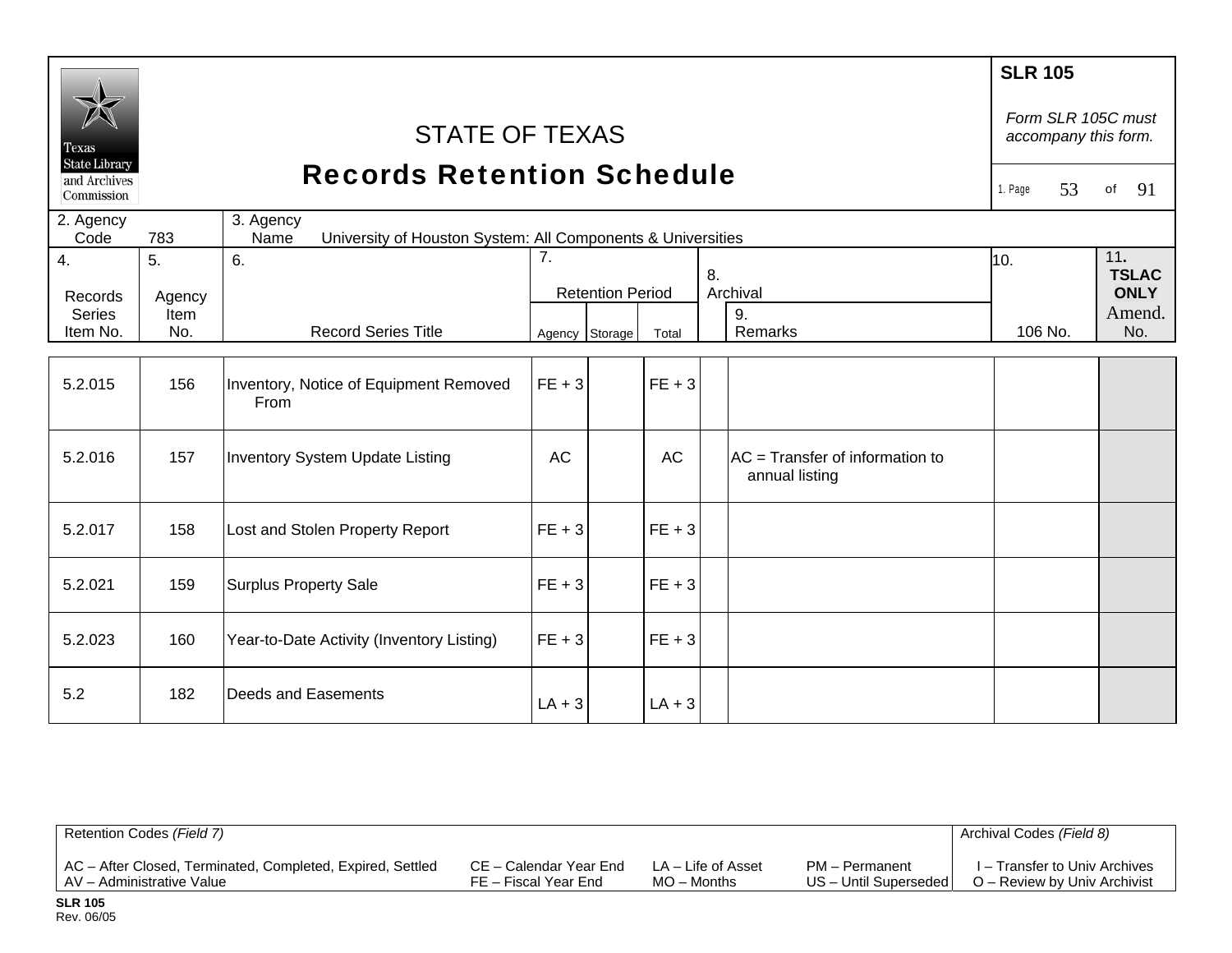# STATE OF TEXAS
## Records Retention Schedule

**SLR 105**

*Form SLR 105C must accompany this form.*

2. Agency Code: 783

3. Agency Name: University of Houston System: All Components & Universities

| 4. Records Series Item No. | 5. Agency Item No. | 6. Record Series Title | 7. Retention Period - Agency | Storage | Total | 8. Archival | 9. Remarks | 10. 106 No. | 11. TSLAC ONLY Amend. No. |
|---|---|---|---|---|---|---|---|---|---|
| 5.2.015 | 156 | Inventory, Notice of Equipment Removed From | FE + 3 | | FE + 3 | | | | |
| 5.2.016 | 157 | Inventory System Update Listing | AC | | AC | | AC = Transfer of information to annual listing | | |
| 5.2.017 | 158 | Lost and Stolen Property Report | FE + 3 | | FE + 3 | | | | |
| 5.2.021 | 159 | Surplus Property Sale | FE + 3 | | FE + 3 | | | | |
| 5.2.023 | 160 | Year-to-Date Activity (Inventory Listing) | FE + 3 | | FE + 3 | | | | |
| 5.2 | 182 | Deeds and Easements | LA + 3 | | LA + 3 | | | | |

**Retention Codes** *(Field 7)*

- AC – After Closed, Terminated, Completed, Expired, Settled
- AV – Administrative Value
- CE – Calendar Year End
- FE – Fiscal Year End
- LA – Life of Asset
- MO – Months
- PM – Permanent
- US – Until Superseded

**Archival Codes** *(Field 8)*

- I – Transfer to Univ Archives
- O – Review by Univ Archivist

**SLR 105**
Rev. 06/05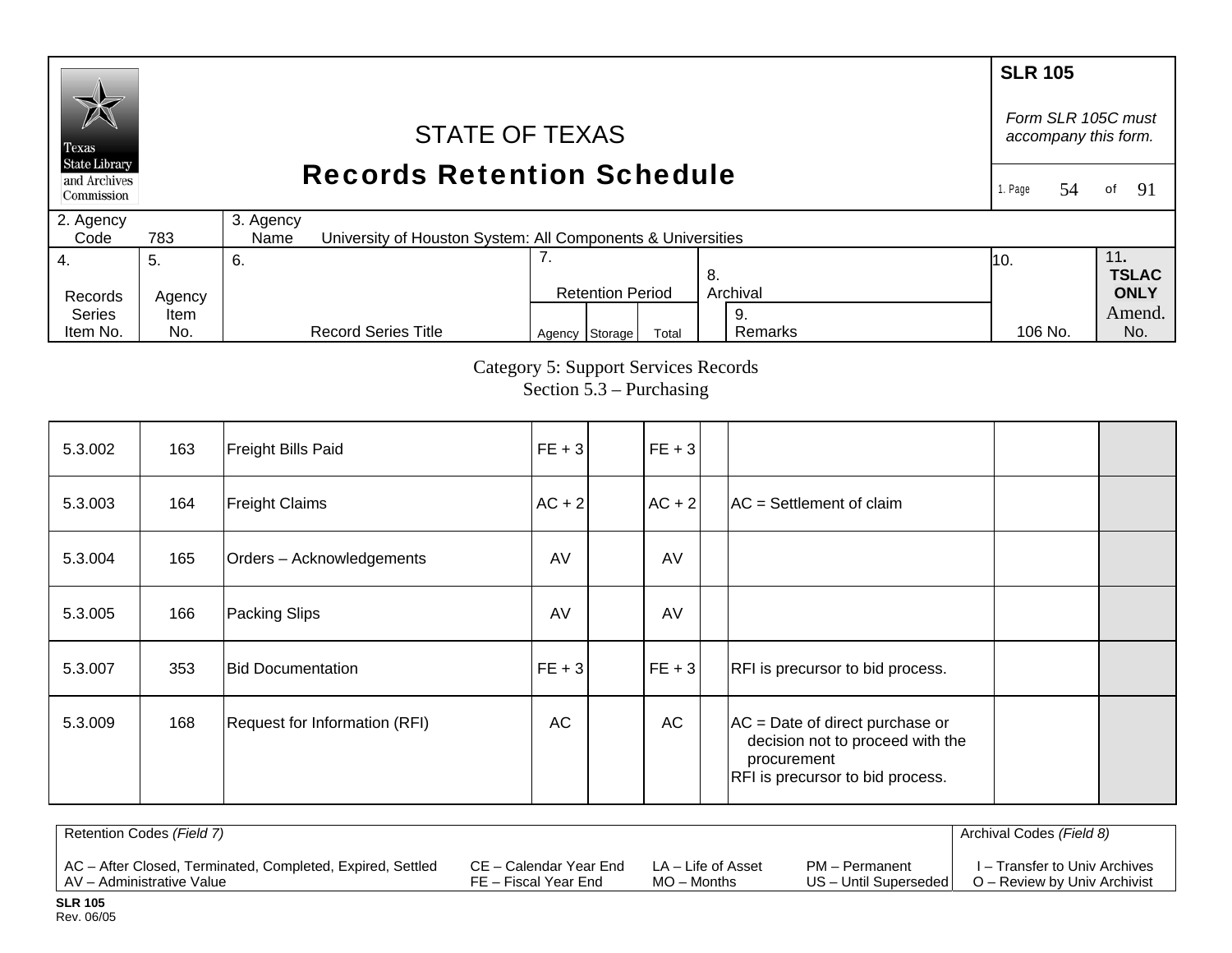**SLR 105**

*Form SLR 105C must accompany this form.*

# STATE OF TEXAS
## Records Retention Schedule

2. Agency Code: 783
3. Agency Name: University of Houston System: All Components & Universities

Category 5: Support Services Records
Section 5.3 – Purchasing

| 4. Records Series Item No. | 5. Agency Item No. | 6. Record Series Title | 7. Retention Period – Agency | Storage | Total | 8. Archival | 9. Remarks | 10. 106 No. | 11. TSLAC ONLY Amend. No. |
|---|---|---|---|---|---|---|---|---|---|
| 5.3.002 | 163 | Freight Bills Paid | FE + 3 | | FE + 3 | | | | |
| 5.3.003 | 164 | Freight Claims | AC + 2 | | AC + 2 | | AC = Settlement of claim | | |
| 5.3.004 | 165 | Orders – Acknowledgements | AV | | AV | | | | |
| 5.3.005 | 166 | Packing Slips | AV | | AV | | | | |
| 5.3.007 | 353 | Bid Documentation | FE + 3 | | FE + 3 | | RFI is precursor to bid process. | | |
| 5.3.009 | 168 | Request for Information (RFI) | AC | | AC | | AC = Date of direct purchase or decision not to proceed with the procurement<br>RFI is precursor to bid process. | | |

Retention Codes *(Field 7)*

AC – After Closed, Terminated, Completed, Expired, Settled
AV – Administrative Value
CE – Calendar Year End
FE – Fiscal Year End
LA – Life of Asset
MO – Months
PM – Permanent
US – Until Superseded

Archival Codes *(Field 8)*

I – Transfer to Univ Archives
O – Review by Univ Archivist

**SLR 105**
Rev. 06/05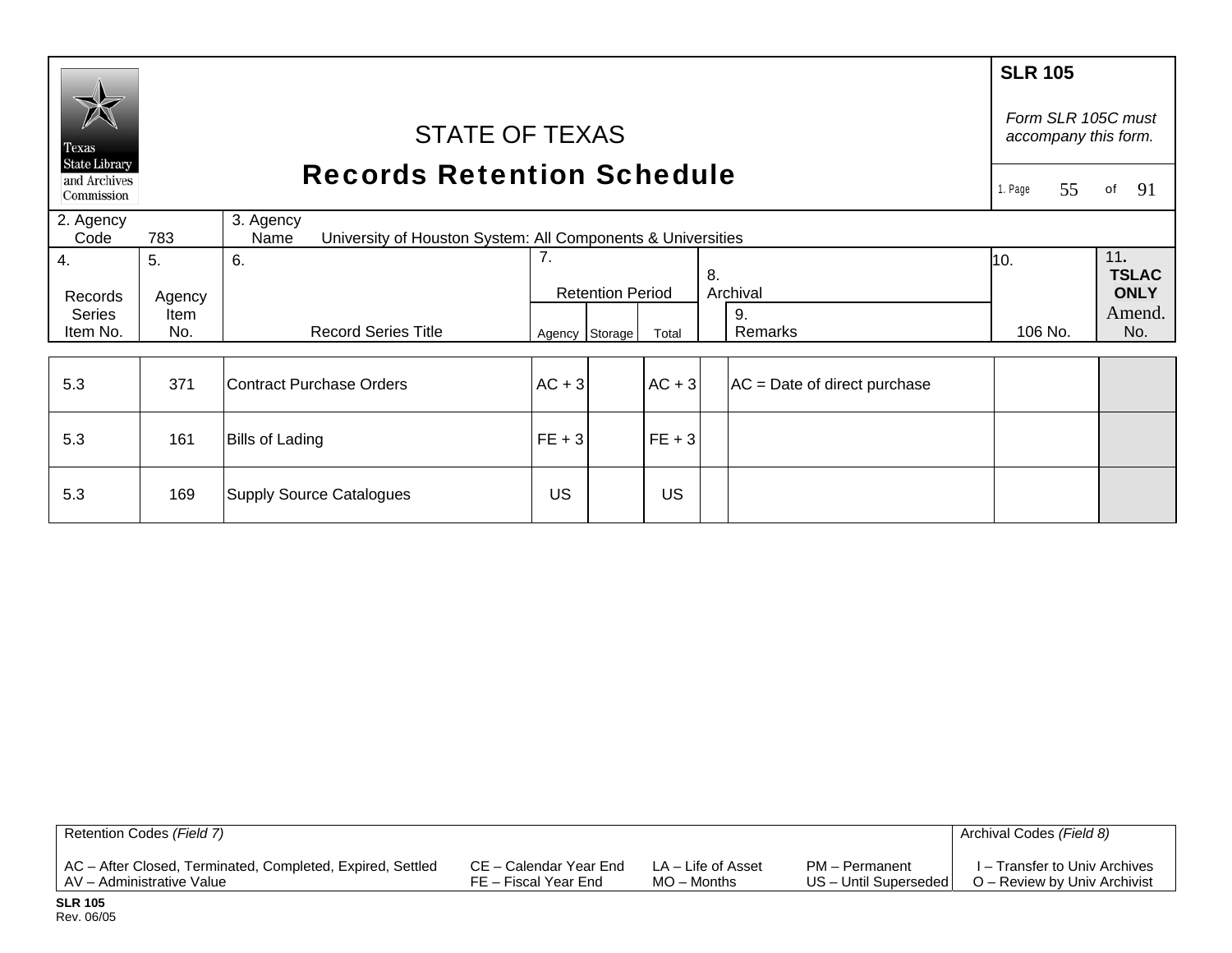**SLR 105**

*Form SLR 105C must accompany this form.*

# STATE OF TEXAS
## Records Retention Schedule

Texas State Library and Archives Commission

2. Agency Code: 783 | 3. Agency Name: University of Houston System: All Components & Universities

| 4. Records Series Item No. | 5. Agency Item No. | 6. Record Series Title | 7. Retention Period | | | 8. Archival | 9. Remarks | 10. 106 No. | 11. TSLAC ONLY Amend. No. |
|---|---|---|---|---|---|---|---|---|---|
| | | | Agency | Storage | Total | | | | |
| 5.3 | 371 | Contract Purchase Orders | AC + 3 | | AC + 3 | | AC = Date of direct purchase | | |
| 5.3 | 161 | Bills of Lading | FE + 3 | | FE + 3 | | | | |
| 5.3 | 169 | Supply Source Catalogues | US | | US | | | | |

| Retention Codes *(Field 7)* | | | | Archival Codes *(Field 8)* |
|---|---|---|---|---|
| AC – After Closed, Terminated, Completed, Expired, Settled | CE – Calendar Year End | LA – Life of Asset | PM – Permanent | I – Transfer to Univ Archives |
| AV – Administrative Value | FE – Fiscal Year End | MO – Months | US – Until Superseded | O – Review by Univ Archivist |

**SLR 105**
Rev. 06/05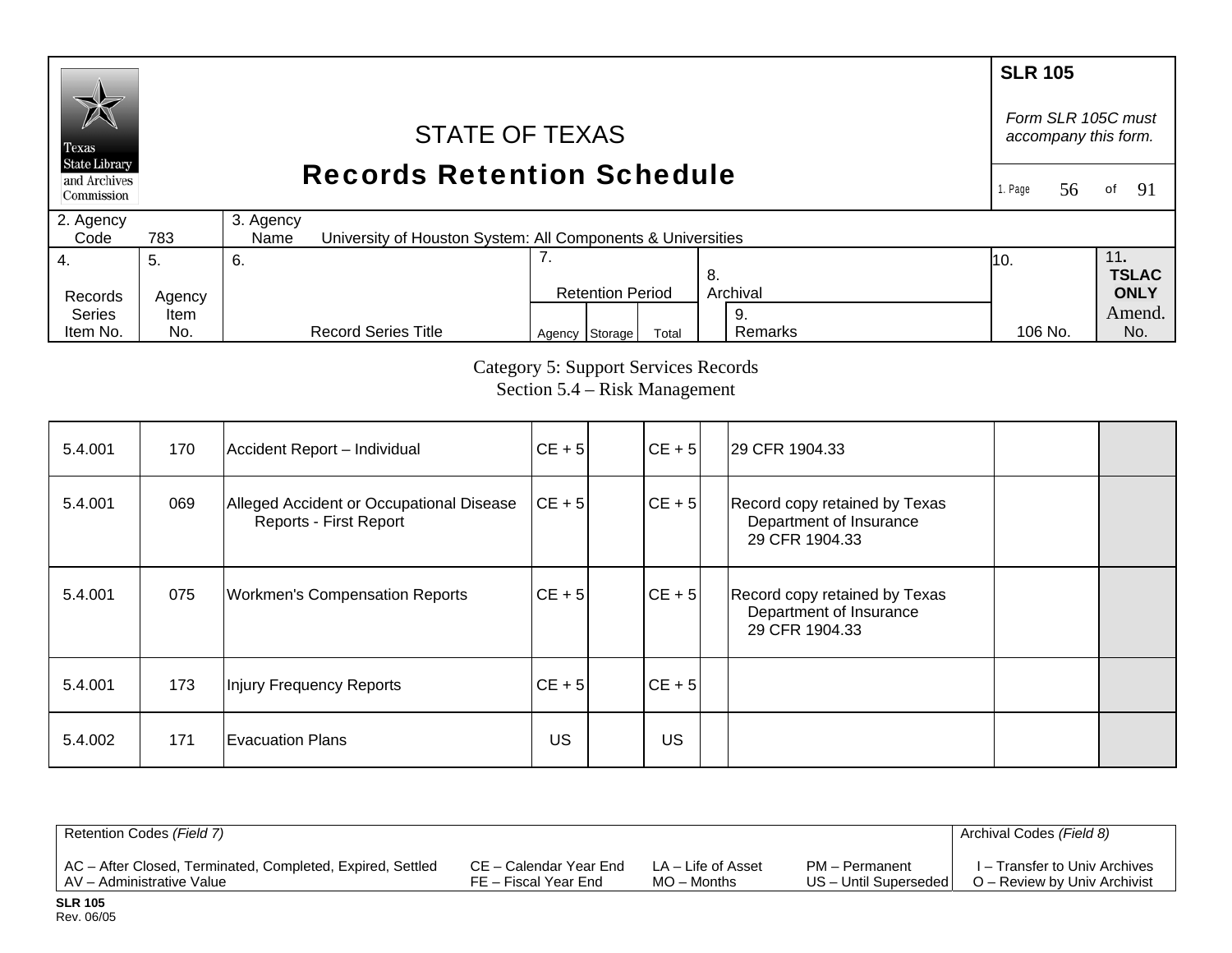# STATE OF TEXAS
# Records Retention Schedule

**SLR 105**

*Form SLR 105C must accompany this form.*

| 2. Agency Code | 783 | 3. Agency Name | University of Houston System: All Components & Universities |
|---|---|---|---|

| 4. Records Series Item No. | 5. Agency Item No. | 6. Record Series Title | 7. Retention Period | | | 8. Archival | 9. Remarks | 10. 106 No. | 11. TSLAC ONLY Amend. No. |
|---|---|---|---|---|---|---|---|---|---|
| | | | Agency | Storage | Total | | | | |

Category 5: Support Services Records
Section 5.4 – Risk Management

| 4. Records Series Item No. | 5. Agency Item No. | 6. Record Series Title | 7. Agency | 7. Storage | 7. Total | 8. Archival | 9. Remarks | 10. 106 No. | 11. Amend. No. |
|---|---|---|---|---|---|---|---|---|---|
| 5.4.001 | 170 | Accident Report – Individual | CE + 5 | | CE + 5 | | 29 CFR 1904.33 | | |
| 5.4.001 | 069 | Alleged Accident or Occupational Disease Reports - First Report | CE + 5 | | CE + 5 | | Record copy retained by Texas Department of Insurance 29 CFR 1904.33 | | |
| 5.4.001 | 075 | Workmen's Compensation Reports | CE + 5 | | CE + 5 | | Record copy retained by Texas Department of Insurance 29 CFR 1904.33 | | |
| 5.4.001 | 173 | Injury Frequency Reports | CE + 5 | | CE + 5 | | | | |
| 5.4.002 | 171 | Evacuation Plans | US | | US | | | | |

| Retention Codes *(Field 7)* | | | | Archival Codes *(Field 8)* |
|---|---|---|---|---|
| AC – After Closed, Terminated, Completed, Expired, Settled | CE – Calendar Year End | LA – Life of Asset | PM – Permanent | I – Transfer to Univ Archives |
| AV – Administrative Value | FE – Fiscal Year End | MO – Months | US – Until Superseded | O – Review by Univ Archivist |

**SLR 105**
Rev. 06/05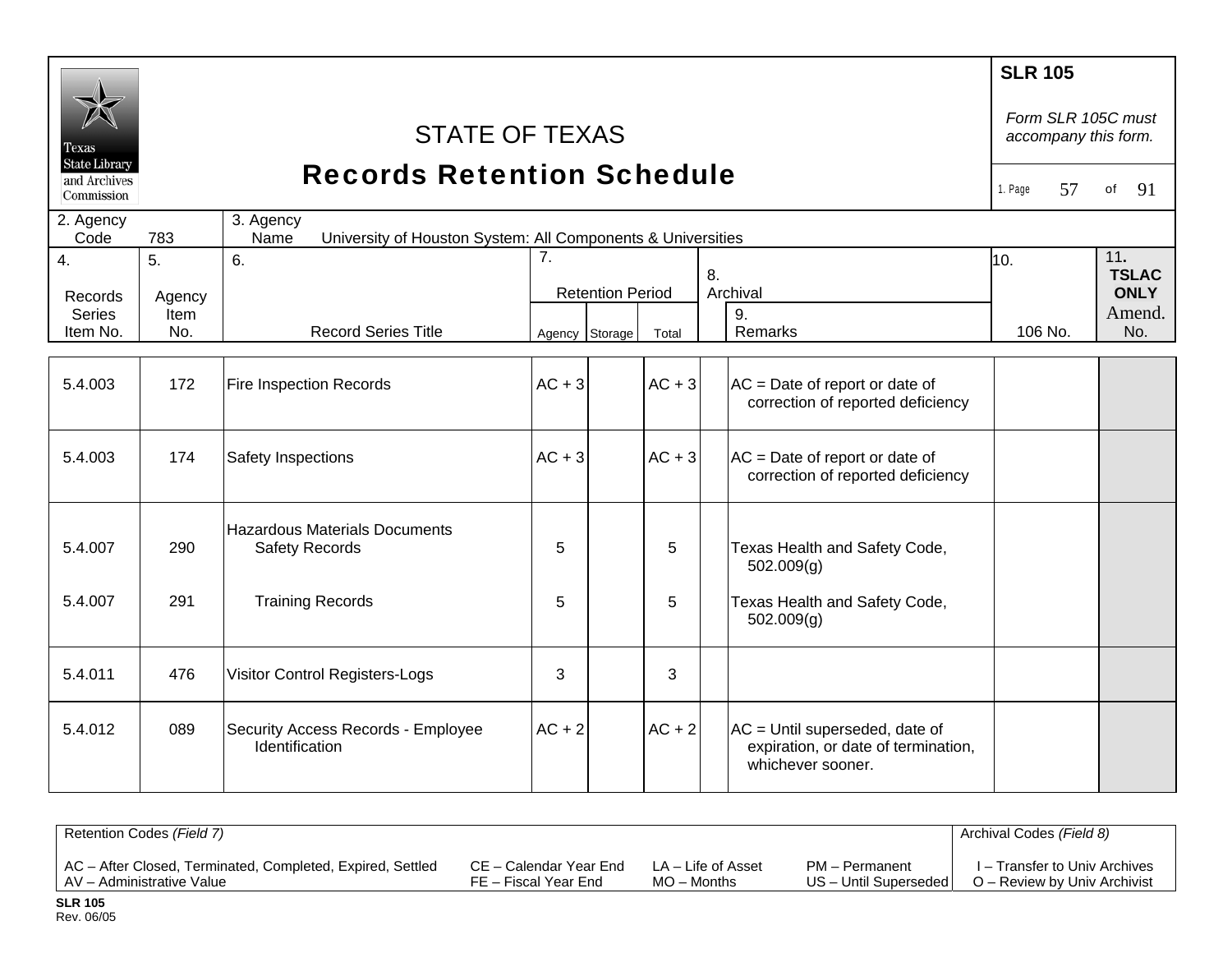# STATE OF TEXAS
# Records Retention Schedule

**SLR 105**

*Form SLR 105C must accompany this form.*

1. Page 57 of 91

| 2. Agency Code | 783 | 3. Agency Name | University of Houston System: All Components & Universities |
|---|---|---|---|

| 4. Records Series Item No. | 5. Agency Item No. | 6. Record Series Title | 7. Retention Period Agency | Storage | Total | 8. Archival | 9. Remarks | 10. 106 No. | 11. TSLAC ONLY Amend. No. |
|---|---|---|---|---|---|---|---|---|---|
| 5.4.003 | 172 | Fire Inspection Records | AC + 3 | | AC + 3 | | AC = Date of report or date of correction of reported deficiency | | |
| 5.4.003 | 174 | Safety Inspections | AC + 3 | | AC + 3 | | AC = Date of report or date of correction of reported deficiency | | |
| | | Hazardous Materials Documents | | | | | | | |
| 5.4.007 | 290 | Safety Records | 5 | | 5 | | Texas Health and Safety Code, 502.009(g) | | |
| 5.4.007 | 291 | Training Records | 5 | | 5 | | Texas Health and Safety Code, 502.009(g) | | |
| 5.4.011 | 476 | Visitor Control Registers-Logs | 3 | | 3 | | | | |
| 5.4.012 | 089 | Security Access Records - Employee Identification | AC + 2 | | AC + 2 | | AC = Until superseded, date of expiration, or date of termination, whichever sooner. | | |

Retention Codes *(Field 7)*

AC – After Closed, Terminated, Completed, Expired, Settled
AV – Administrative Value
CE – Calendar Year End
FE – Fiscal Year End
LA – Life of Asset
MO – Months
PM – Permanent
US – Until Superseded

Archival Codes *(Field 8)*

I – Transfer to Univ Archives
O – Review by Univ Archivist

**SLR 105**
Rev. 06/05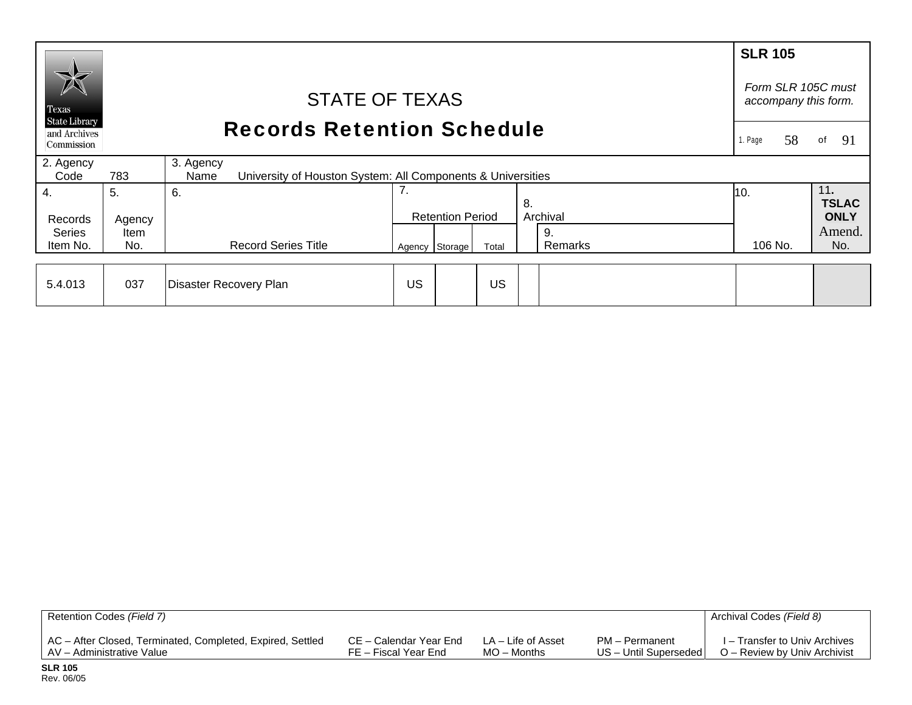# STATE OF TEXAS
## Records Retention Schedule

**SLR 105**

*Form SLR 105C must accompany this form.*

| 2. Agency Code | 783 | 3. Agency Name | University of Houston System: All Components & Universities |
|---|---|---|---|

| 4. Records Series Item No. | 5. Agency Item No. | 6. Record Series Title | 7. Retention Period Agency | Storage | Total | 8. Archival | 9. Remarks | 10. 106 No. | 11. TSLAC ONLY Amend. No. |
|---|---|---|---|---|---|---|---|---|---|
| 5.4.013 | 037 | Disaster Recovery Plan | US | | US | | | | |

| Retention Codes *(Field 7)* | | | | Archival Codes *(Field 8)* |
|---|---|---|---|---|
| AC – After Closed, Terminated, Completed, Expired, Settled | CE – Calendar Year End | LA – Life of Asset | PM – Permanent | I – Transfer to Univ Archives |
| AV – Administrative Value | FE – Fiscal Year End | MO – Months | US – Until Superseded | O – Review by Univ Archivist |

**SLR 105**
Rev. 06/05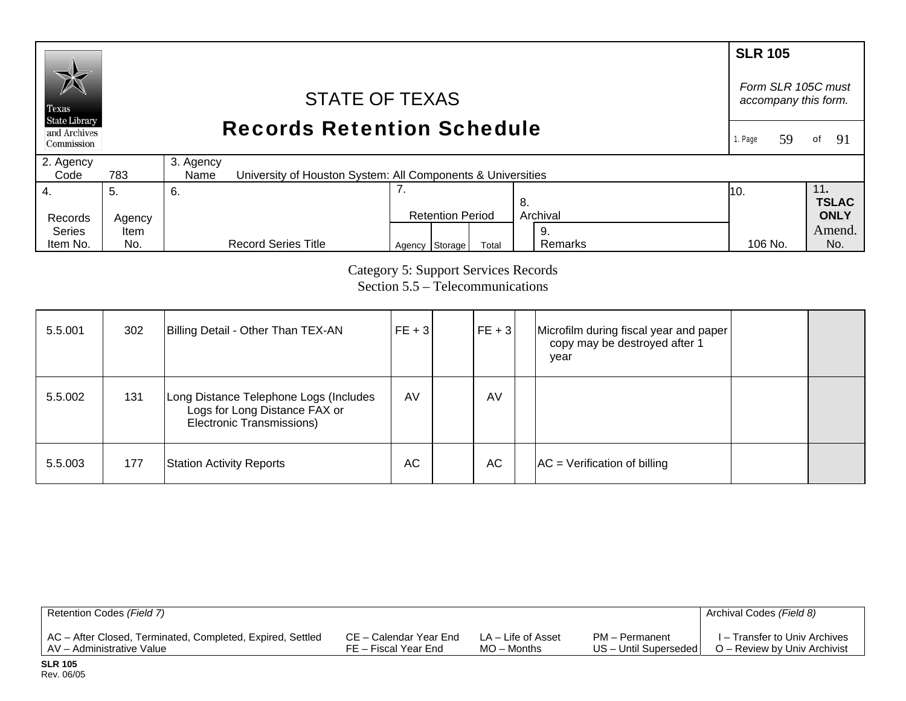# STATE OF TEXAS
## Records Retention Schedule

**SLR 105**

*Form SLR 105C must accompany this form.*

| 2. Agency Code | 783 | 3. Agency Name | University of Houston System: All Components & Universities |
|---|---|---|---|

Category 5: Support Services Records
Section 5.5 – Telecommunications

| 4. Records Series Item No. | 5. Agency Item No. | 6. Record Series Title | 7. Retention Period Agency | Storage | Total | 8. Archival | 9. Remarks | 10. 106 No. | 11. TSLAC ONLY Amend. No. |
|---|---|---|---|---|---|---|---|---|---|
| 5.5.001 | 302 | Billing Detail - Other Than TEX-AN | FE + 3 | | FE + 3 | | Microfilm during fiscal year and paper copy may be destroyed after 1 year | | |
| 5.5.002 | 131 | Long Distance Telephone Logs (Includes Logs for Long Distance FAX or Electronic Transmissions) | AV | | AV | | | | |
| 5.5.003 | 177 | Station Activity Reports | AC | | AC | | AC = Verification of billing | | |

| Retention Codes *(Field 7)* | | | | Archival Codes *(Field 8)* |
|---|---|---|---|---|
| AC – After Closed, Terminated, Completed, Expired, Settled | CE – Calendar Year End | LA – Life of Asset | PM – Permanent | I – Transfer to Univ Archives |
| AV – Administrative Value | FE – Fiscal Year End | MO – Months | US – Until Superseded | O – Review by Univ Archivist |

**SLR 105**
Rev. 06/05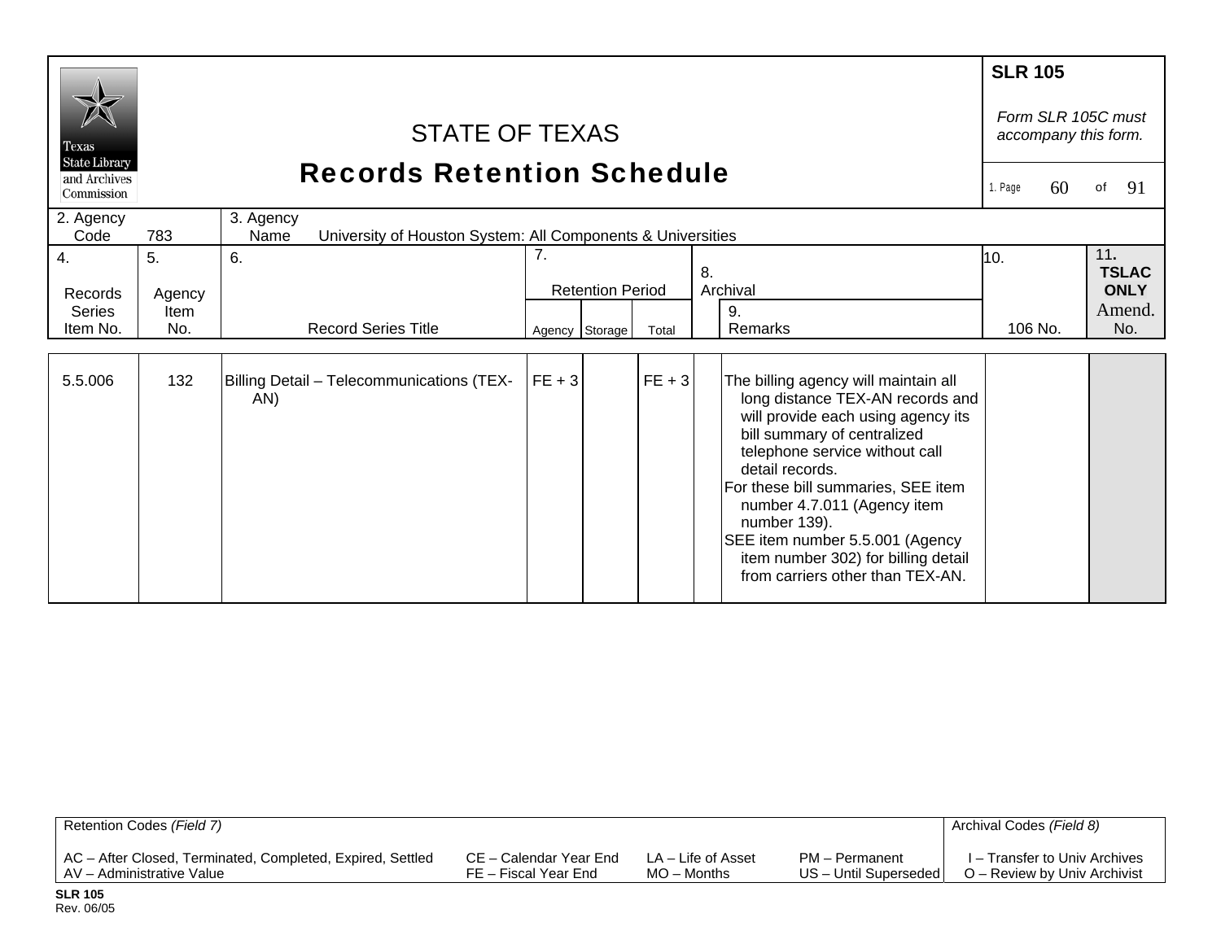SLR 105

*Form SLR 105C must accompany this form.*

STATE OF TEXAS

# Records Retention Schedule

| 2. Agency Code | 783 | 3. Agency Name | University of Houston System: All Components & Universities |
|---|---|---|---|

| 4. Records Series Item No. | 5. Agency Item No. | 6. Record Series Title | 7. Retention Period Agency | Storage | Total | 8. Archival | 9. Remarks | 10. 106 No. | 11. TSLAC ONLY Amend. No. |
|---|---|---|---|---|---|---|---|---|---|
| 5.5.006 | 132 | Billing Detail – Telecommunications (TEX-AN) | FE + 3 | | FE + 3 | | The billing agency will maintain all long distance TEX-AN records and will provide each using agency its bill summary of centralized telephone service without call detail records. For these bill summaries, SEE item number 4.7.011 (Agency item number 139). SEE item number 5.5.001 (Agency item number 302) for billing detail from carriers other than TEX-AN. | | |

| Retention Codes *(Field 7)* | | | | Archival Codes *(Field 8)* |
|---|---|---|---|---|
| AC – After Closed, Terminated, Completed, Expired, Settled | CE – Calendar Year End | LA – Life of Asset | PM – Permanent | I – Transfer to Univ Archives |
| AV – Administrative Value | FE – Fiscal Year End | MO – Months | US – Until Superseded | O – Review by Univ Archivist |

**SLR 105**
Rev. 06/05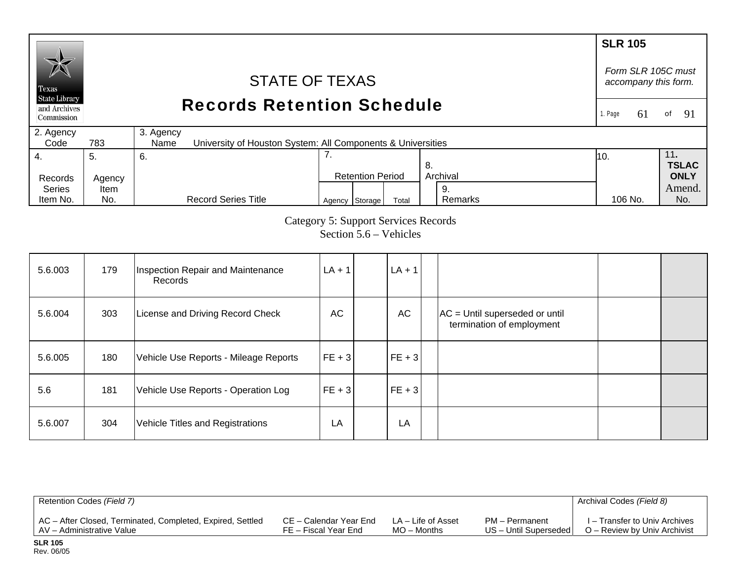**SLR 105**

*Form SLR 105C must accompany this form.*

# STATE OF TEXAS
## Records Retention Schedule

| 2. Agency Code | 783 | 3. Agency Name | University of Houston System: All Components & Universities |
|---|---|---|---|

| 4. Records Series Item No. | 5. Agency Item No. | 6. Record Series Title | 7. Retention Period Agency | Storage | Total | 8. Archival | 9. Remarks | 10. 106 No. | 11. TSLAC ONLY Amend. No. |
|---|---|---|---|---|---|---|---|---|---|

Category 5: Support Services Records
Section 5.6 – Vehicles

| 4. Records Series Item No. | 5. Agency Item No. | 6. Record Series Title | 7. Agency | Storage | Total | 8. Archival | 9. Remarks | 10. 106 No. | 11. Amend. No. |
|---|---|---|---|---|---|---|---|---|---|
| 5.6.003 | 179 | Inspection Repair and Maintenance Records | LA + 1 | | LA + 1 | | | | |
| 5.6.004 | 303 | License and Driving Record Check | AC | | AC | | AC = Until superseded or until termination of employment | | |
| 5.6.005 | 180 | Vehicle Use Reports - Mileage Reports | FE + 3 | | FE + 3 | | | | |
| 5.6 | 181 | Vehicle Use Reports - Operation Log | FE + 3 | | FE + 3 | | | | |
| 5.6.007 | 304 | Vehicle Titles and Registrations | LA | | LA | | | | |

| Retention Codes *(Field 7)* | | | | Archival Codes *(Field 8)* |
|---|---|---|---|---|
| AC – After Closed, Terminated, Completed, Expired, Settled | CE – Calendar Year End | LA – Life of Asset | PM – Permanent | I – Transfer to Univ Archives |
| AV – Administrative Value | FE – Fiscal Year End | MO – Months | US – Until Superseded | O – Review by Univ Archivist |

**SLR 105**
Rev. 06/05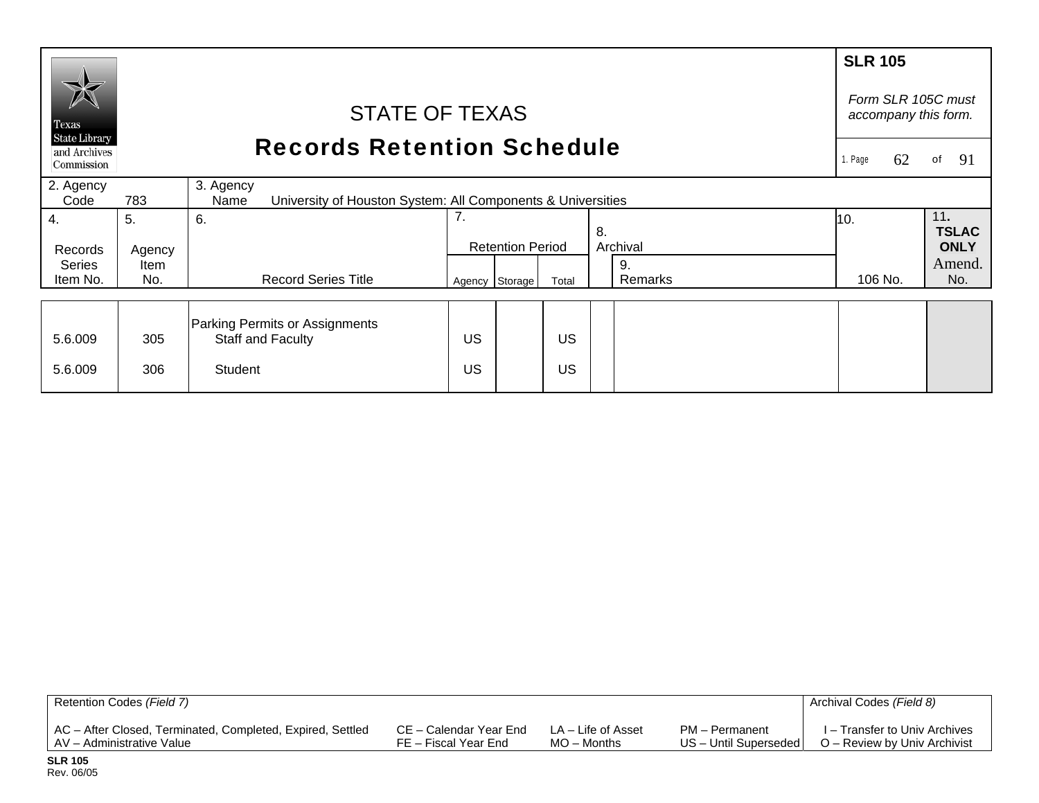# STATE OF TEXAS

## Records Retention Schedule

**SLR 105**

*Form SLR 105C must accompany this form.*

2. Agency Code: 783

3. Agency Name: University of Houston System: All Components & Universities

| 4. Records Series Item No. | 5. Agency Item No. | 6. Record Series Title | 7. Retention Period Agency | Storage | Total | 8. Archival | 9. Remarks | 10. 106 No. | 11. TSLAC ONLY Amend. No. |
|---|---|---|---|---|---|---|---|---|---|
| | | Parking Permits or Assignments | | | | | | | |
| 5.6.009 | 305 | Staff and Faculty | US | | US | | | | |
| 5.6.009 | 306 | Student | US | | US | | | | |

Retention Codes *(Field 7)*

AC – After Closed, Terminated, Completed, Expired, Settled
AV – Administrative Value
CE – Calendar Year End
FE – Fiscal Year End
LA – Life of Asset
MO – Months
PM – Permanent
US – Until Superseded

Archival Codes *(Field 8)*

I – Transfer to Univ Archives
O – Review by Univ Archivist

**SLR 105**
Rev. 06/05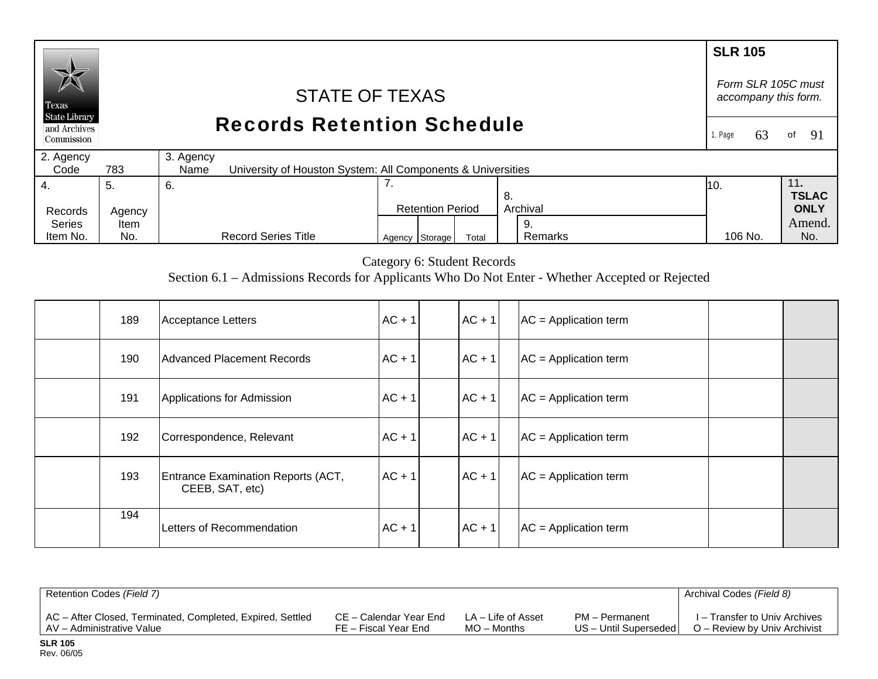# STATE OF TEXAS
## Records Retention Schedule

**SLR 105**

*Form SLR 105C must accompany this form.*

| 2. Agency Code | 783 | 3. Agency Name | University of Houston System: All Components & Universities |
|---|---|---|---|

| 4. Records Series Item No. | 5. Agency Item No. | 6. Record Series Title | 7. Retention Period Agency | Storage | Total | 8. Archival | 9. Remarks | 10. 106 No. | 11. TSLAC ONLY Amend. No. |
|---|---|---|---|---|---|---|---|---|---|

Category 6: Student Records

Section 6.1 – Admissions Records for Applicants Who Do Not Enter - Whether Accepted or Rejected

| 4. Records Series Item No. | 5. Agency Item No. | 6. Record Series Title | 7. Agency | Storage | Total | 8. Archival | 9. Remarks | 10. 106 No. | 11. Amend. No. |
|---|---|---|---|---|---|---|---|---|---|
| | 189 | Acceptance Letters | AC + 1 | | AC + 1 | | AC = Application term | | |
| | 190 | Advanced Placement Records | AC + 1 | | AC + 1 | | AC = Application term | | |
| | 191 | Applications for Admission | AC + 1 | | AC + 1 | | AC = Application term | | |
| | 192 | Correspondence, Relevant | AC + 1 | | AC + 1 | | AC = Application term | | |
| | 193 | Entrance Examination Reports (ACT, CEEB, SAT, etc) | AC + 1 | | AC + 1 | | AC = Application term | | |
| | 194 | Letters of Recommendation | AC + 1 | | AC + 1 | | AC = Application term | | |

Retention Codes *(Field 7)*

AC – After Closed, Terminated, Completed, Expired, Settled
AV – Administrative Value
CE – Calendar Year End
FE – Fiscal Year End
LA – Life of Asset
MO – Months
PM – Permanent
US – Until Superseded

Archival Codes *(Field 8)*

I – Transfer to Univ Archives
O – Review by Univ Archivist

**SLR 105**
Rev. 06/05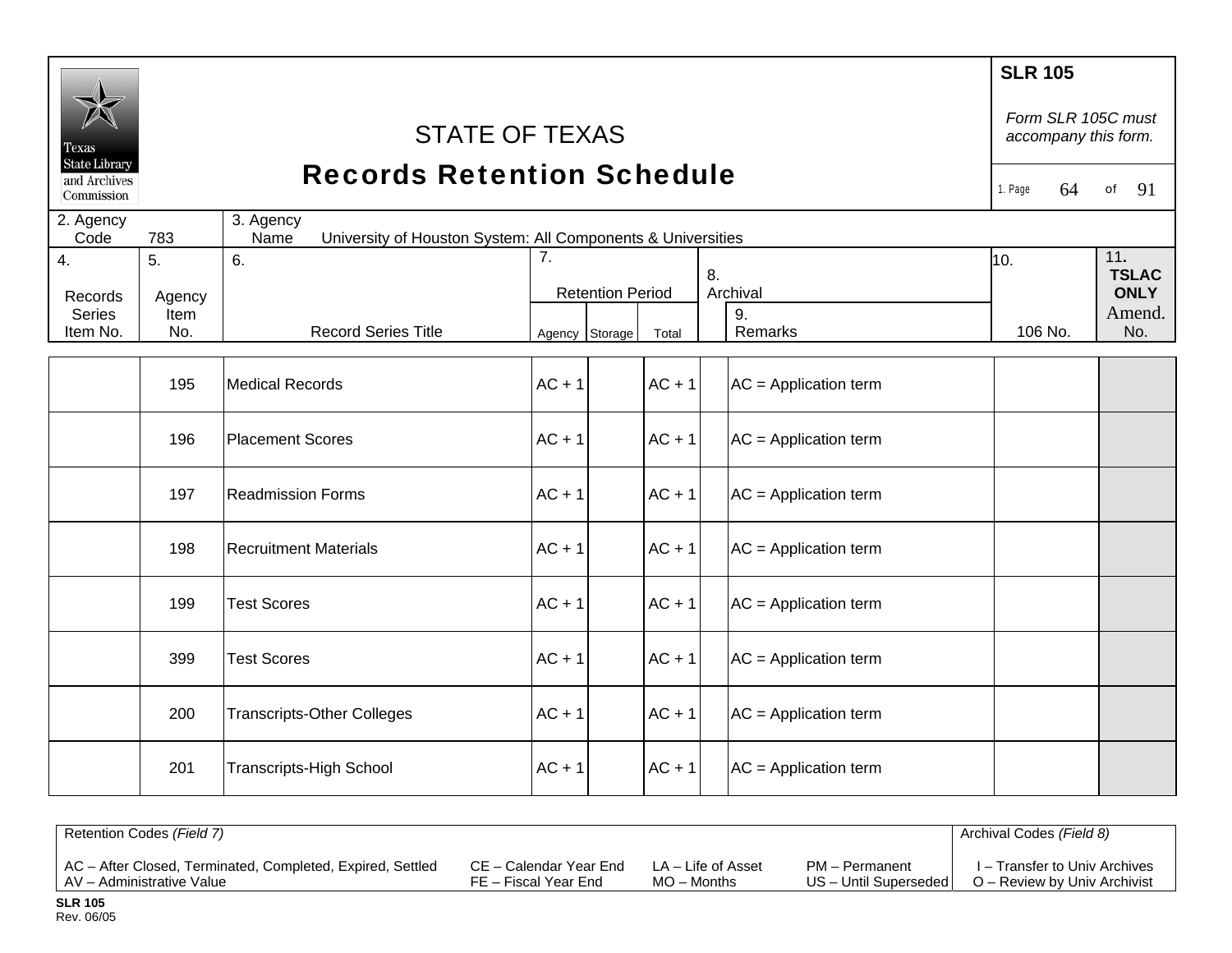# STATE OF TEXAS
## Records Retention Schedule

**SLR 105**

*Form SLR 105C must accompany this form.*

1. Page 64 of 91

| 2. Agency Code | 783 | 3. Agency Name | University of Houston System: All Components & Universities |
|---|---|---|---|

| 4. Records Series Item No. | 5. Agency Item No. | 6. Record Series Title | 7. Retention Period | | | 8. Archival | 9. Remarks | 10. 106 No. | 11. TSLAC ONLY Amend. No. |
|---|---|---|---|---|---|---|---|---|---|
| | | | Agency | Storage | Total | | | | |
| | 195 | Medical Records | AC + 1 | | AC + 1 | | AC = Application term | | |
| | 196 | Placement Scores | AC + 1 | | AC + 1 | | AC = Application term | | |
| | 197 | Readmission Forms | AC + 1 | | AC + 1 | | AC = Application term | | |
| | 198 | Recruitment Materials | AC + 1 | | AC + 1 | | AC = Application term | | |
| | 199 | Test Scores | AC + 1 | | AC + 1 | | AC = Application term | | |
| | 399 | Test Scores | AC + 1 | | AC + 1 | | AC = Application term | | |
| | 200 | Transcripts-Other Colleges | AC + 1 | | AC + 1 | | AC = Application term | | |
| | 201 | Transcripts-High School | AC + 1 | | AC + 1 | | AC = Application term | | |

Retention Codes *(Field 7)*

AC – After Closed, Terminated, Completed, Expired, Settled
AV – Administrative Value
CE – Calendar Year End
FE – Fiscal Year End
LA – Life of Asset
MO – Months
PM – Permanent
US – Until Superseded

Archival Codes *(Field 8)*

I – Transfer to Univ Archives
O – Review by Univ Archivist

**SLR 105**
Rev. 06/05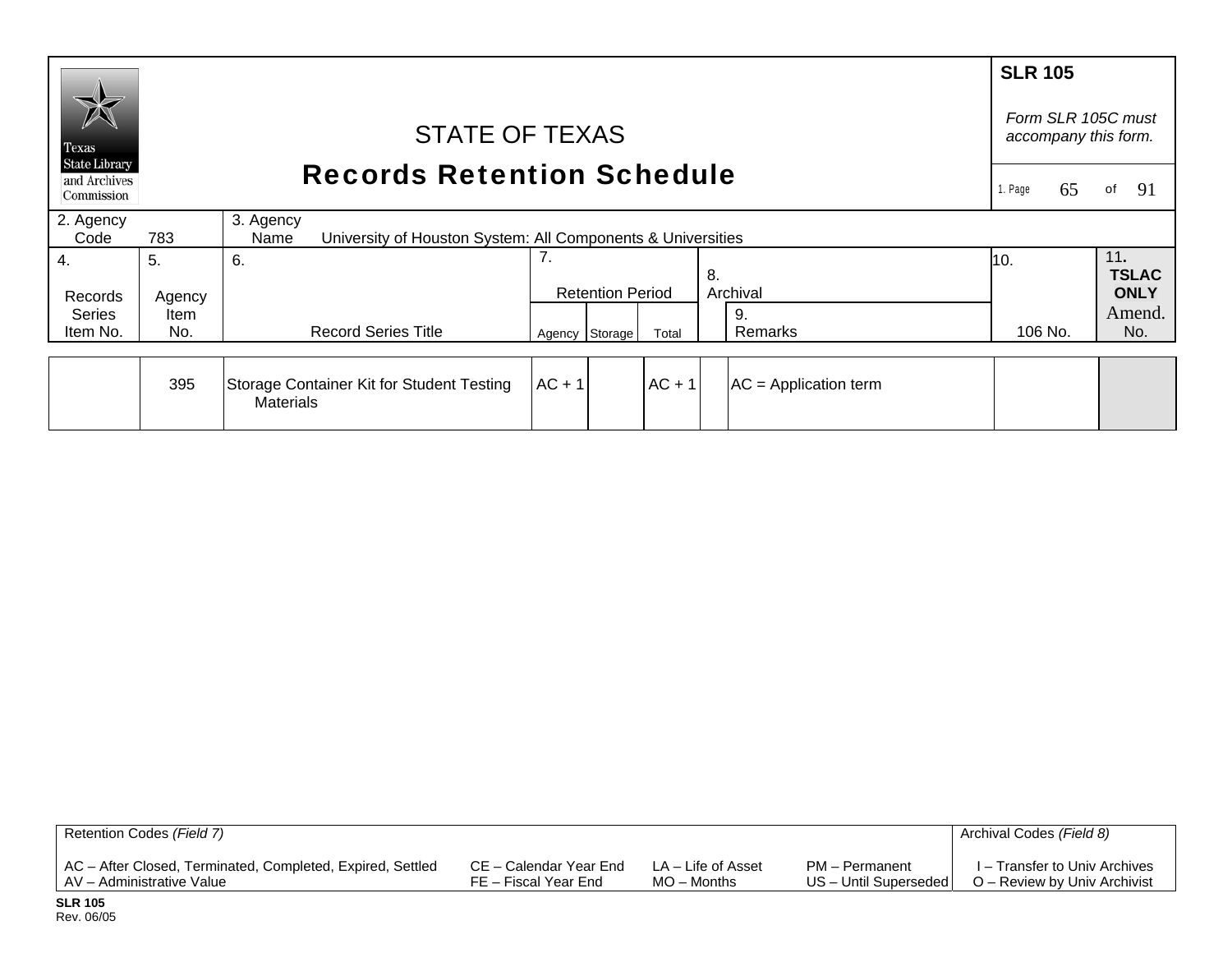# STATE OF TEXAS

## Records Retention Schedule

**SLR 105**

*Form SLR 105C must accompany this form.*

2. Agency Code 783

3. Agency Name University of Houston System: All Components & Universities

| 4. Records Series Item No. | 5. Agency Item No. | 6. Record Series Title | 7. Retention Period Agency | Storage | Total | 8. Archival | 9. Remarks | 10. 106 No. | 11. TSLAC ONLY Amend. No. |
|---|---|---|---|---|---|---|---|---|---|
| | 395 | Storage Container Kit for Student Testing Materials | AC + 1 | | AC + 1 | | AC = Application term | | |

Retention Codes *(Field 7)*

AC – After Closed, Terminated, Completed, Expired, Settled
AV – Administrative Value
CE – Calendar Year End
FE – Fiscal Year End
LA – Life of Asset
MO – Months
PM – Permanent
US – Until Superseded

Archival Codes *(Field 8)*

I – Transfer to Univ Archives
O – Review by Univ Archivist

**SLR 105**
Rev. 06/05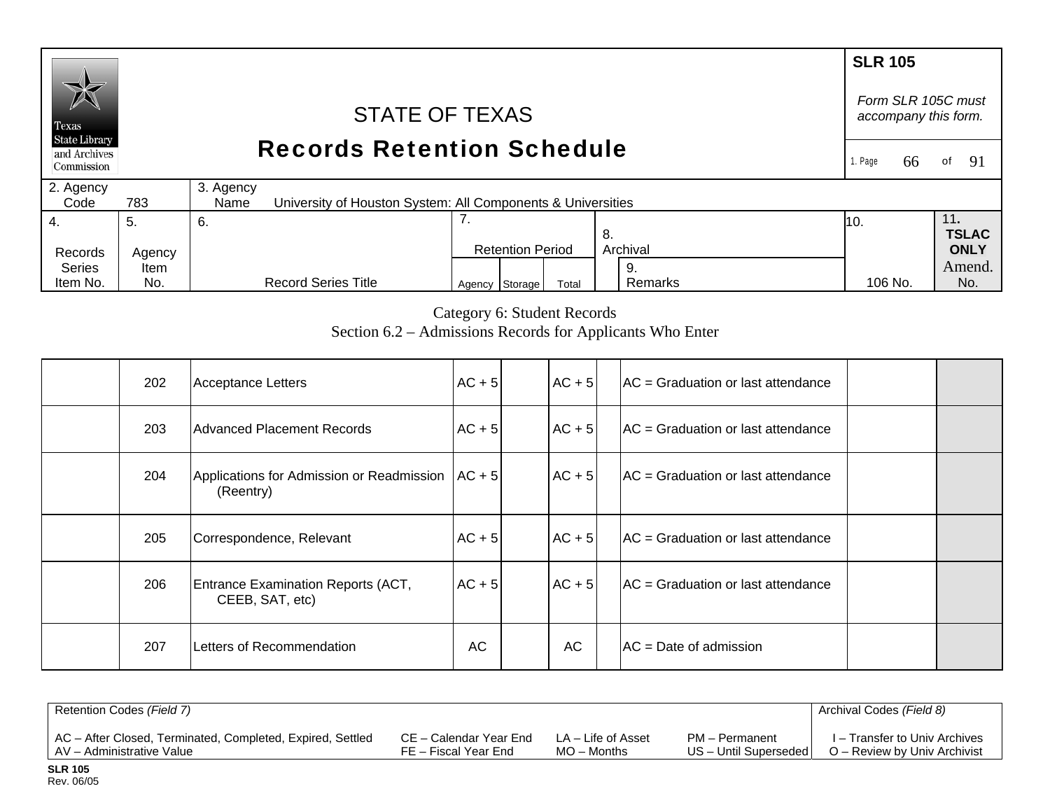# STATE OF TEXAS
## Records Retention Schedule

**SLR 105**

*Form SLR 105C must accompany this form.*

1. Page 66 of 91

2. Agency Code: 783

3. Agency Name: University of Houston System: All Components & Universities

Category 6: Student Records
Section 6.2 – Admissions Records for Applicants Who Enter

| 4. Records Series Item No. | 5. Agency Item No. | 6. Record Series Title | 7. Retention Period – Agency | Storage | Total | 8. Archival | 9. Remarks | 10. 106 No. | 11. TSLAC ONLY Amend. No. |
|---|---|---|---|---|---|---|---|---|---|
| | 202 | Acceptance Letters | AC + 5 | | AC + 5 | | AC = Graduation or last attendance | | |
| | 203 | Advanced Placement Records | AC + 5 | | AC + 5 | | AC = Graduation or last attendance | | |
| | 204 | Applications for Admission or Readmission (Reentry) | AC + 5 | | AC + 5 | | AC = Graduation or last attendance | | |
| | 205 | Correspondence, Relevant | AC + 5 | | AC + 5 | | AC = Graduation or last attendance | | |
| | 206 | Entrance Examination Reports (ACT, CEEB, SAT, etc) | AC + 5 | | AC + 5 | | AC = Graduation or last attendance | | |
| | 207 | Letters of Recommendation | AC | | AC | | AC = Date of admission | | |

| Retention Codes *(Field 7)* | | | | Archival Codes *(Field 8)* |
|---|---|---|---|---|
| AC – After Closed, Terminated, Completed, Expired, Settled | CE – Calendar Year End | LA – Life of Asset | PM – Permanent | I – Transfer to Univ Archives |
| AV – Administrative Value | FE – Fiscal Year End | MO – Months | US – Until Superseded | O – Review by Univ Archivist |

**SLR 105**
Rev. 06/05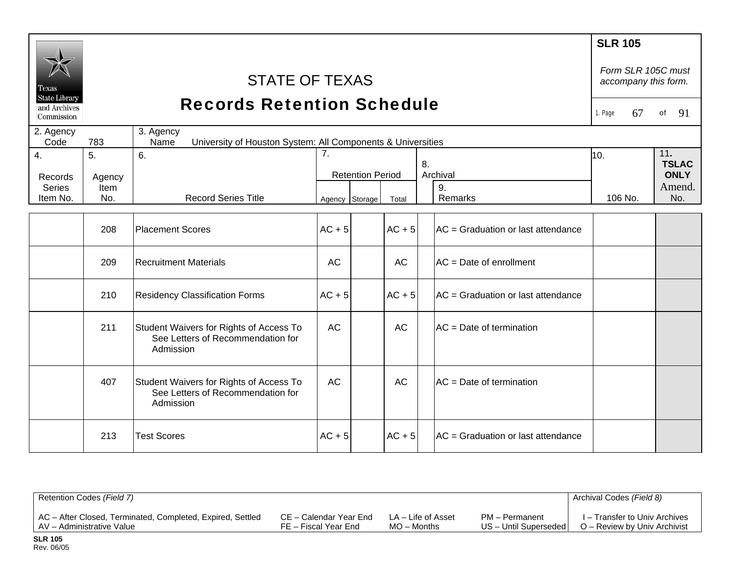# STATE OF TEXAS
# Records Retention Schedule

**SLR 105**

*Form SLR 105C must accompany this form.*

| 2. Agency Code | 783 | 3. Agency Name | University of Houston System: All Components & Universities |
|---|---|---|---|

| 4. Records Series Item No. | 5. Agency Item No. | 6. Record Series Title | 7. Retention Period | | | 8. Archival | 9. Remarks | 10. 106 No. | 11. TSLAC ONLY Amend. No. |
|---|---|---|---|---|---|---|---|---|---|
| | | | Agency | Storage | Total | | | | |
| | 208 | Placement Scores | AC + 5 | | AC + 5 | | AC = Graduation or last attendance | | |
| | 209 | Recruitment Materials | AC | | AC | | AC = Date of enrollment | | |
| | 210 | Residency Classification Forms | AC + 5 | | AC + 5 | | AC = Graduation or last attendance | | |
| | 211 | Student Waivers for Rights of Access To See Letters of Recommendation for Admission | AC | | AC | | AC = Date of termination | | |
| | 407 | Student Waivers for Rights of Access To See Letters of Recommendation for Admission | AC | | AC | | AC = Date of termination | | |
| | 213 | Test Scores | AC + 5 | | AC + 5 | | AC = Graduation or last attendance | | |

Retention Codes *(Field 7)*

AC – After Closed, Terminated, Completed, Expired, Settled
AV – Administrative Value
CE – Calendar Year End
FE – Fiscal Year End
LA – Life of Asset
MO – Months
PM – Permanent
US – Until Superseded

Archival Codes *(Field 8)*

I – Transfer to Univ Archives
O – Review by Univ Archivist

**SLR 105**
Rev. 06/05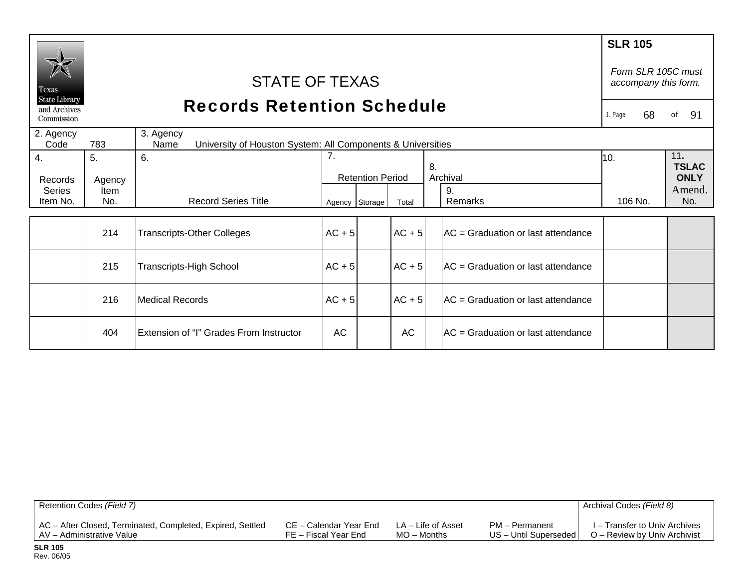# STATE OF TEXAS
## Records Retention Schedule

**SLR 105**

*Form SLR 105C must accompany this form.*

| 2. Agency Code | 783 | 3. Agency Name | University of Houston System: All Components & Universities |
|---|---|---|---|

| 4. Records Series Item No. | 5. Agency Item No. | 6. Record Series Title | 7. Retention Period | | | 8. Archival | 9. Remarks | 10. 106 No. | 11. TSLAC ONLY Amend. No. |
|---|---|---|---|---|---|---|---|---|---|
| | | | Agency | Storage | Total | | | | |
| | 214 | Transcripts-Other Colleges | AC + 5 | | AC + 5 | | AC = Graduation or last attendance | | |
| | 215 | Transcripts-High School | AC + 5 | | AC + 5 | | AC = Graduation or last attendance | | |
| | 216 | Medical Records | AC + 5 | | AC + 5 | | AC = Graduation or last attendance | | |
| | 404 | Extension of “I” Grades From Instructor | AC | | AC | | AC = Graduation or last attendance | | |

| Retention Codes *(Field 7)* | | | | Archival Codes *(Field 8)* |
|---|---|---|---|---|
| AC – After Closed, Terminated, Completed, Expired, Settled | CE – Calendar Year End | LA – Life of Asset | PM – Permanent | I – Transfer to Univ Archives |
| AV – Administrative Value | FE – Fiscal Year End | MO – Months | US – Until Superseded | O – Review by Univ Archivist |

**SLR 105**
Rev. 06/05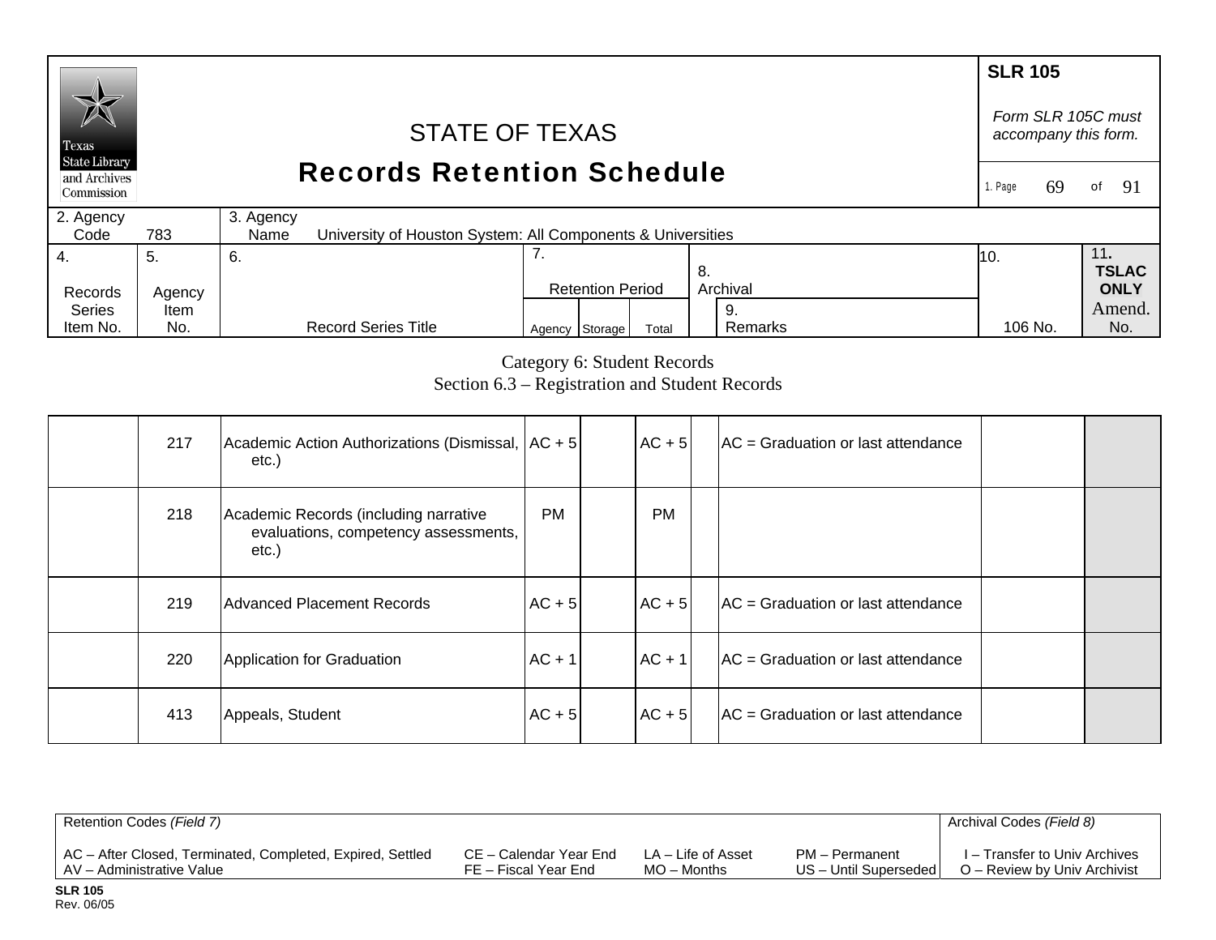# STATE OF TEXAS
## Records Retention Schedule

**SLR 105**

*Form SLR 105C must accompany this form.*

| 2. Agency Code | 783 | 3. Agency Name | University of Houston System: All Components & Universities |
|---|---|---|---|

Category 6: Student Records
Section 6.3 – Registration and Student Records

| 4. Records Series Item No. | 5. Agency Item No. | 6. Record Series Title | 7. Retention Period Agency | Storage | Total | 8. Archival | 9. Remarks | 10. 106 No. | 11. TSLAC ONLY Amend. No. |
|---|---|---|---|---|---|---|---|---|---|
| | 217 | Academic Action Authorizations (Dismissal, etc.) | AC + 5 | | AC + 5 | | AC = Graduation or last attendance | | |
| | 218 | Academic Records (including narrative evaluations, competency assessments, etc.) | PM | | PM | | | | |
| | 219 | Advanced Placement Records | AC + 5 | | AC + 5 | | AC = Graduation or last attendance | | |
| | 220 | Application for Graduation | AC + 1 | | AC + 1 | | AC = Graduation or last attendance | | |
| | 413 | Appeals, Student | AC + 5 | | AC + 5 | | AC = Graduation or last attendance | | |

| Retention Codes *(Field 7)* | | | | Archival Codes *(Field 8)* |
|---|---|---|---|---|
| AC – After Closed, Terminated, Completed, Expired, Settled | CE – Calendar Year End | LA – Life of Asset | PM – Permanent | I – Transfer to Univ Archives |
| AV – Administrative Value | FE – Fiscal Year End | MO – Months | US – Until Superseded | O – Review by Univ Archivist |

**SLR 105**
Rev. 06/05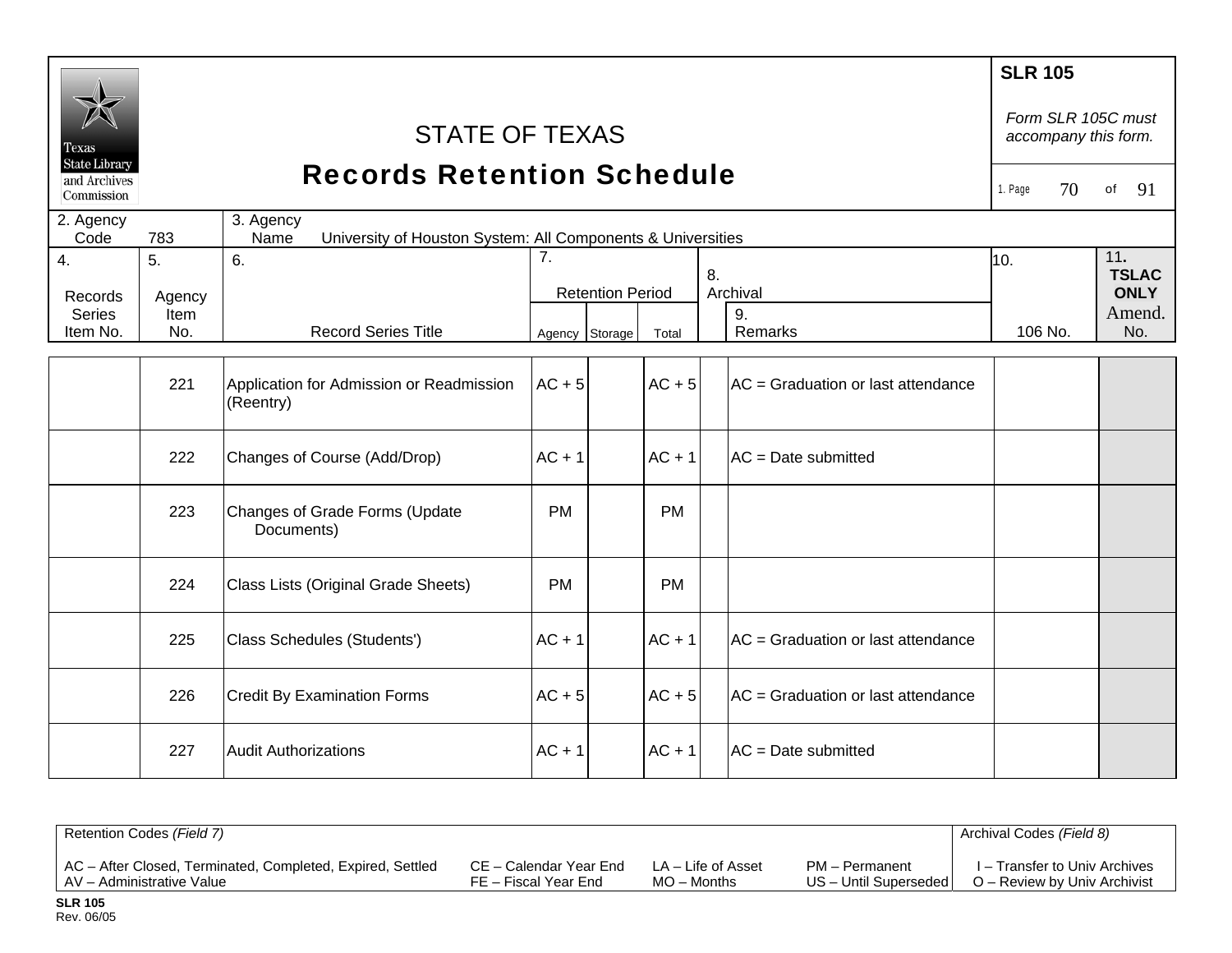**SLR 105**

*Form SLR 105C must accompany this form.*

# STATE OF TEXAS
## Records Retention Schedule

Texas State Library and Archives Commission

2. Agency Code: 783

3. Agency Name: University of Houston System: All Components & Universities

| 4. Records Series Item No. | 5. Agency Item No. | 6. Record Series Title | 7. Retention Period | | | 8. Archival | 9. Remarks | 10. 106 No. | 11. TSLAC ONLY Amend. No. |
|---|---|---|---|---|---|---|---|---|---|
| | | | Agency | Storage | Total | | | | |
| | 221 | Application for Admission or Readmission (Reentry) | AC + 5 | | AC + 5 | | AC = Graduation or last attendance | | |
| | 222 | Changes of Course (Add/Drop) | AC + 1 | | AC + 1 | | AC = Date submitted | | |
| | 223 | Changes of Grade Forms (Update Documents) | PM | | PM | | | | |
| | 224 | Class Lists (Original Grade Sheets) | PM | | PM | | | | |
| | 225 | Class Schedules (Students') | AC + 1 | | AC + 1 | | AC = Graduation or last attendance | | |
| | 226 | Credit By Examination Forms | AC + 5 | | AC + 5 | | AC = Graduation or last attendance | | |
| | 227 | Audit Authorizations | AC + 1 | | AC + 1 | | AC = Date submitted | | |

Retention Codes *(Field 7)*

AC – After Closed, Terminated, Completed, Expired, Settled
AV – Administrative Value
CE – Calendar Year End
FE – Fiscal Year End
LA – Life of Asset
MO – Months
PM – Permanent
US – Until Superseded

Archival Codes *(Field 8)*

I – Transfer to Univ Archives
O – Review by Univ Archivist

**SLR 105**
Rev. 06/05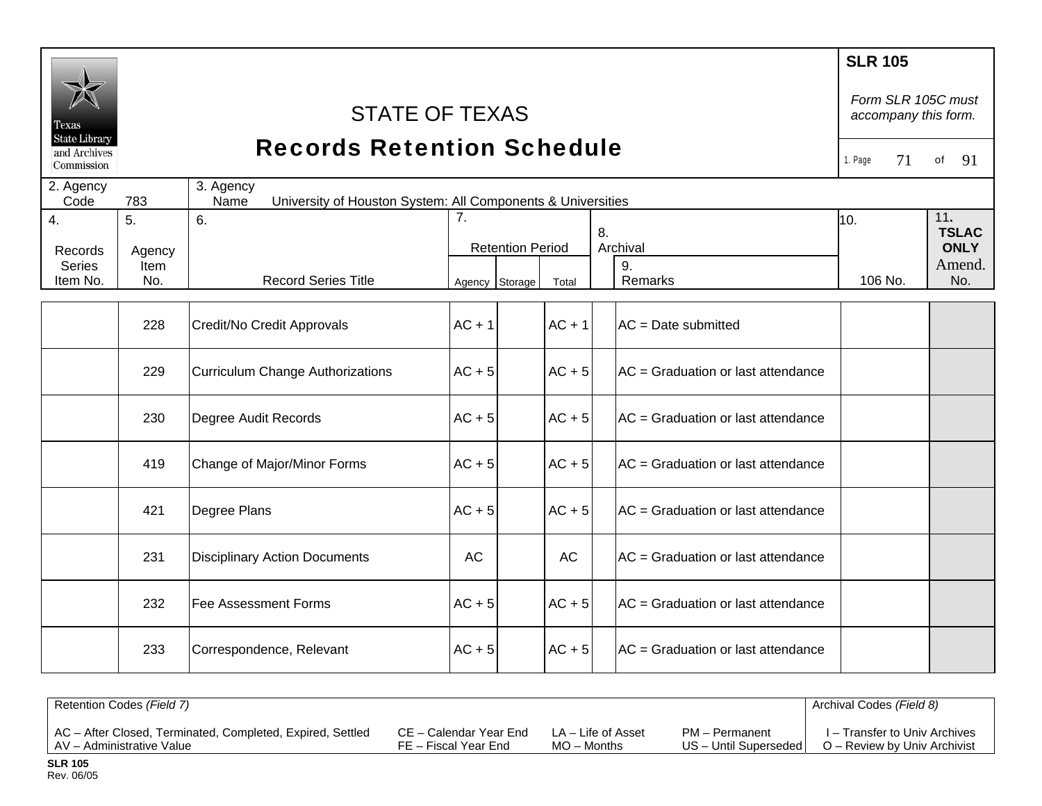# STATE OF TEXAS
# Records Retention Schedule

**SLR 105**

*Form SLR 105C must accompany this form.*

| 2. Agency Code | 783 | 3. Agency Name | University of Houston System: All Components & Universities |
|---|---|---|---|

| 4. Records Series Item No. | 5. Agency Item No. | 6. Record Series Title | 7. Retention Period | | | 8. Archival | 9. Remarks | 10. 106 No. | 11. TSLAC ONLY Amend. No. |
|---|---|---|---|---|---|---|---|---|---|
| | | | Agency | Storage | Total | | | | |
| | 228 | Credit/No Credit Approvals | AC + 1 | | AC + 1 | | AC = Date submitted | | |
| | 229 | Curriculum Change Authorizations | AC + 5 | | AC + 5 | | AC = Graduation or last attendance | | |
| | 230 | Degree Audit Records | AC + 5 | | AC + 5 | | AC = Graduation or last attendance | | |
| | 419 | Change of Major/Minor Forms | AC + 5 | | AC + 5 | | AC = Graduation or last attendance | | |
| | 421 | Degree Plans | AC + 5 | | AC + 5 | | AC = Graduation or last attendance | | |
| | 231 | Disciplinary Action Documents | AC | | AC | | AC = Graduation or last attendance | | |
| | 232 | Fee Assessment Forms | AC + 5 | | AC + 5 | | AC = Graduation or last attendance | | |
| | 233 | Correspondence, Relevant | AC + 5 | | AC + 5 | | AC = Graduation or last attendance | | |

Retention Codes *(Field 7)*

AC – After Closed, Terminated, Completed, Expired, Settled
AV – Administrative Value
CE – Calendar Year End
FE – Fiscal Year End
LA – Life of Asset
MO – Months
PM – Permanent
US – Until Superseded

Archival Codes *(Field 8)*

I – Transfer to Univ Archives
O – Review by Univ Archivist

**SLR 105**
Rev. 06/05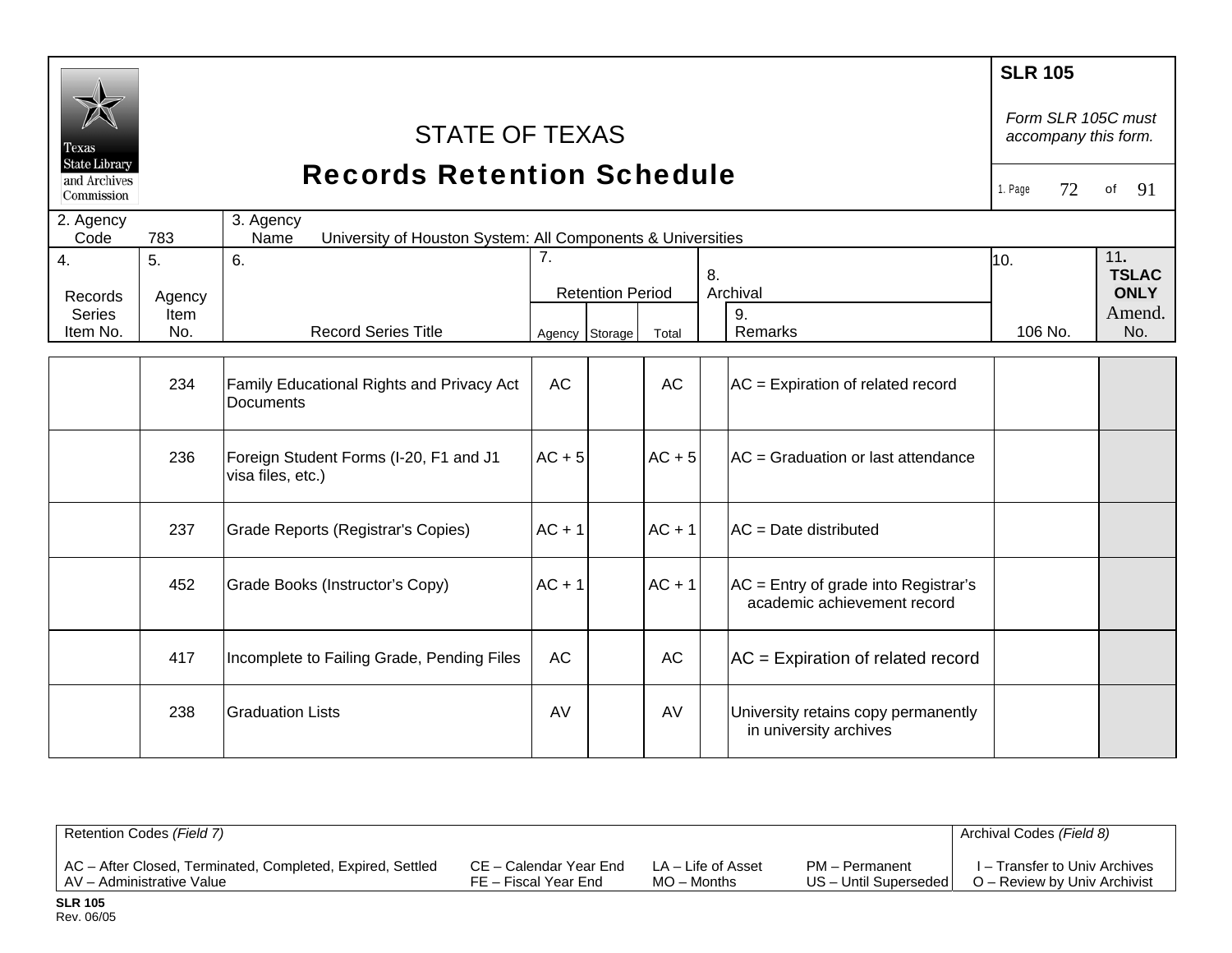# STATE OF TEXAS
## Records Retention Schedule

**SLR 105**

*Form SLR 105C must accompany this form.*

1. Page 72 of 91

| 2. Agency Code | 783 | 3. Agency Name | University of Houston System: All Components & Universities |
|---|---|---|---|

| 4. Records Series Item No. | 5. Agency Item No. | 6. Record Series Title | 7. Retention Period | | | 8. Archival | 9. Remarks | 10. 106 No. | 11. TSLAC ONLY Amend. No. |
|---|---|---|---|---|---|---|---|---|---|
| | | | Agency | Storage | Total | | | | |
| | 234 | Family Educational Rights and Privacy Act Documents | AC | | AC | | AC = Expiration of related record | | |
| | 236 | Foreign Student Forms (I-20, F1 and J1 visa files, etc.) | AC + 5 | | AC + 5 | | AC = Graduation or last attendance | | |
| | 237 | Grade Reports (Registrar's Copies) | AC + 1 | | AC + 1 | | AC = Date distributed | | |
| | 452 | Grade Books (Instructor's Copy) | AC + 1 | | AC + 1 | | AC = Entry of grade into Registrar's academic achievement record | | |
| | 417 | Incomplete to Failing Grade, Pending Files | AC | | AC | | AC = Expiration of related record | | |
| | 238 | Graduation Lists | AV | | AV | | University retains copy permanently in university archives | | |

| Retention Codes *(Field 7)* | | | | Archival Codes *(Field 8)* |
|---|---|---|---|---|
| AC – After Closed, Terminated, Completed, Expired, Settled | CE – Calendar Year End | LA – Life of Asset | PM – Permanent | I – Transfer to Univ Archives |
| AV – Administrative Value | FE – Fiscal Year End | MO – Months | US – Until Superseded | O – Review by Univ Archivist |

**SLR 105**
Rev. 06/05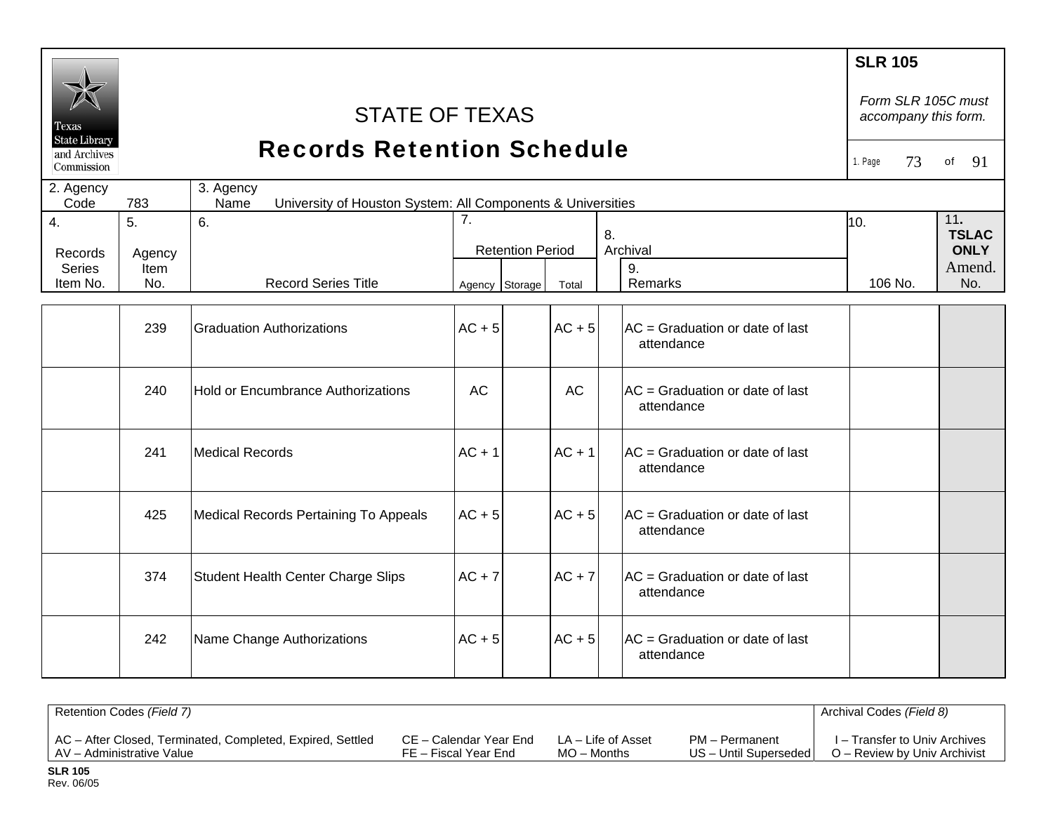STATE OF TEXAS
# Records Retention Schedule

**SLR 105**

*Form SLR 105C must accompany this form.*

1. Page 73 of 91

| 2. Agency Code | 783 | 3. Agency Name | University of Houston System: All Components & Universities |
|---|---|---|---|

| 4. Records Series Item No. | 5. Agency Item No. | 6. Record Series Title | 7. Retention Period | | | 8. Archival | 9. Remarks | 10. 106 No. | 11. **TSLAC ONLY** Amend. No. |
|---|---|---|---|---|---|---|---|---|---|
| | | | Agency | Storage | Total | | | | |
| | 239 | Graduation Authorizations | AC + 5 | | AC + 5 | | AC = Graduation or date of last attendance | | |
| | 240 | Hold or Encumbrance Authorizations | AC | | AC | | AC = Graduation or date of last attendance | | |
| | 241 | Medical Records | AC + 1 | | AC + 1 | | AC = Graduation or date of last attendance | | |
| | 425 | Medical Records Pertaining To Appeals | AC + 5 | | AC + 5 | | AC = Graduation or date of last attendance | | |
| | 374 | Student Health Center Charge Slips | AC + 7 | | AC + 7 | | AC = Graduation or date of last attendance | | |
| | 242 | Name Change Authorizations | AC + 5 | | AC + 5 | | AC = Graduation or date of last attendance | | |

Retention Codes *(Field 7)*

AC – After Closed, Terminated, Completed, Expired, Settled
AV – Administrative Value
CE – Calendar Year End
FE – Fiscal Year End
LA – Life of Asset
MO – Months
PM – Permanent
US – Until Superseded

Archival Codes *(Field 8)*

I – Transfer to Univ Archives
O – Review by Univ Archivist

**SLR 105**
Rev. 06/05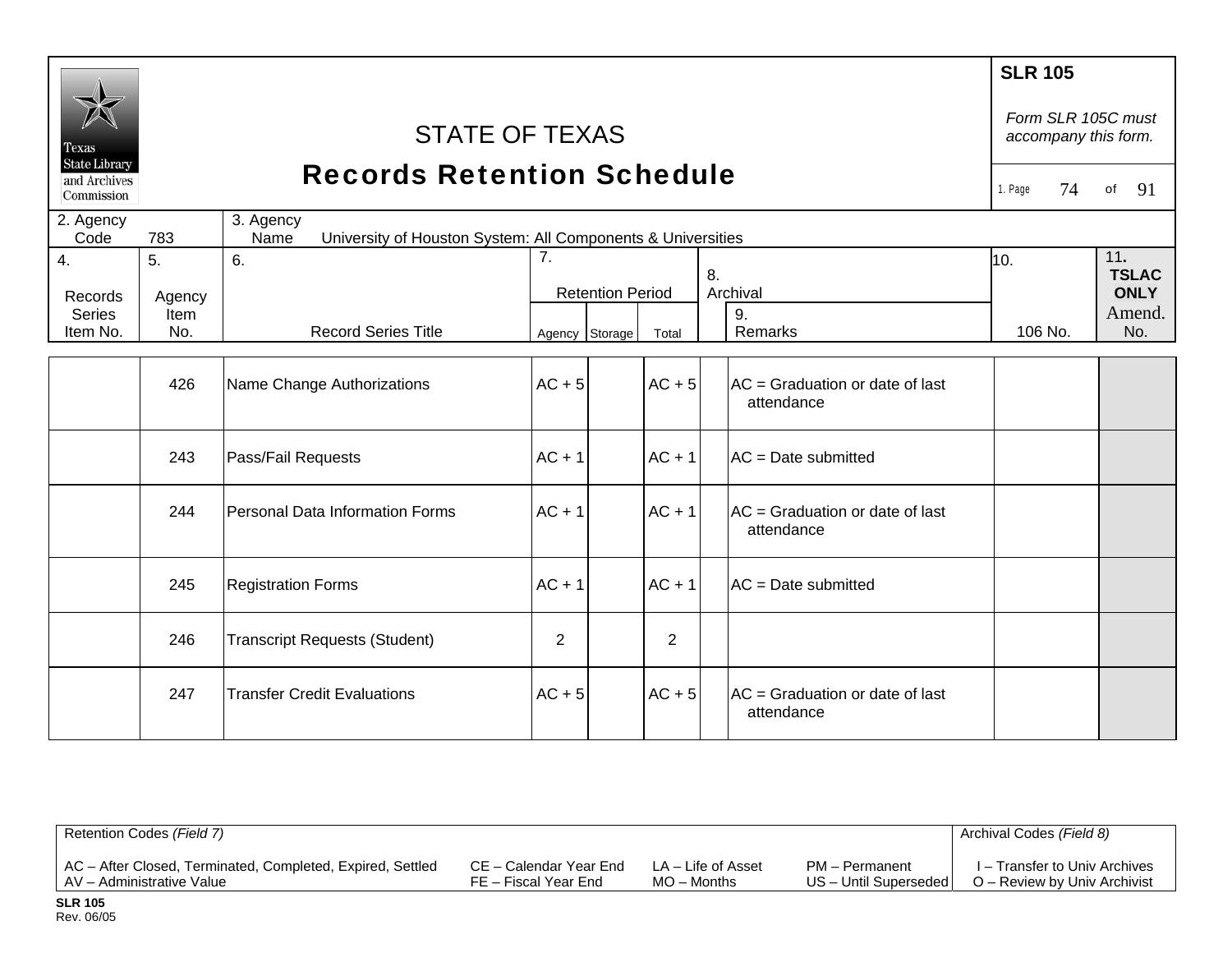# STATE OF TEXAS
## Records Retention Schedule

**SLR 105**

*Form SLR 105C must accompany this form.*

| 2. Agency Code | 783 | 3. Agency Name | University of Houston System: All Components & Universities |
|---|---|---|---|

| 4. Records Series Item No. | 5. Agency Item No. | 6. Record Series Title | 7. Retention Period | | | 8. Archival | 9. Remarks | 10. 106 No. | 11. TSLAC ONLY Amend. No. |
|---|---|---|---|---|---|---|---|---|---|
| | | | Agency | Storage | Total | | | | |
| | 426 | Name Change Authorizations | AC + 5 | | AC + 5 | | AC = Graduation or date of last attendance | | |
| | 243 | Pass/Fail Requests | AC + 1 | | AC + 1 | | AC = Date submitted | | |
| | 244 | Personal Data Information Forms | AC + 1 | | AC + 1 | | AC = Graduation or date of last attendance | | |
| | 245 | Registration Forms | AC + 1 | | AC + 1 | | AC = Date submitted | | |
| | 246 | Transcript Requests (Student) | 2 | | 2 | | | | |
| | 247 | Transfer Credit Evaluations | AC + 5 | | AC + 5 | | AC = Graduation or date of last attendance | | |

Retention Codes *(Field 7)*

AC – After Closed, Terminated, Completed, Expired, Settled
AV – Administrative Value
CE – Calendar Year End
FE – Fiscal Year End
LA – Life of Asset
MO – Months
PM – Permanent
US – Until Superseded

Archival Codes *(Field 8)*

I – Transfer to Univ Archives
O – Review by Univ Archivist

**SLR 105**
Rev. 06/05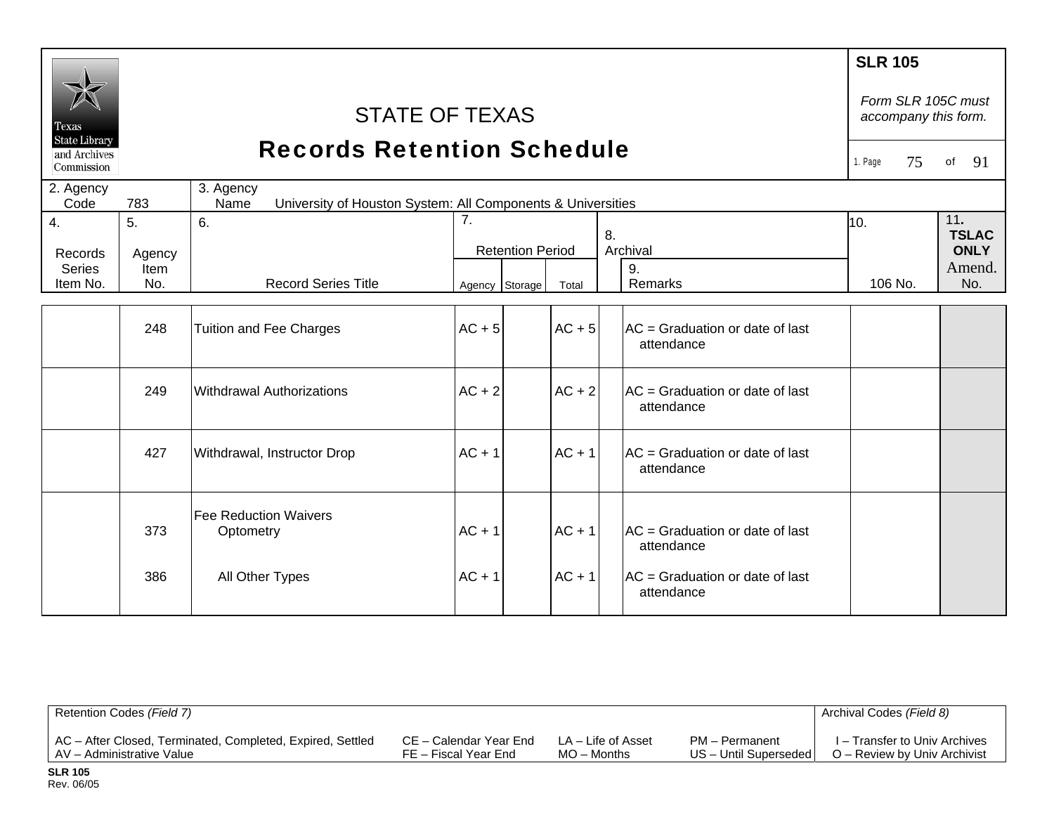**SLR 105**

*Form SLR 105C must accompany this form.*

# STATE OF TEXAS
## Records Retention Schedule

Texas State Library and Archives Commission

2. Agency Code: 783

3. Agency Name: University of Houston System: All Components & Universities

| 4. Records Series Item No. | 5. Agency Item No. | 6. Record Series Title | 7. Retention Period: Agency | Storage | Total | 8. Archival | 9. Remarks | 10. 106 No. | 11. TSLAC ONLY Amend. No. |
|---|---|---|---|---|---|---|---|---|---|
| | 248 | Tuition and Fee Charges | AC + 5 | | AC + 5 | | AC = Graduation or date of last attendance | | |
| | 249 | Withdrawal Authorizations | AC + 2 | | AC + 2 | | AC = Graduation or date of last attendance | | |
| | 427 | Withdrawal, Instructor Drop | AC + 1 | | AC + 1 | | AC = Graduation or date of last attendance | | |
| | | Fee Reduction Waivers | | | | | | | |
| | 373 | Optometry | AC + 1 | | AC + 1 | | AC = Graduation or date of last attendance | | |
| | 386 | All Other Types | AC + 1 | | AC + 1 | | AC = Graduation or date of last attendance | | |

Retention Codes *(Field 7)*

AC – After Closed, Terminated, Completed, Expired, Settled
AV – Administrative Value
CE – Calendar Year End
FE – Fiscal Year End
LA – Life of Asset
MO – Months
PM – Permanent
US – Until Superseded

Archival Codes *(Field 8)*

I – Transfer to Univ Archives
O – Review by Univ Archivist

**SLR 105**
Rev. 06/05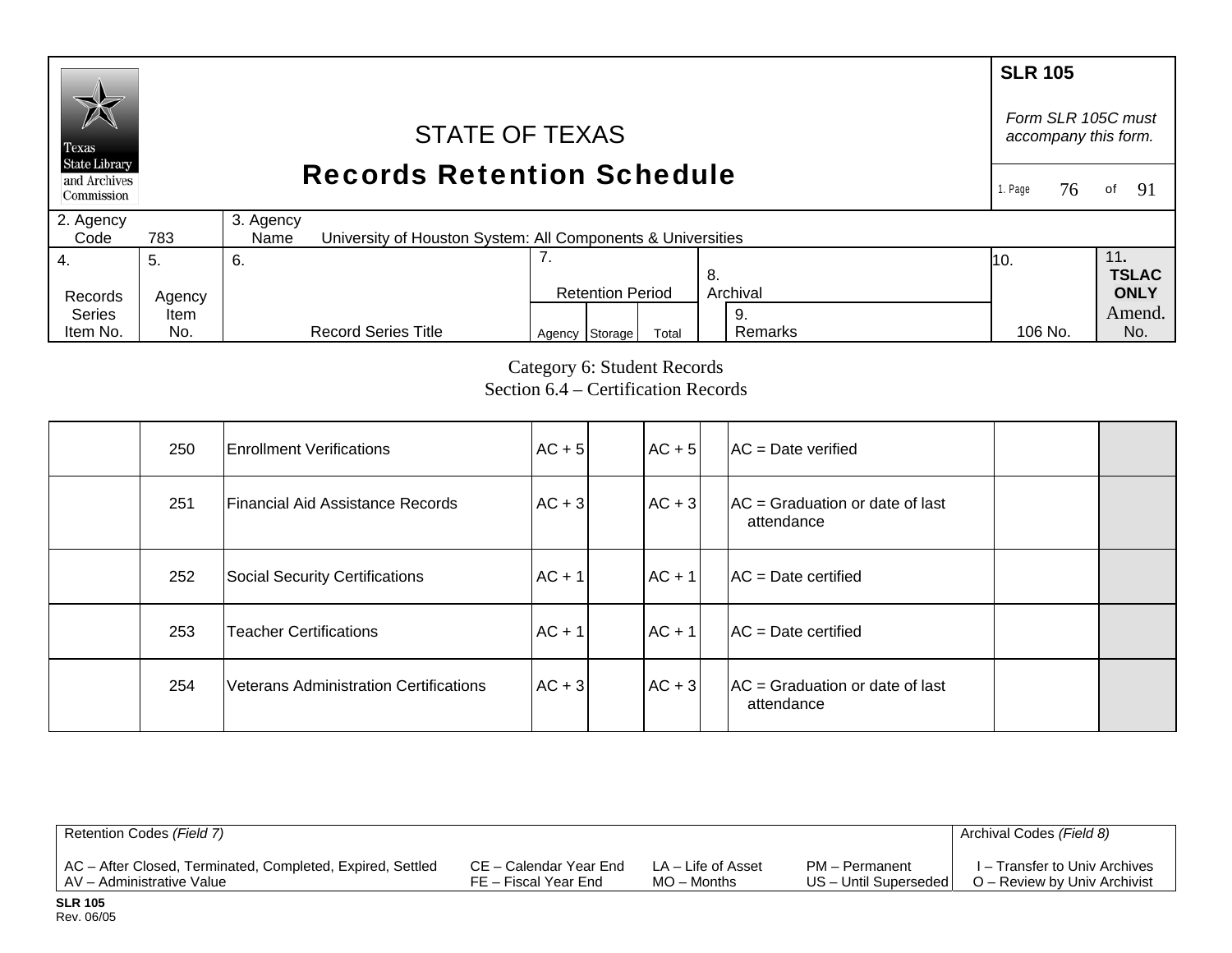**SLR 105**

*Form SLR 105C must accompany this form.*

# STATE OF TEXAS
## Records Retention Schedule

1. Page 76 of 91

| 2. Agency Code | 783 | 3. Agency Name | University of Houston System: All Components & Universities |
|---|---|---|---|

| 4. Records Series Item No. | 5. Agency Item No. | 6. Record Series Title | 7. Retention Period Agency | Storage | Total | 8. Archival | 9. Remarks | 10. 106 No. | 11. TSLAC ONLY Amend. No. |
|---|---|---|---|---|---|---|---|---|---|

Category 6: Student Records
Section 6.4 – Certification Records

| 4. Records Series Item No. | 5. Agency Item No. | 6. Record Series Title | 7. Agency | Storage | Total | 8. Archival | 9. Remarks | 10. 106 No. | 11. Amend. No. |
|---|---|---|---|---|---|---|---|---|---|
| | 250 | Enrollment Verifications | AC + 5 | | AC + 5 | | AC = Date verified | | |
| | 251 | Financial Aid Assistance Records | AC + 3 | | AC + 3 | | AC = Graduation or date of last attendance | | |
| | 252 | Social Security Certifications | AC + 1 | | AC + 1 | | AC = Date certified | | |
| | 253 | Teacher Certifications | AC + 1 | | AC + 1 | | AC = Date certified | | |
| | 254 | Veterans Administration Certifications | AC + 3 | | AC + 3 | | AC = Graduation or date of last attendance | | |

Retention Codes *(Field 7)*

AC – After Closed, Terminated, Completed, Expired, Settled
AV – Administrative Value
CE – Calendar Year End
FE – Fiscal Year End
LA – Life of Asset
MO – Months
PM – Permanent
US – Until Superseded

Archival Codes *(Field 8)*

I – Transfer to Univ Archives
O – Review by Univ Archivist

**SLR 105**
Rev. 06/05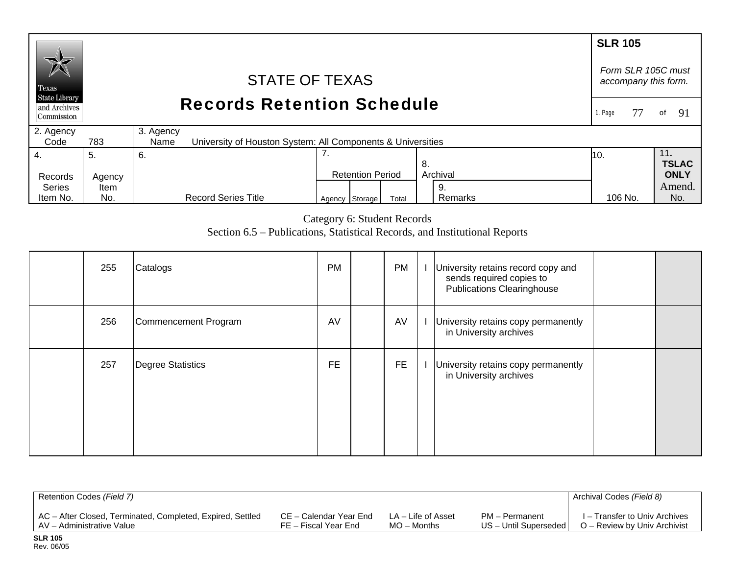**SLR 105**

*Form SLR 105C must accompany this form.*

# STATE OF TEXAS
## Records Retention Schedule

2. Agency Code: 783

3. Agency Name: University of Houston System: All Components & Universities

Category 6: Student Records

Section 6.5 – Publications, Statistical Records, and Institutional Reports

| 4. Records Series Item No. | 5. Agency Item No. | 6. Record Series Title | 7. Retention Period: Agency | Storage | Total | 8. Archival | 9. Remarks | 10. 106 No. | 11. TSLAC ONLY Amend. No. |
|---|---|---|---|---|---|---|---|---|---|
| | 255 | Catalogs | PM | | PM | I | University retains record copy and sends required copies to Publications Clearinghouse | | |
| | 256 | Commencement Program | AV | | AV | I | University retains copy permanently in University archives | | |
| | 257 | Degree Statistics | FE | | FE | I | University retains copy permanently in University archives | | |

| Retention Codes (Field 7) | | | | Archival Codes (Field 8) |
|---|---|---|---|---|
| AC – After Closed, Terminated, Completed, Expired, Settled | CE – Calendar Year End | LA – Life of Asset | PM – Permanent | I – Transfer to Univ Archives |
| AV – Administrative Value | FE – Fiscal Year End | MO – Months | US – Until Superseded | O – Review by Univ Archivist |

**SLR 105**
Rev. 06/05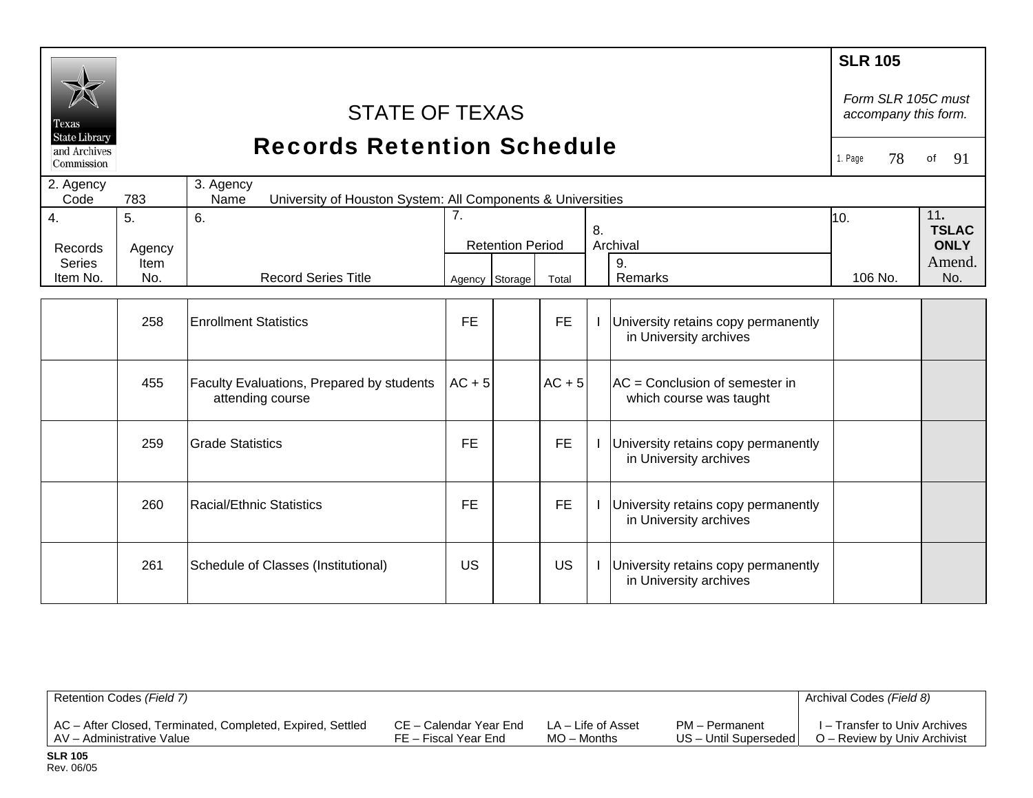# STATE OF TEXAS
## Records Retention Schedule

**SLR 105**

*Form SLR 105C must accompany this form.*

1. Page 78 of 91

| 2. Agency Code | 783 | 3. Agency Name | University of Houston System: All Components & Universities |
|---|---|---|---|

| 4. Records Series Item No. | 5. Agency Item No. | 6. Record Series Title | 7. Retention Period | | | 8. Archival | 9. Remarks | 10. 106 No. | 11. TSLAC ONLY Amend. No. |
|---|---|---|---|---|---|---|---|---|---|
| | | | Agency | Storage | Total | | | | |
| | 258 | Enrollment Statistics | FE | | FE | I | University retains copy permanently in University archives | | |
| | 455 | Faculty Evaluations, Prepared by students attending course | AC + 5 | | AC + 5 | | AC = Conclusion of semester in which course was taught | | |
| | 259 | Grade Statistics | FE | | FE | I | University retains copy permanently in University archives | | |
| | 260 | Racial/Ethnic Statistics | FE | | FE | I | University retains copy permanently in University archives | | |
| | 261 | Schedule of Classes (Institutional) | US | | US | I | University retains copy permanently in University archives | | |

| Retention Codes *(Field 7)* | | | | Archival Codes *(Field 8)* |
|---|---|---|---|---|
| AC – After Closed, Terminated, Completed, Expired, Settled | CE – Calendar Year End | LA – Life of Asset | PM – Permanent | I – Transfer to Univ Archives |
| AV – Administrative Value | FE – Fiscal Year End | MO – Months | US – Until Superseded | O – Review by Univ Archivist |

**SLR 105**
Rev. 06/05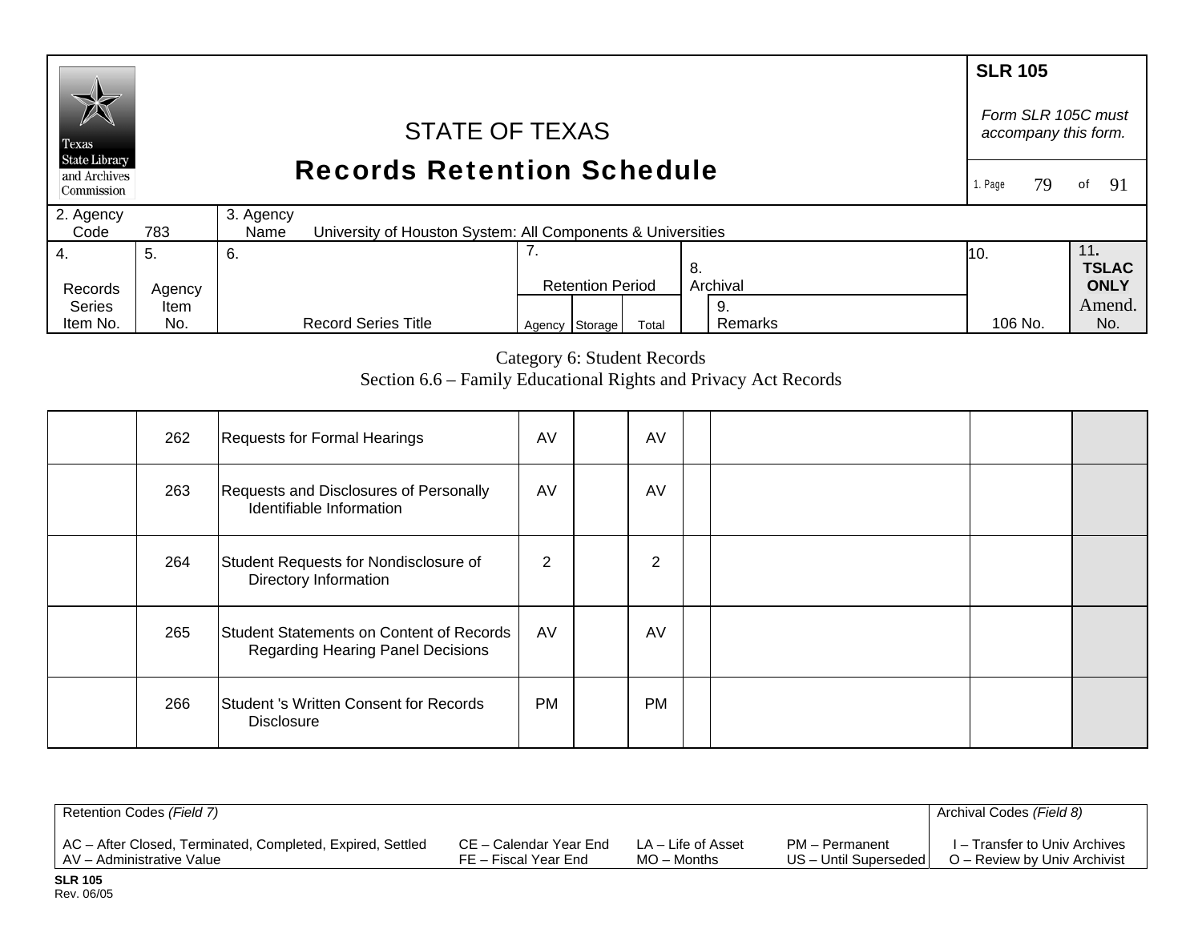# STATE OF TEXAS
## Records Retention Schedule

Texas State Library and Archives Commission

**SLR 105**

*Form SLR 105C must accompany this form.*

| 2. Agency Code | 783 | 3. Agency Name | University of Houston System: All Components & Universities |
|---|---|---|---|

Category 6: Student Records
Section 6.6 – Family Educational Rights and Privacy Act Records

| 4. Records Series Item No. | 5. Agency Item No. | 6. Record Series Title | 7. Retention Period | | | 8. Archival | 9. Remarks | 10. 106 No. | 11. TSLAC ONLY Amend. No. |
|---|---|---|---|---|---|---|---|---|---|
| | | | Agency | Storage | Total | | | | |
| | 262 | Requests for Formal Hearings | AV | | AV | | | | |
| | 263 | Requests and Disclosures of Personally Identifiable Information | AV | | AV | | | | |
| | 264 | Student Requests for Nondisclosure of Directory Information | 2 | | 2 | | | | |
| | 265 | Student Statements on Content of Records Regarding Hearing Panel Decisions | AV | | AV | | | | |
| | 266 | Student 's Written Consent for Records Disclosure | PM | | PM | | | | |

| Retention Codes *(Field 7)* | | | | Archival Codes *(Field 8)* |
|---|---|---|---|---|
| AC – After Closed, Terminated, Completed, Expired, Settled | CE – Calendar Year End | LA – Life of Asset | PM – Permanent | I – Transfer to Univ Archives |
| AV – Administrative Value | FE – Fiscal Year End | MO – Months | US – Until Superseded | O – Review by Univ Archivist |

**SLR 105**
Rev. 06/05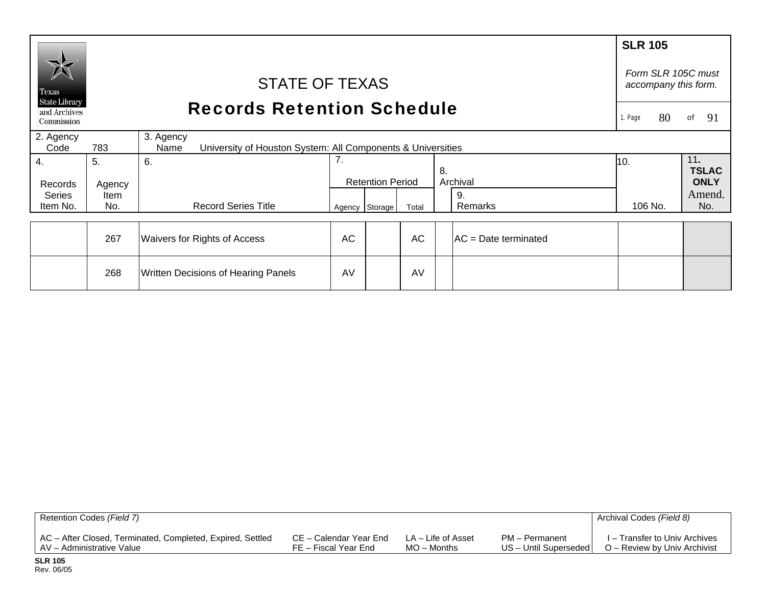**SLR 105**

*Form SLR 105C must accompany this form.*

# STATE OF TEXAS
## Records Retention Schedule

2. Agency Code: 783

3. Agency Name: University of Houston System: All Components & Universities

| 4. Records Series Item No. | 5. Agency Item No. | 6. Record Series Title | 7. Retention Period | | | 8. Archival | 9. Remarks | 10. 106 No. | 11. TSLAC ONLY Amend. No. |
|---|---|---|---|---|---|---|---|---|---|
| | | | Agency | Storage | Total | | | | |
| | 267 | Waivers for Rights of Access | AC | | AC | | AC = Date terminated | | |
| | 268 | Written Decisions of Hearing Panels | AV | | AV | | | | |

Retention Codes *(Field 7)*

AC – After Closed, Terminated, Completed, Expired, Settled
AV – Administrative Value
CE – Calendar Year End
FE – Fiscal Year End
LA – Life of Asset
MO – Months
PM – Permanent
US – Until Superseded

Archival Codes *(Field 8)*

I – Transfer to Univ Archives
O – Review by Univ Archivist

**SLR 105**
Rev. 06/05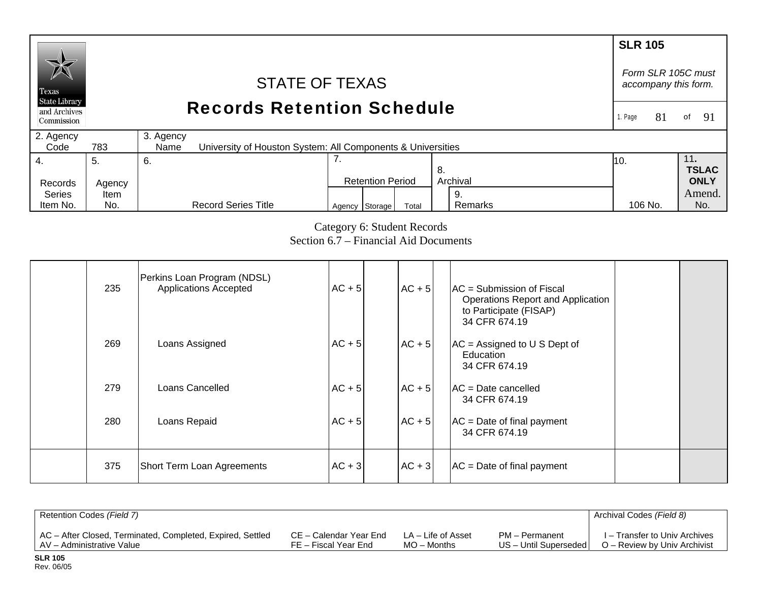# STATE OF TEXAS
## Records Retention Schedule

**SLR 105**

*Form SLR 105C must accompany this form.*

| 2. Agency Code | 783 | 3. Agency Name | University of Houston System: All Components & Universities |
|---|---|---|---|

| 4. Records Series Item No. | 5. Agency Item No. | 6. Record Series Title | 7. Retention Period Agency | Storage | Total | 8. Archival | 9. Remarks | 10. 106 No. | 11. TSLAC ONLY Amend. No. |
|---|---|---|---|---|---|---|---|---|---|

Category 6: Student Records
Section 6.7 – Financial Aid Documents

| 4. Records Series Item No. | 5. Agency Item No. | 6. Record Series Title | Agency | Storage | Total | 8. Archival | 9. Remarks | 10. 106 No. | 11. Amend. No. |
|---|---|---|---|---|---|---|---|---|---|
| | 235 | Perkins Loan Program (NDSL) Applications Accepted | AC + 5 | | AC + 5 | | AC = Submission of Fiscal Operations Report and Application to Participate (FISAP) 34 CFR 674.19 | | |
| | 269 | Loans Assigned | AC + 5 | | AC + 5 | | AC = Assigned to U S Dept of Education 34 CFR 674.19 | | |
| | 279 | Loans Cancelled | AC + 5 | | AC + 5 | | AC = Date cancelled 34 CFR 674.19 | | |
| | 280 | Loans Repaid | AC + 5 | | AC + 5 | | AC = Date of final payment 34 CFR 674.19 | | |
| | 375 | Short Term Loan Agreements | AC + 3 | | AC + 3 | | AC = Date of final payment | | |

| Retention Codes *(Field 7)* | | | | Archival Codes *(Field 8)* |
|---|---|---|---|---|
| AC – After Closed, Terminated, Completed, Expired, Settled | CE – Calendar Year End | LA – Life of Asset | PM – Permanent | I – Transfer to Univ Archives |
| AV – Administrative Value | FE – Fiscal Year End | MO – Months | US – Until Superseded | O – Review by Univ Archivist |

**SLR 105**
Rev. 06/05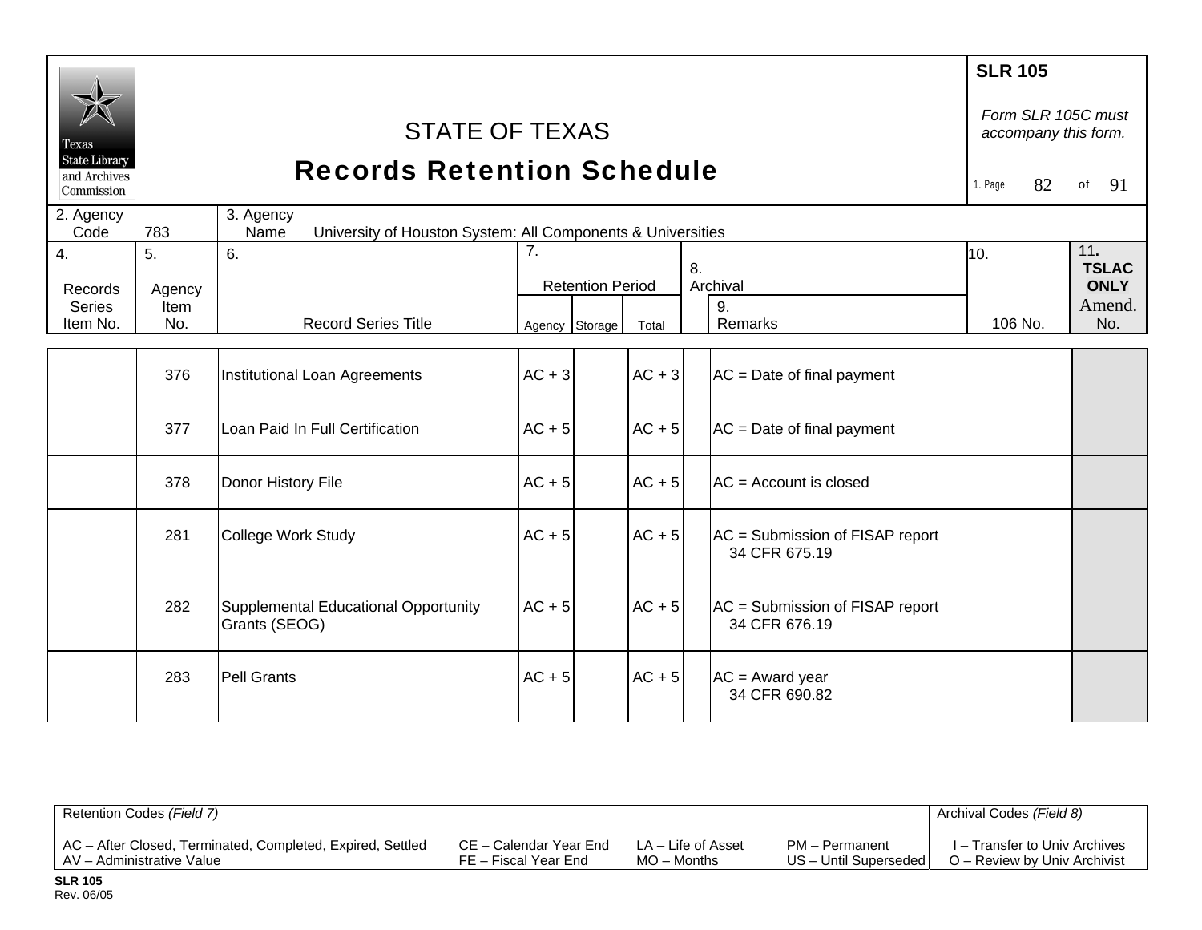# STATE OF TEXAS
## Records Retention Schedule

**SLR 105**

*Form SLR 105C must accompany this form.*

2. Agency Code: 783

3. Agency Name: University of Houston System: All Components & Universities

| 4. Records Series Item No. | 5. Agency Item No. | 6. Record Series Title | 7. Retention Period | | | 8. Archival | 9. Remarks | 10. 106 No. | 11. TSLAC ONLY Amend. No. |
|---|---|---|---|---|---|---|---|---|---|
| | | | Agency | Storage | Total | | | | |
| | 376 | Institutional Loan Agreements | AC + 3 | | AC + 3 | | AC = Date of final payment | | |
| | 377 | Loan Paid In Full Certification | AC + 5 | | AC + 5 | | AC = Date of final payment | | |
| | 378 | Donor History File | AC + 5 | | AC + 5 | | AC = Account is closed | | |
| | 281 | College Work Study | AC + 5 | | AC + 5 | | AC = Submission of FISAP report 34 CFR 675.19 | | |
| | 282 | Supplemental Educational Opportunity Grants (SEOG) | AC + 5 | | AC + 5 | | AC = Submission of FISAP report 34 CFR 676.19 | | |
| | 283 | Pell Grants | AC + 5 | | AC + 5 | | AC = Award year 34 CFR 690.82 | | |

Retention Codes *(Field 7)*

AC – After Closed, Terminated, Completed, Expired, Settled
AV – Administrative Value
CE – Calendar Year End
FE – Fiscal Year End
LA – Life of Asset
MO – Months
PM – Permanent
US – Until Superseded

Archival Codes *(Field 8)*

I – Transfer to Univ Archives
O – Review by Univ Archivist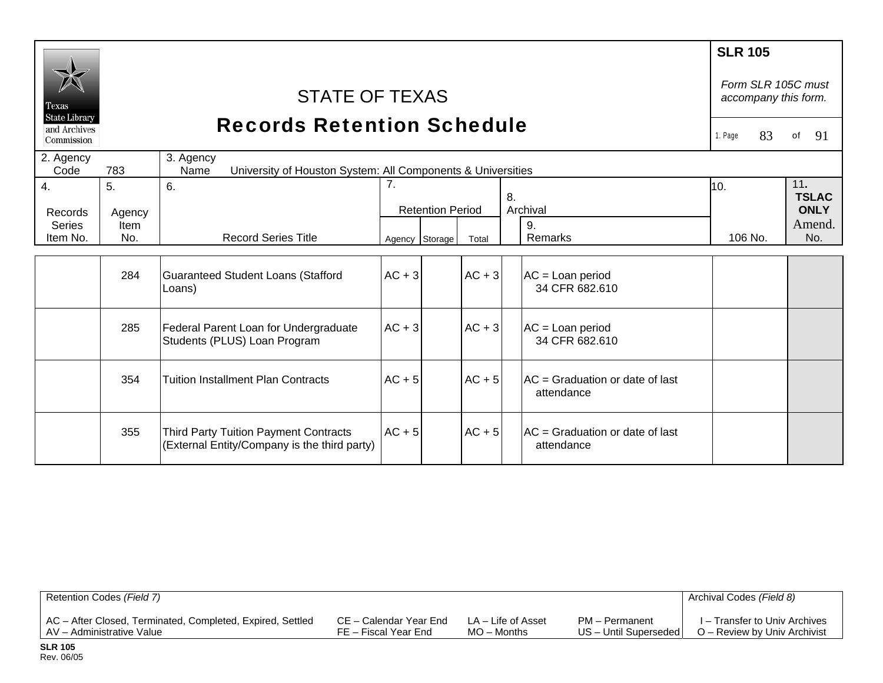# STATE OF TEXAS

## Records Retention Schedule

**SLR 105**

*Form SLR 105C must accompany this form.*

2. Agency Code: 783

3. Agency Name: University of Houston System: All Components & Universities

| 4. Records Series Item No. | 5. Agency Item No. | 6. Record Series Title | 7. Retention Period Agency | Storage | Total | 8. Archival | 9. Remarks | 10. 106 No. | 11. TSLAC ONLY Amend. No. |
|---|---|---|---|---|---|---|---|---|---|
| | 284 | Guaranteed Student Loans (Stafford Loans) | AC + 3 | | AC + 3 | | AC = Loan period 34 CFR 682.610 | | |
| | 285 | Federal Parent Loan for Undergraduate Students (PLUS) Loan Program | AC + 3 | | AC + 3 | | AC = Loan period 34 CFR 682.610 | | |
| | 354 | Tuition Installment Plan Contracts | AC + 5 | | AC + 5 | | AC = Graduation or date of last attendance | | |
| | 355 | Third Party Tuition Payment Contracts (External Entity/Company is the third party) | AC + 5 | | AC + 5 | | AC = Graduation or date of last attendance | | |

Retention Codes *(Field 7)*

AC – After Closed, Terminated, Completed, Expired, Settled
AV – Administrative Value
CE – Calendar Year End
FE – Fiscal Year End
LA – Life of Asset
MO – Months
PM – Permanent
US – Until Superseded

Archival Codes *(Field 8)*

I – Transfer to Univ Archives
O – Review by Univ Archivist

**SLR 105**
Rev. 06/05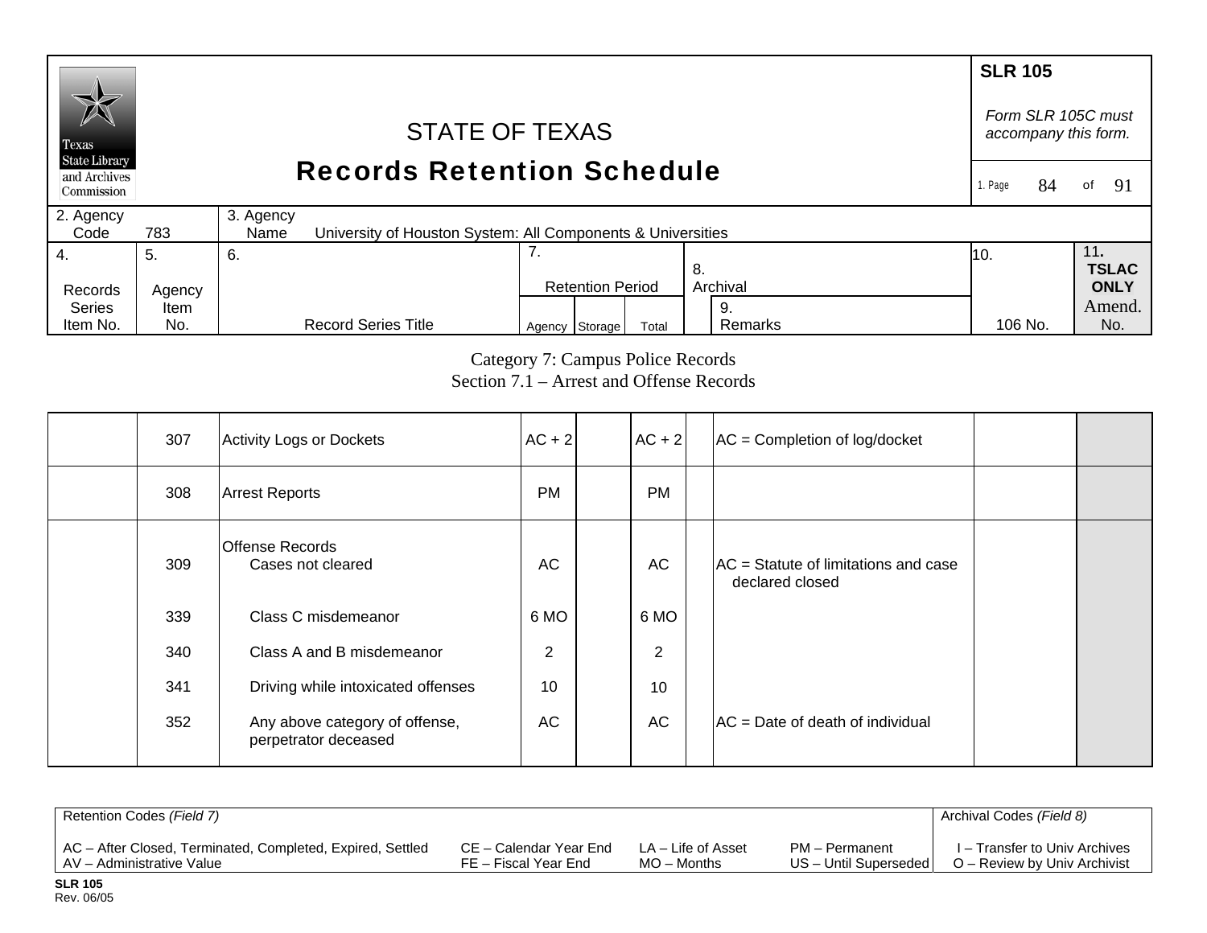**SLR 105**

*Form SLR 105C must accompany this form.*

# STATE OF TEXAS
## Records Retention Schedule

Texas State Library and Archives Commission

| 2. Agency Code | 783 | 3. Agency Name | University of Houston System: All Components & Universities |
|---|---|---|---|

| 4. Records Series Item No. | 5. Agency Item No. | 6. Record Series Title | 7. Retention Period | | | 8. Archival | 9. Remarks | 10. 106 No. | 11. TSLAC ONLY Amend. No. |
|---|---|---|---|---|---|---|---|---|---|
| | | | Agency | Storage | Total | | | | |

Category 7: Campus Police Records
Section 7.1 – Arrest and Offense Records

| 4. Records Series Item No. | 5. Agency Item No. | 6. Record Series Title | Agency | Storage | Total | 8. Archival | 9. Remarks | 10. 106 No. | 11. Amend. No. |
|---|---|---|---|---|---|---|---|---|---|
| | 307 | Activity Logs or Dockets | AC + 2 | | AC + 2 | | AC = Completion of log/docket | | |
| | 308 | Arrest Reports | PM | | PM | | | | |
| | | Offense Records | | | | | | | |
| | 309 | Cases not cleared | AC | | AC | | AC = Statute of limitations and case declared closed | | |
| | 339 | Class C misdemeanor | 6 MO | | 6 MO | | | | |
| | 340 | Class A and B misdemeanor | 2 | | 2 | | | | |
| | 341 | Driving while intoxicated offenses | 10 | | 10 | | | | |
| | 352 | Any above category of offense, perpetrator deceased | AC | | AC | | AC = Date of death of individual | | |

| Retention Codes *(Field 7)* | | | | Archival Codes *(Field 8)* |
|---|---|---|---|---|
| AC – After Closed, Terminated, Completed, Expired, Settled | CE – Calendar Year End | LA – Life of Asset | PM – Permanent | I – Transfer to Univ Archives |
| AV – Administrative Value | FE – Fiscal Year End | MO – Months | US – Until Superseded | O – Review by Univ Archivist |

**SLR 105**
Rev. 06/05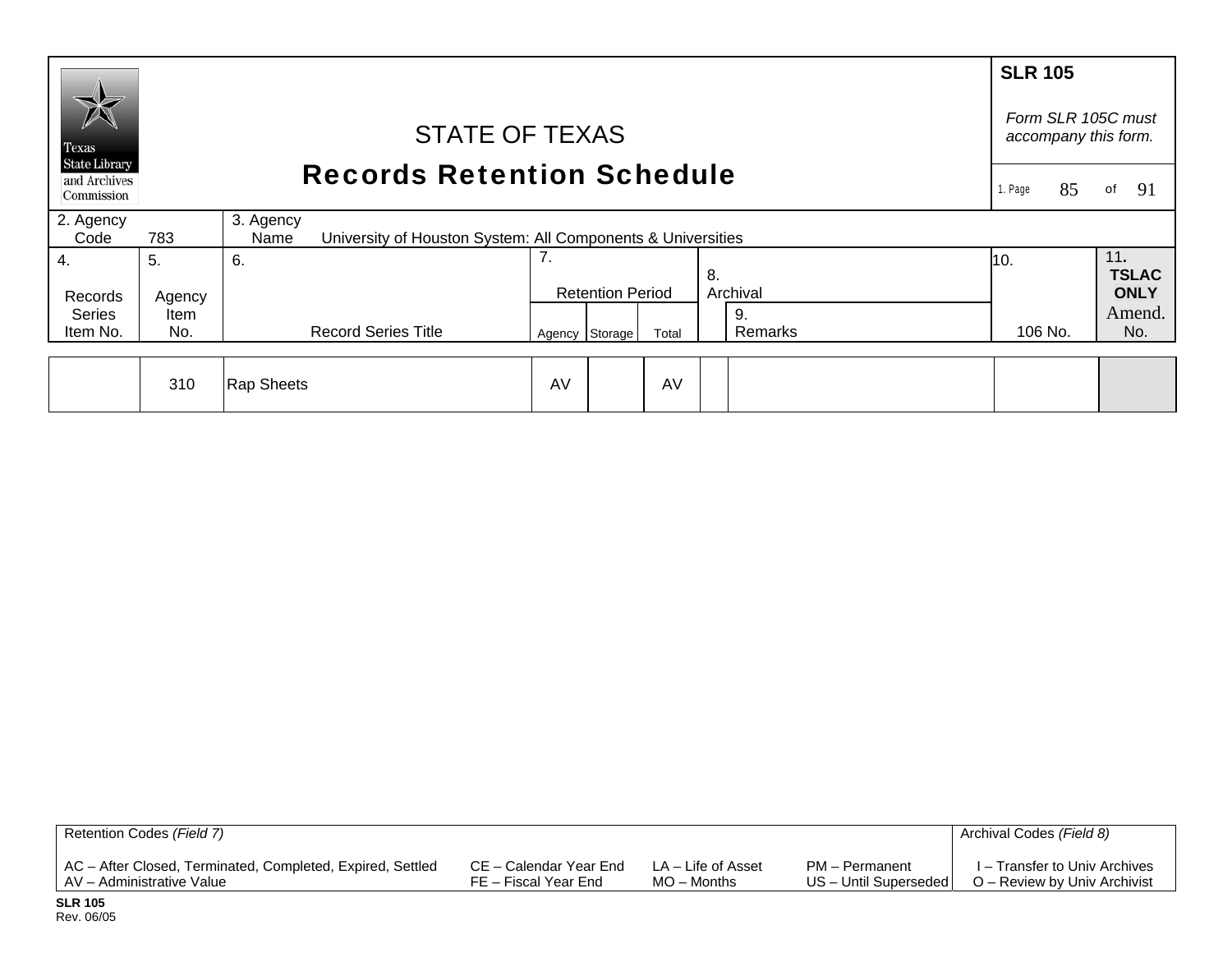**SLR 105**

*Form SLR 105C must accompany this form.*

Texas State Library and Archives Commission

# STATE OF TEXAS
## Records Retention Schedule

1. Page 85 of 91

| 2. Agency Code | 783 | 3. Agency Name | University of Houston System: All Components & Universities |
|---|---|---|---|

| 4. Records Series Item No. | 5. Agency Item No. | 6. Record Series Title | 7. Retention Period Agency | Storage | Total | 8. Archival | 9. Remarks | 10. 106 No. | 11. TSLAC ONLY Amend. No. |
|---|---|---|---|---|---|---|---|---|---|
| | 310 | Rap Sheets | AV | | AV | | | | |

| Retention Codes *(Field 7)* | | | | Archival Codes *(Field 8)* |
|---|---|---|---|---|
| AC – After Closed, Terminated, Completed, Expired, Settled | CE – Calendar Year End | LA – Life of Asset | PM – Permanent | I – Transfer to Univ Archives |
| AV – Administrative Value | FE – Fiscal Year End | MO – Months | US – Until Superseded | O – Review by Univ Archivist |

**SLR 105**
Rev. 06/05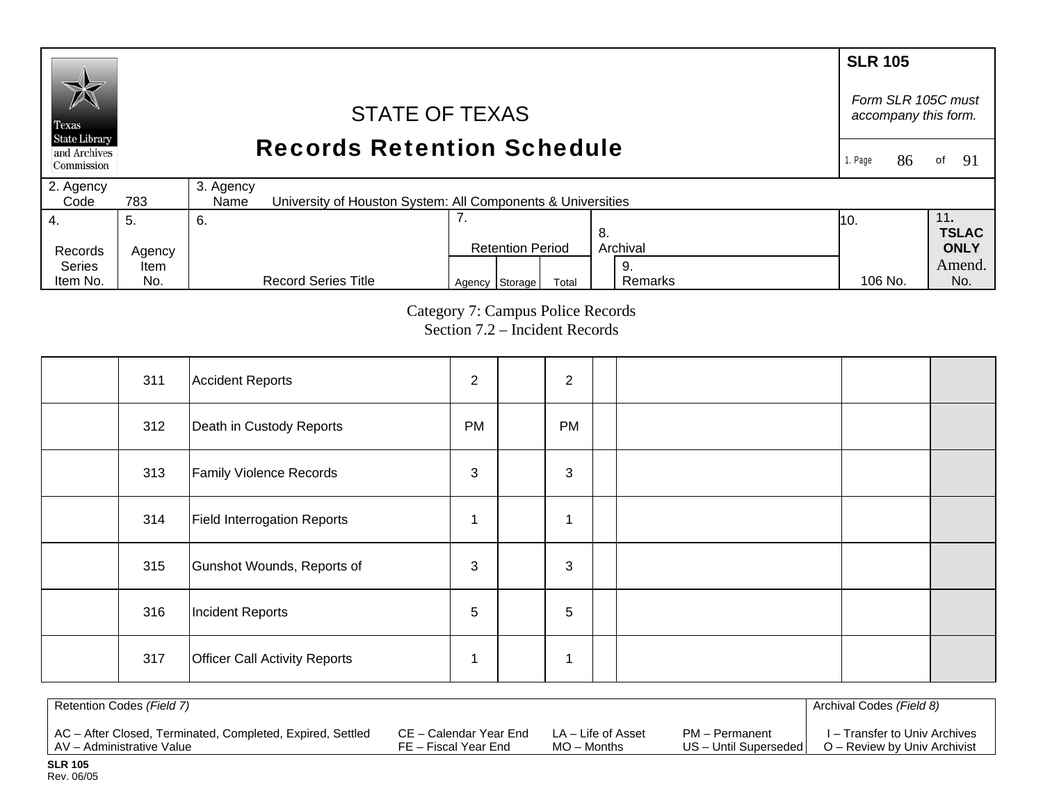SLR 105

*Form SLR 105C must accompany this form.*

# STATE OF TEXAS
# Records Retention Schedule

| 2. Agency Code | 783 | 3. Agency Name | University of Houston System: All Components & Universities |
|---|---|---|---|

| 4. Records Series Item No. | 5. Agency Item No. | 6. Record Series Title | 7. Retention Period | | | 8. Archival | 9. Remarks | 10. 106 No. | 11. TSLAC ONLY Amend. No. |
|---|---|---|---|---|---|---|---|---|---|
| | | | Agency | Storage | Total | | | | |

## Category 7: Campus Police Records
### Section 7.2 – Incident Records

| 4. Records Series Item No. | 5. Agency Item No. | 6. Record Series Title | 7. Agency | 7. Storage | 7. Total | 8. Archival | 9. Remarks | 10. 106 No. | 11. Amend. No. |
|---|---|---|---|---|---|---|---|---|---|
| | 311 | Accident Reports | 2 | | 2 | | | | |
| | 312 | Death in Custody Reports | PM | | PM | | | | |
| | 313 | Family Violence Records | 3 | | 3 | | | | |
| | 314 | Field Interrogation Reports | 1 | | 1 | | | | |
| | 315 | Gunshot Wounds, Reports of | 3 | | 3 | | | | |
| | 316 | Incident Reports | 5 | | 5 | | | | |
| | 317 | Officer Call Activity Reports | 1 | | 1 | | | | |

Retention Codes *(Field 7)*

AC – After Closed, Terminated, Completed, Expired, Settled
AV – Administrative Value
CE – Calendar Year End
FE – Fiscal Year End
LA – Life of Asset
MO – Months
PM – Permanent
US – Until Superseded

Archival Codes *(Field 8)*

I – Transfer to Univ Archives
O – Review by Univ Archivist

**SLR 105**
Rev. 06/05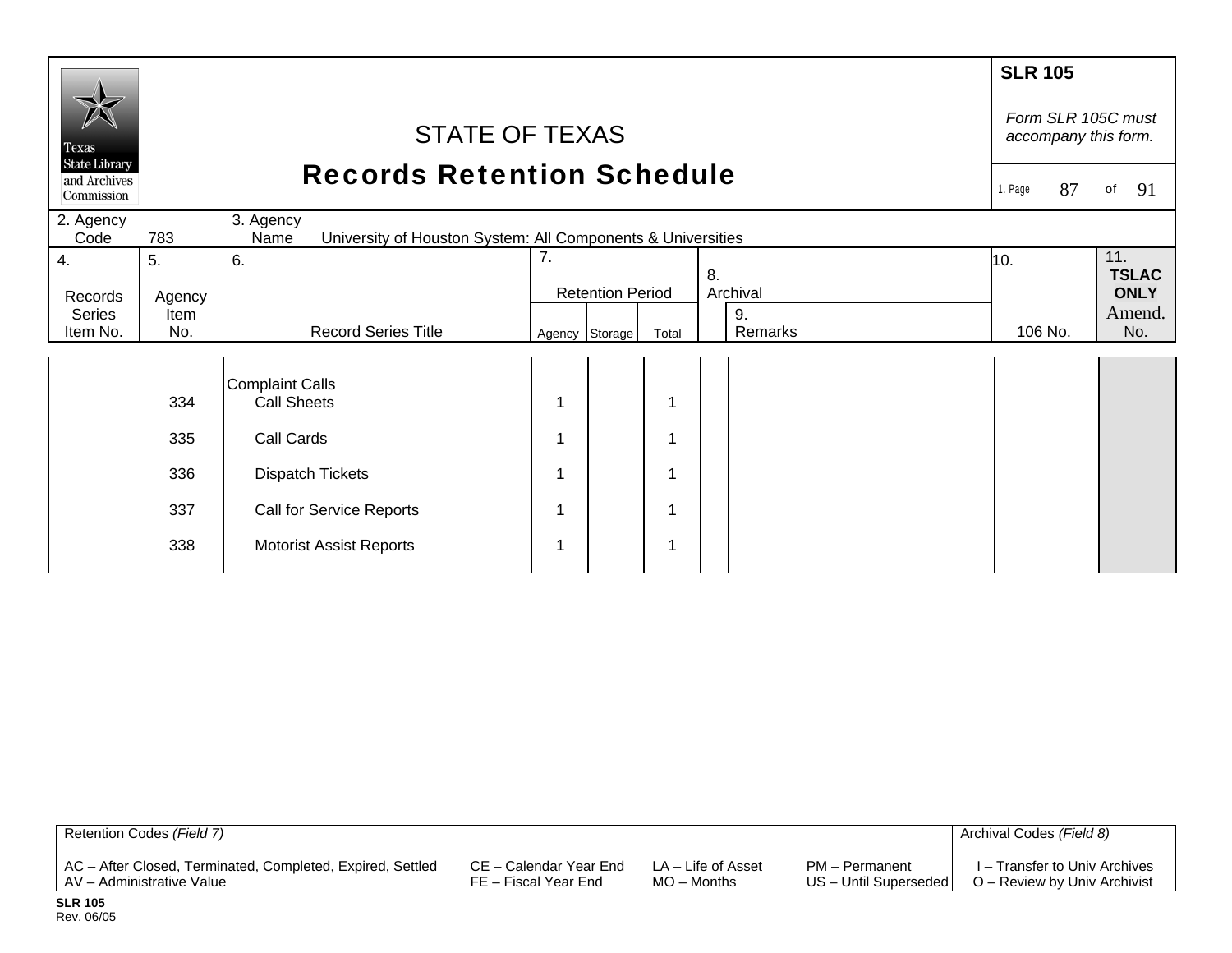# STATE OF TEXAS

## Records Retention Schedule

**SLR 105**

*Form SLR 105C must accompany this form.*

| 2. Agency Code | 783 | 3. Agency Name | University of Houston System: All Components & Universities |
|---|---|---|---|

| 4. Records Series Item No. | 5. Agency Item No. | 6. Record Series Title | 7. Retention Period | | | 8. Archival | 9. Remarks | 10. 106 No. | 11. TSLAC ONLY Amend. No. |
|---|---|---|---|---|---|---|---|---|---|
| | | | Agency | Storage | Total | | | | |
| | | Complaint Calls | | | | | | | |
| | 334 | Call Sheets | 1 | | 1 | | | | |
| | 335 | Call Cards | 1 | | 1 | | | | |
| | 336 | Dispatch Tickets | 1 | | 1 | | | | |
| | 337 | Call for Service Reports | 1 | | 1 | | | | |
| | 338 | Motorist Assist Reports | 1 | | 1 | | | | |

| Retention Codes *(Field 7)* | | | | Archival Codes *(Field 8)* |
|---|---|---|---|---|
| AC – After Closed, Terminated, Completed, Expired, Settled | CE – Calendar Year End | LA – Life of Asset | PM – Permanent | I – Transfer to Univ Archives |
| AV – Administrative Value | FE – Fiscal Year End | MO – Months | US – Until Superseded | O – Review by Univ Archivist |

**SLR 105**
Rev. 06/05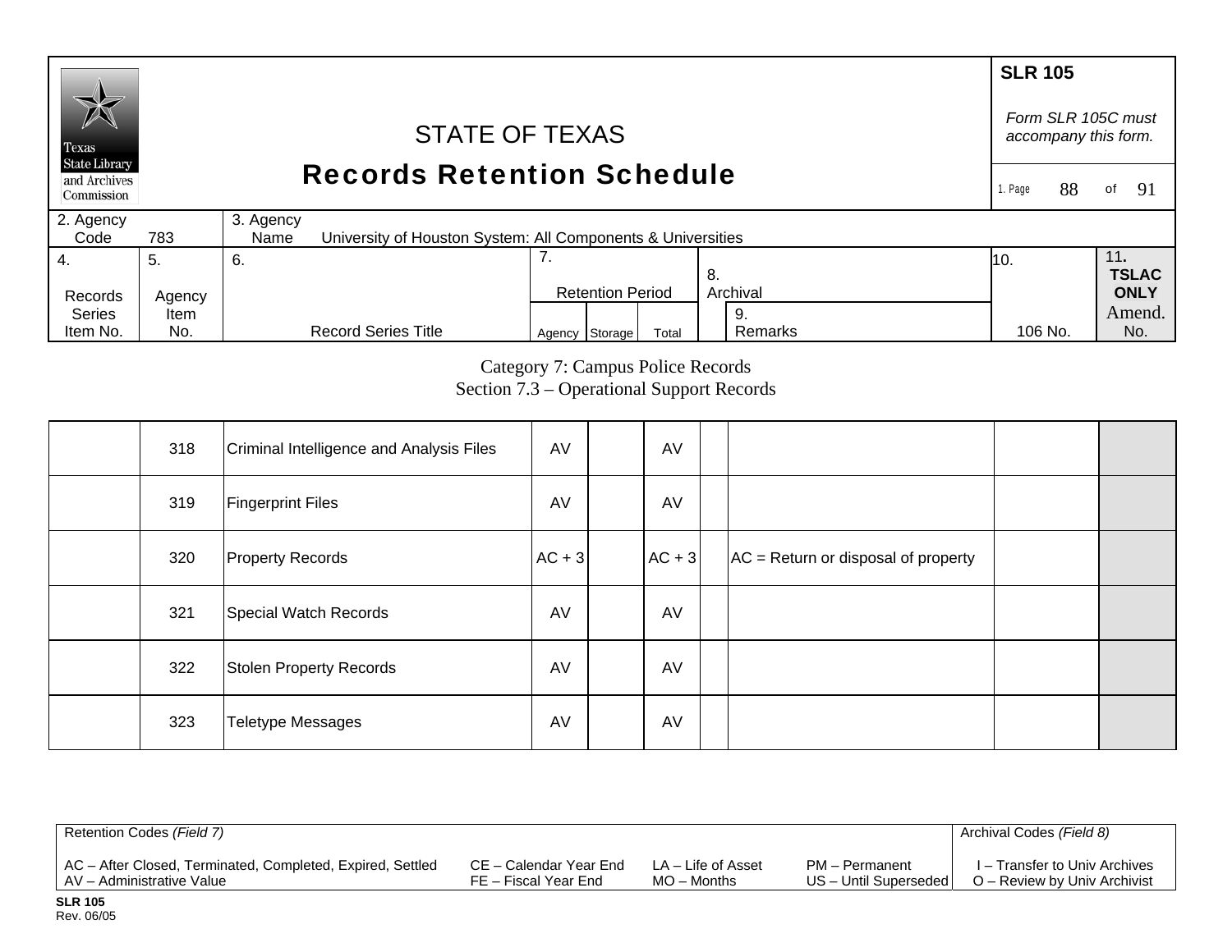# STATE OF TEXAS
## Records Retention Schedule

**SLR 105**

*Form SLR 105C must accompany this form.*

1. Page 88 of 91

| 2. Agency Code | 783 | 3. Agency Name | University of Houston System: All Components & Universities |
|---|---|---|---|

| 4. Records Series Item No. | 5. Agency Item No. | 6. Record Series Title | 7. Retention Period | | | 8. Archival | 9. Remarks | 10. 106 No. | 11. TSLAC ONLY Amend. No. |
|---|---|---|---|---|---|---|---|---|---|
| | | | Agency | Storage | Total | | | | |

Category 7: Campus Police Records
Section 7.3 – Operational Support Records

| 4. Records Series Item No. | 5. Agency Item No. | 6. Record Series Title | Agency | Storage | Total | 8. Archival | 9. Remarks | 10. 106 No. | 11. Amend. No. |
|---|---|---|---|---|---|---|---|---|---|
| | 318 | Criminal Intelligence and Analysis Files | AV | | AV | | | | |
| | 319 | Fingerprint Files | AV | | AV | | | | |
| | 320 | Property Records | AC + 3 | | AC + 3 | | AC = Return or disposal of property | | |
| | 321 | Special Watch Records | AV | | AV | | | | |
| | 322 | Stolen Property Records | AV | | AV | | | | |
| | 323 | Teletype Messages | AV | | AV | | | | |

| Retention Codes *(Field 7)* | | | | Archival Codes *(Field 8)* |
|---|---|---|---|---|
| AC – After Closed, Terminated, Completed, Expired, Settled | CE – Calendar Year End | LA – Life of Asset | PM – Permanent | I – Transfer to Univ Archives |
| AV – Administrative Value | FE – Fiscal Year End | MO – Months | US – Until Superseded | O – Review by Univ Archivist |

**SLR 105**
Rev. 06/05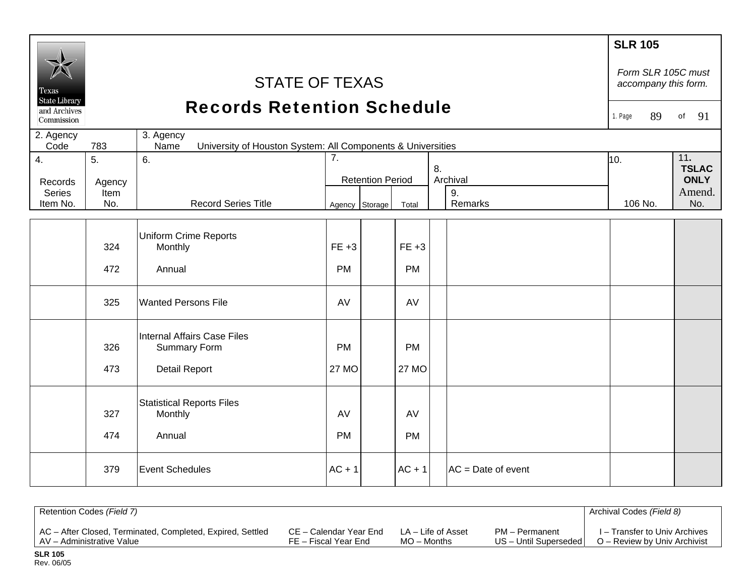# STATE OF TEXAS
## Records Retention Schedule

**SLR 105**

*Form SLR 105C must accompany this form.*

1. Page 89 of 91

2. Agency Code: 783

3. Agency Name: University of Houston System: All Components & Universities

| 4. Records Series Item No. | 5. Agency Item No. | 6. Record Series Title | 7. Retention Period Agency | Storage | Total | 8. Archival | 9. Remarks | 10. 106 No. | 11. TSLAC ONLY Amend. No. |
|---|---|---|---|---|---|---|---|---|---|
| | | Uniform Crime Reports | | | | | | | |
| | 324 | Monthly | FE +3 | | FE +3 | | | | |
| | 472 | Annual | PM | | PM | | | | |
| | 325 | Wanted Persons File | AV | | AV | | | | |
| | | Internal Affairs Case Files | | | | | | | |
| | 326 | Summary Form | PM | | PM | | | | |
| | 473 | Detail Report | 27 MO | | 27 MO | | | | |
| | | Statistical Reports Files | | | | | | | |
| | 327 | Monthly | AV | | AV | | | | |
| | 474 | Annual | PM | | PM | | | | |
| | 379 | Event Schedules | AC + 1 | | AC + 1 | | AC = Date of event | | |

Retention Codes *(Field 7)*

AC – After Closed, Terminated, Completed, Expired, Settled
AV – Administrative Value
CE – Calendar Year End
FE – Fiscal Year End
LA – Life of Asset
MO – Months
PM – Permanent
US – Until Superseded

Archival Codes *(Field 8)*

I – Transfer to Univ Archives
O – Review by Univ Archivist

**SLR 105**
Rev. 06/05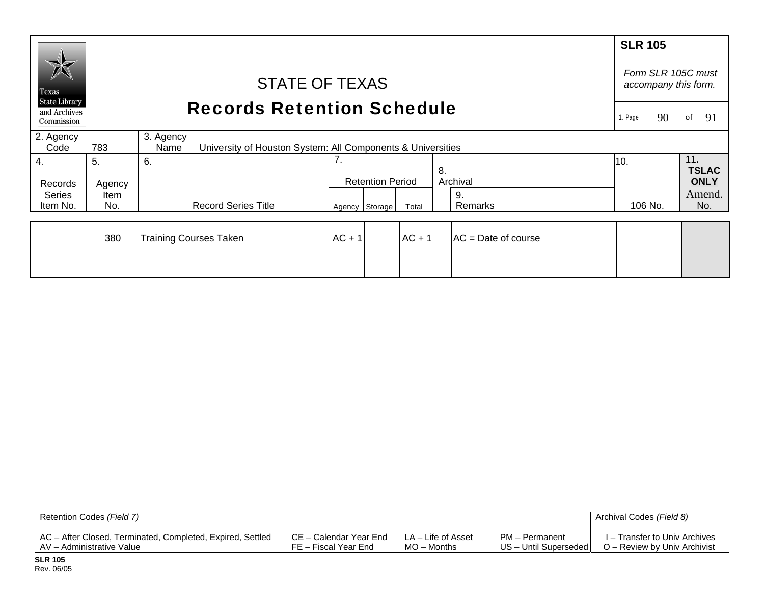# STATE OF TEXAS
## Records Retention Schedule

**SLR 105**

*Form SLR 105C must accompany this form.*

| 2. Agency Code | 783 | 3. Agency Name | University of Houston System: All Components & Universities |
|---|---|---|---|

| 4. Records Series Item No. | 5. Agency Item No. | 6. Record Series Title | 7. Retention Period | | | 8. Archival | 9. Remarks | 10. 106 No. | 11. TSLAC ONLY Amend. No. |
|---|---|---|---|---|---|---|---|---|---|
| | | | Agency | Storage | Total | | | | |
| | 380 | Training Courses Taken | AC + 1 | | AC + 1 | | AC = Date of course | | |

| Retention Codes *(Field 7)* | | | | Archival Codes *(Field 8)* |
|---|---|---|---|---|
| AC – After Closed, Terminated, Completed, Expired, Settled | CE – Calendar Year End | LA – Life of Asset | PM – Permanent | I – Transfer to Univ Archives |
| AV – Administrative Value | FE – Fiscal Year End | MO – Months | US – Until Superseded | O – Review by Univ Archivist |

**SLR 105**
Rev. 06/05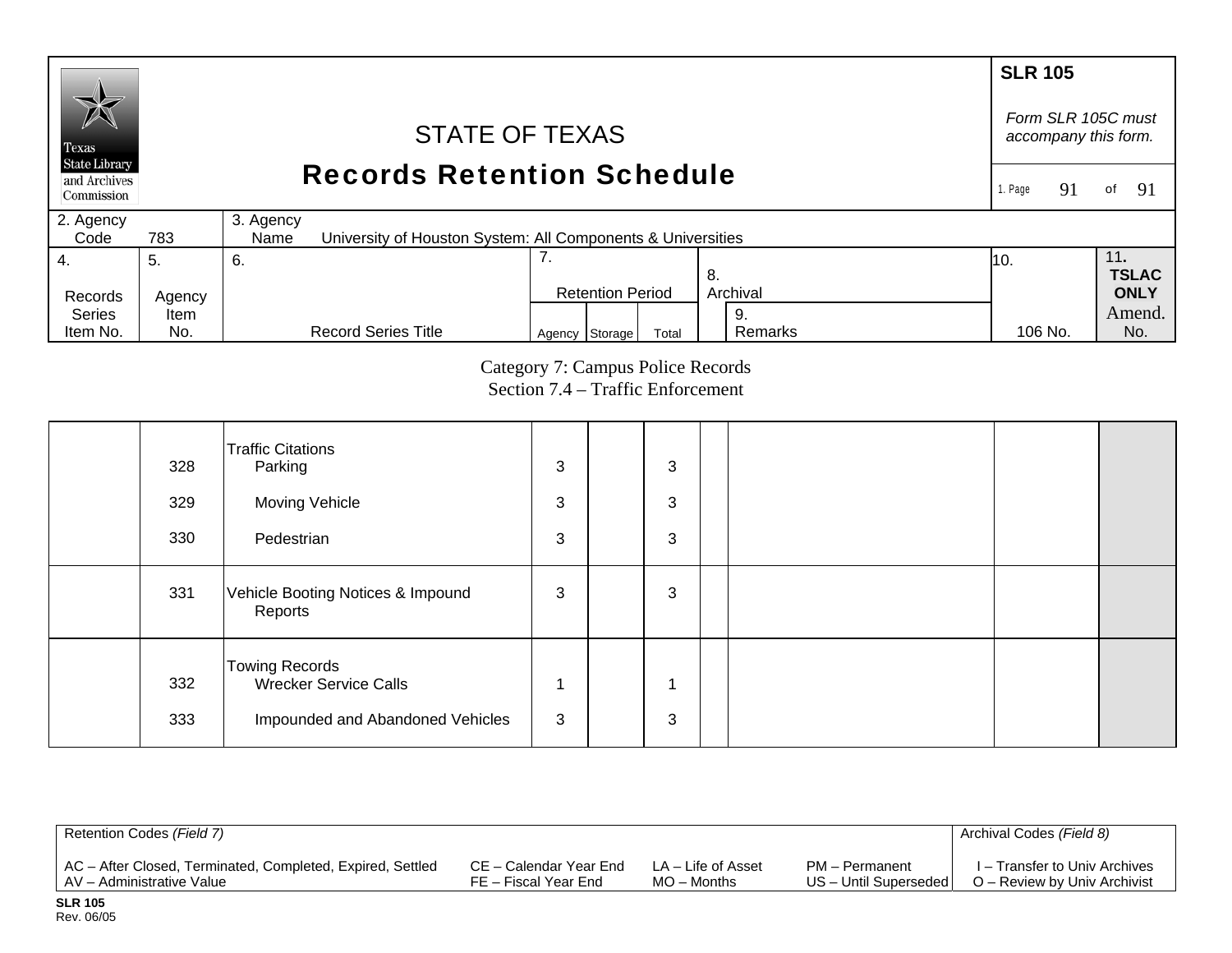SLR 105

*Form SLR 105C must accompany this form.*

# STATE OF TEXAS
# Records Retention Schedule

2. Agency Code: 783

3. Agency Name: University of Houston System: All Components & Universities

| 4. Records Series Item No. | 5. Agency Item No. | 6. Record Series Title | 7. Retention Period Agency | Storage | Total | 8. Archival | 9. Remarks | 10. 106 No. | 11. TSLAC ONLY Amend. No. |
|---|---|---|---|---|---|---|---|---|---|
| | | **Category 7: Campus Police Records** | | | | | | | |
| | | **Section 7.4 – Traffic Enforcement** | | | | | | | |
| | | Traffic Citations | | | | | | | |
| | 328 | Parking | 3 | | 3 | | | | |
| | 329 | Moving Vehicle | 3 | | 3 | | | | |
| | 330 | Pedestrian | 3 | | 3 | | | | |
| | 331 | Vehicle Booting Notices & Impound Reports | 3 | | 3 | | | | |
| | | Towing Records | | | | | | | |
| | 332 | Wrecker Service Calls | 1 | | 1 | | | | |
| | 333 | Impounded and Abandoned Vehicles | 3 | | 3 | | | | |

Retention Codes *(Field 7)*

AC – After Closed, Terminated, Completed, Expired, Settled
AV – Administrative Value
CE – Calendar Year End
FE – Fiscal Year End
LA – Life of Asset
MO – Months
PM – Permanent
US – Until Superseded

Archival Codes *(Field 8)*

I – Transfer to Univ Archives
O – Review by Univ Archivist

SLR 105
Rev. 06/05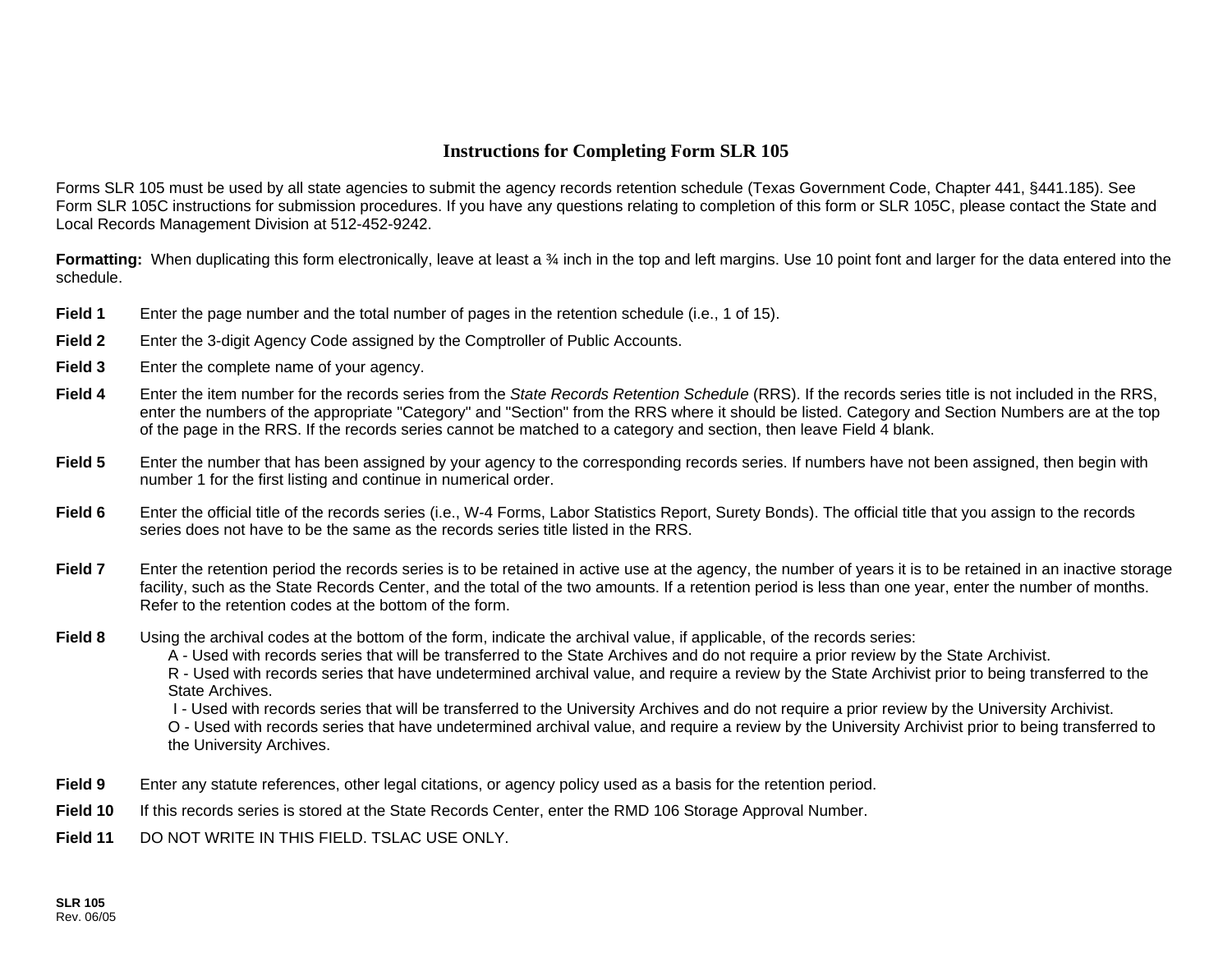# Instructions for Completing Form SLR 105

Forms SLR 105 must be used by all state agencies to submit the agency records retention schedule (Texas Government Code, Chapter 441, §441.185). See Form SLR 105C instructions for submission procedures. If you have any questions relating to completion of this form or SLR 105C, please contact the State and Local Records Management Division at 512-452-9242.

**Formatting:** When duplicating this form electronically, leave at least a ¾ inch in the top and left margins. Use 10 point font and larger for the data entered into the schedule.

**Field 1** Enter the page number and the total number of pages in the retention schedule (i.e., 1 of 15).

**Field 2** Enter the 3-digit Agency Code assigned by the Comptroller of Public Accounts.

**Field 3** Enter the complete name of your agency.

**Field 4** Enter the item number for the records series from the *State Records Retention Schedule* (RRS). If the records series title is not included in the RRS, enter the numbers of the appropriate "Category" and "Section" from the RRS where it should be listed. Category and Section Numbers are at the top of the page in the RRS. If the records series cannot be matched to a category and section, then leave Field 4 blank.

**Field 5** Enter the number that has been assigned by your agency to the corresponding records series. If numbers have not been assigned, then begin with number 1 for the first listing and continue in numerical order.

**Field 6** Enter the official title of the records series (i.e., W-4 Forms, Labor Statistics Report, Surety Bonds). The official title that you assign to the records series does not have to be the same as the records series title listed in the RRS.

**Field 7** Enter the retention period the records series is to be retained in active use at the agency, the number of years it is to be retained in an inactive storage facility, such as the State Records Center, and the total of the two amounts. If a retention period is less than one year, enter the number of months. Refer to the retention codes at the bottom of the form.

**Field 8** Using the archival codes at the bottom of the form, indicate the archival value, if applicable, of the records series:
- A - Used with records series that will be transferred to the State Archives and do not require a prior review by the State Archivist.
- R - Used with records series that have undetermined archival value, and require a review by the State Archivist prior to being transferred to the State Archives.
- I - Used with records series that will be transferred to the University Archives and do not require a prior review by the University Archivist.
- O - Used with records series that have undetermined archival value, and require a review by the University Archivist prior to being transferred to the University Archives.

**Field 9** Enter any statute references, other legal citations, or agency policy used as a basis for the retention period.

**Field 10** If this records series is stored at the State Records Center, enter the RMD 106 Storage Approval Number.

**Field 11** DO NOT WRITE IN THIS FIELD. TSLAC USE ONLY.

**SLR 105**
Rev. 06/05